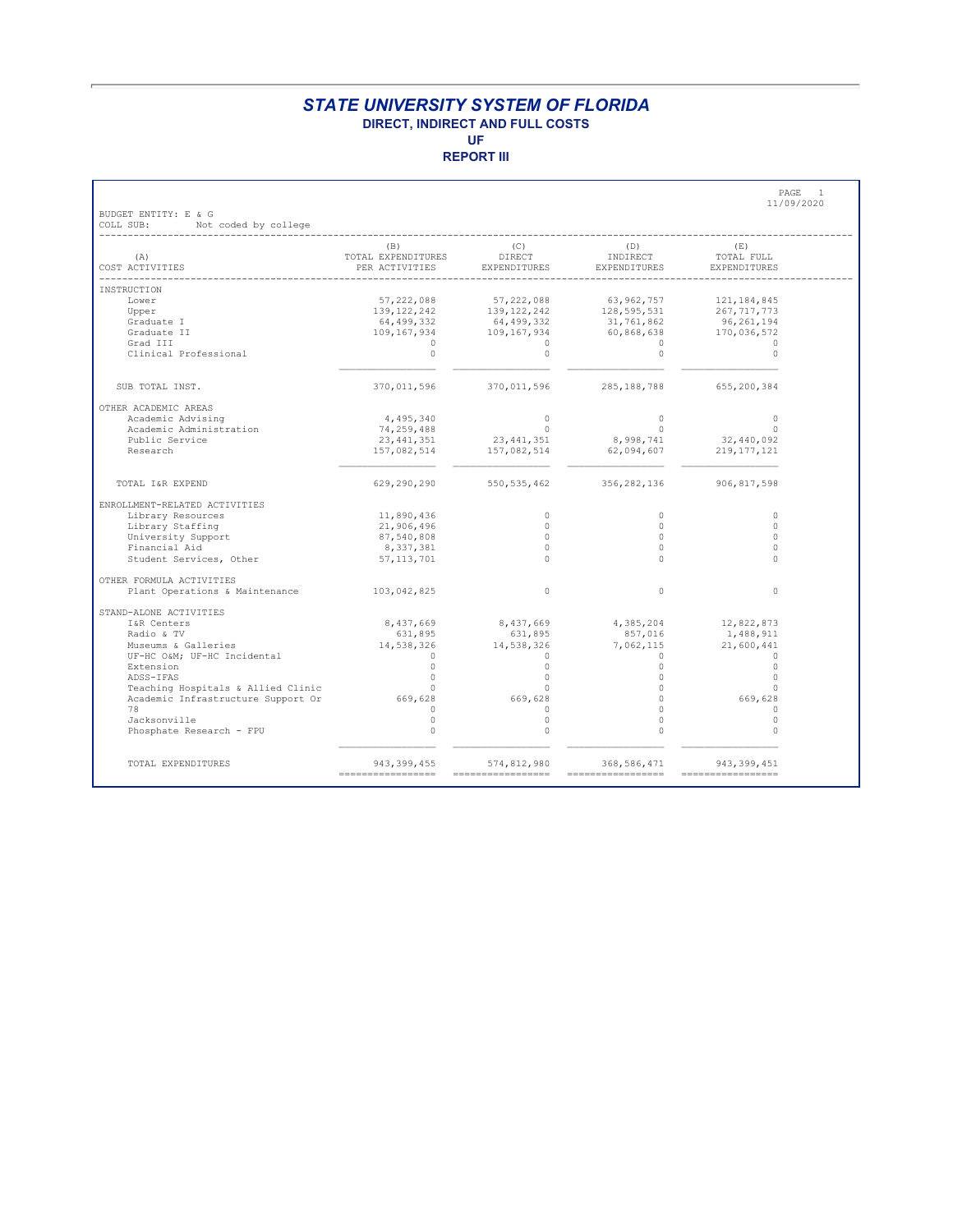# *STATE UNIVERSITY SYSTEM OF FLORIDA*

**DIRECT, INDIRECT AND FULL COSTS**

**UF**

**REPORT III**

BUDGET ENTITY: E & G
COLL SUB: Not coded by college

| (A) COST ACTIVITIES | (B) TOTAL EXPENDITURES PER ACTIVITIES | (C) DIRECT EXPENDITURES | (D) INDIRECT EXPENDITURES | (E) TOTAL FULL EXPENDITURES |
|---|---|---|---|---|
| INSTRUCTION | | | | |
| Lower | 57,222,088 | 57,222,088 | 63,962,757 | 121,184,845 |
| Upper | 139,122,242 | 139,122,242 | 128,595,531 | 267,717,773 |
| Graduate I | 64,499,332 | 64,499,332 | 31,761,862 | 96,261,194 |
| Graduate II | 109,167,934 | 109,167,934 | 60,868,638 | 170,036,572 |
| Grad III | 0 | 0 | 0 | 0 |
| Clinical Professional | 0 | 0 | 0 | 0 |
| SUB TOTAL INST. | 370,011,596 | 370,011,596 | 285,188,788 | 655,200,384 |
| OTHER ACADEMIC AREAS | | | | |
| Academic Advising | 4,495,340 | 0 | 0 | 0 |
| Academic Administration | 74,259,488 | 0 | 0 | 0 |
| Public Service | 23,441,351 | 23,441,351 | 8,998,741 | 32,440,092 |
| Research | 157,082,514 | 157,082,514 | 62,094,607 | 219,177,121 |
| TOTAL I&R EXPEND | 629,290,290 | 550,535,462 | 356,282,136 | 906,817,598 |
| ENROLLMENT-RELATED ACTIVITIES | | | | |
| Library Resources | 11,890,436 | 0 | 0 | 0 |
| Library Staffing | 21,906,496 | 0 | 0 | 0 |
| University Support | 87,540,808 | 0 | 0 | 0 |
| Financial Aid | 8,337,381 | 0 | 0 | 0 |
| Student Services, Other | 57,113,701 | 0 | 0 | 0 |
| OTHER FORMULA ACTIVITIES | | | | |
| Plant Operations & Maintenance | 103,042,825 | 0 | 0 | 0 |
| STAND-ALONE ACTIVITIES | | | | |
| I&R Centers | 8,437,669 | 8,437,669 | 4,385,204 | 12,822,873 |
| Radio & TV | 631,895 | 631,895 | 857,016 | 1,488,911 |
| Museums & Galleries | 14,538,326 | 14,538,326 | 7,062,115 | 21,600,441 |
| UF-HC O&M; UF-HC Incidental | 0 | 0 | 0 | 0 |
| Extension | 0 | 0 | 0 | 0 |
| ADSS-IFAS | 0 | 0 | 0 | 0 |
| Teaching Hospitals & Allied Clinic | 0 | 0 | 0 | 0 |
| Academic Infrastructure Support Or | 669,628 | 669,628 | 0 | 669,628 |
| 78 | 0 | 0 | 0 | 0 |
| Jacksonville | 0 | 0 | 0 | 0 |
| Phosphate Research - FPU | 0 | 0 | 0 | 0 |
| TOTAL EXPENDITURES | 943,399,455 | 574,812,980 | 368,586,471 | 943,399,451 |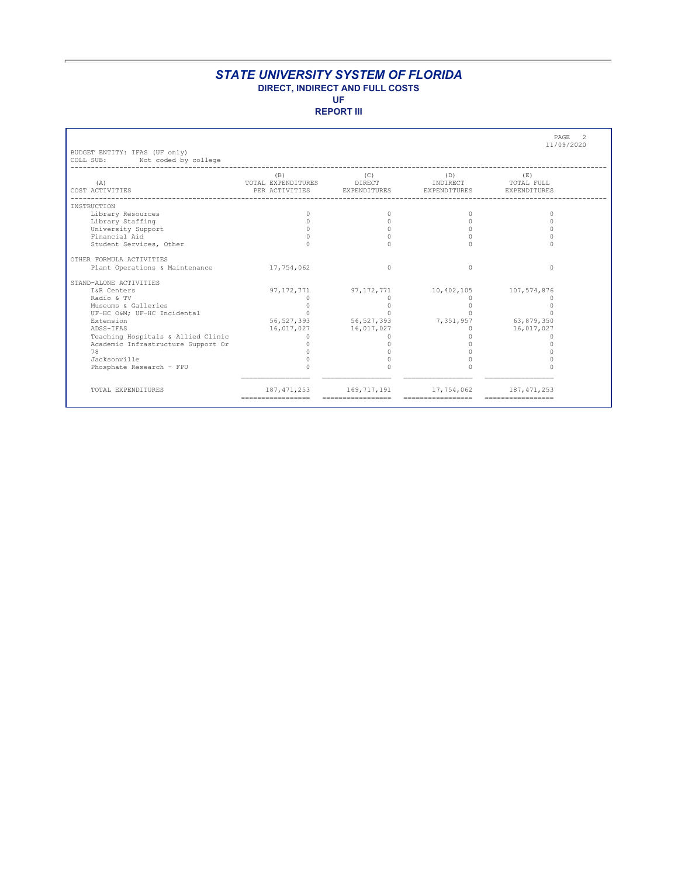# STATE UNIVERSITY SYSTEM OF FLORIDA

## DIRECT, INDIRECT AND FULL COSTS

## UF

## REPORT III

11/09/2020

BUDGET ENTITY: IFAS (UF only)
COLL SUB: Not coded by college

| (A) COST ACTIVITIES | (B) TOTAL EXPENDITURES PER ACTIVITIES | (C) DIRECT EXPENDITURES | (D) INDIRECT EXPENDITURES | (E) TOTAL FULL EXPENDITURES |
|---|---|---|---|---|
| INSTRUCTION | | | | |
| Library Resources | 0 | 0 | 0 | 0 |
| Library Staffing | 0 | 0 | 0 | 0 |
| University Support | 0 | 0 | 0 | 0 |
| Financial Aid | 0 | 0 | 0 | 0 |
| Student Services, Other | 0 | 0 | 0 | 0 |
| OTHER FORMULA ACTIVITIES | | | | |
| Plant Operations & Maintenance | 17,754,062 | 0 | 0 | 0 |
| STAND-ALONE ACTIVITIES | | | | |
| I&R Centers | 97,172,771 | 97,172,771 | 10,402,105 | 107,574,876 |
| Radio & TV | 0 | 0 | 0 | 0 |
| Museums & Galleries | 0 | 0 | 0 | 0 |
| UF-HC O&M; UF-HC Incidental | 0 | 0 | 0 | 0 |
| Extension | 56,527,393 | 56,527,393 | 7,351,957 | 63,879,350 |
| ADSS-IFAS | 16,017,027 | 16,017,027 | 0 | 16,017,027 |
| Teaching Hospitals & Allied Clinic | 0 | 0 | 0 | 0 |
| Academic Infrastructure Support Or | 0 | 0 | 0 | 0 |
| 78 | 0 | 0 | 0 | 0 |
| Jacksonville | 0 | 0 | 0 | 0 |
| Phosphate Research - FPU | 0 | 0 | 0 | 0 |
| TOTAL EXPENDITURES | 187,471,253 | 169,717,191 | 17,754,062 | 187,471,253 |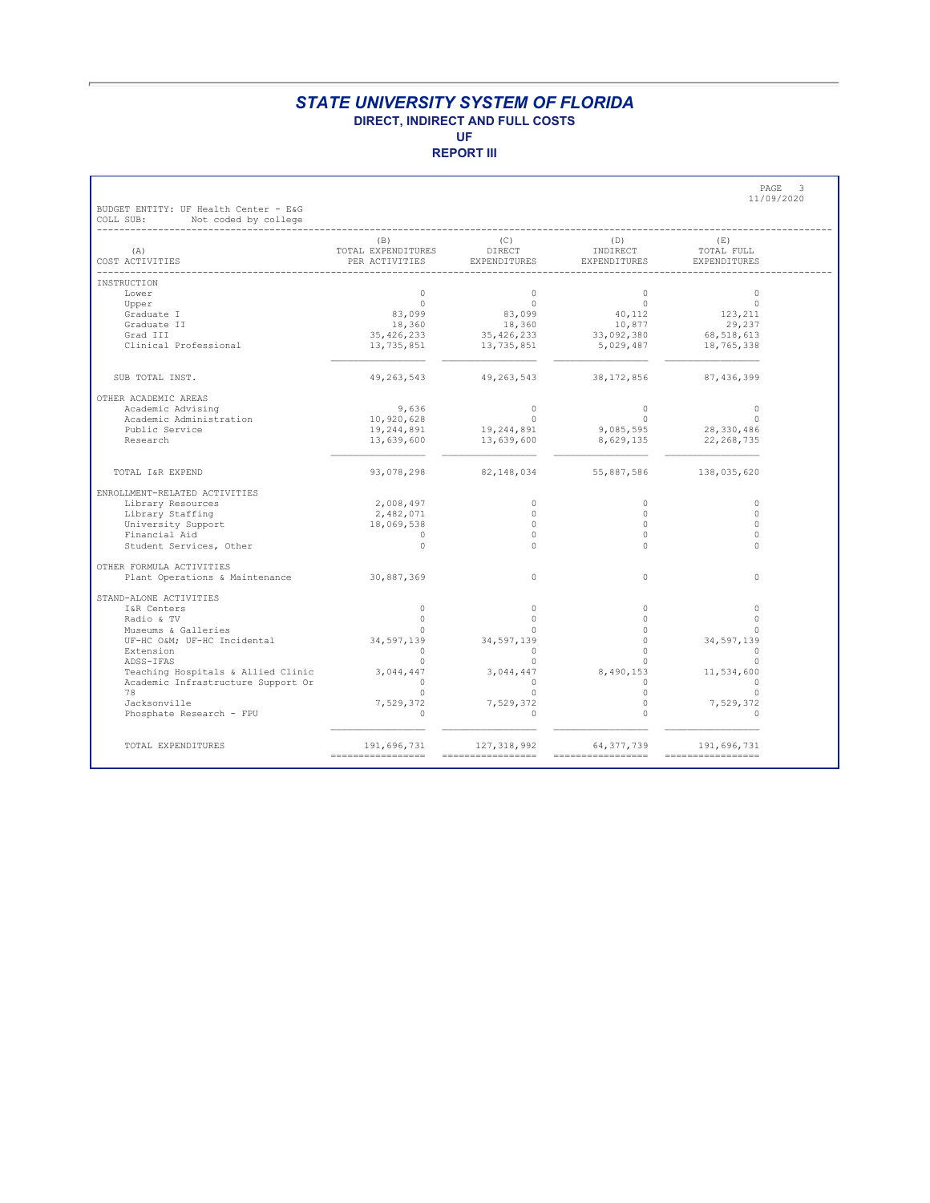# STATE UNIVERSITY SYSTEM OF FLORIDA

**DIRECT, INDIRECT AND FULL COSTS**

**UF**

**REPORT III**

PAGE 3
11/09/2020

BUDGET ENTITY: UF Health Center - E&G
COLL SUB: Not coded by college

| (A) COST ACTIVITIES | (B) TOTAL EXPENDITURES PER ACTIVITIES | (C) DIRECT EXPENDITURES | (D) INDIRECT EXPENDITURES | (E) TOTAL FULL EXPENDITURES |
|---|---|---|---|---|
| INSTRUCTION | | | | |
| Lower | 0 | 0 | 0 | 0 |
| Upper | 0 | 0 | 0 | 0 |
| Graduate I | 83,099 | 83,099 | 40,112 | 123,211 |
| Graduate II | 18,360 | 18,360 | 10,877 | 29,237 |
| Grad III | 35,426,233 | 35,426,233 | 33,092,380 | 68,518,613 |
| Clinical Professional | 13,735,851 | 13,735,851 | 5,029,487 | 18,765,338 |
| SUB TOTAL INST. | 49,263,543 | 49,263,543 | 38,172,856 | 87,436,399 |
| OTHER ACADEMIC AREAS | | | | |
| Academic Advising | 9,636 | 0 | 0 | 0 |
| Academic Administration | 10,920,628 | 0 | 0 | 0 |
| Public Service | 19,244,891 | 19,244,891 | 9,085,595 | 28,330,486 |
| Research | 13,639,600 | 13,639,600 | 8,629,135 | 22,268,735 |
| TOTAL I&R EXPEND | 93,078,298 | 82,148,034 | 55,887,586 | 138,035,620 |
| ENROLLMENT-RELATED ACTIVITIES | | | | |
| Library Resources | 2,008,497 | 0 | 0 | 0 |
| Library Staffing | 2,482,071 | 0 | 0 | 0 |
| University Support | 18,069,538 | 0 | 0 | 0 |
| Financial Aid | 0 | 0 | 0 | 0 |
| Student Services, Other | 0 | 0 | 0 | 0 |
| OTHER FORMULA ACTIVITIES | | | | |
| Plant Operations & Maintenance | 30,887,369 | 0 | 0 | 0 |
| STAND-ALONE ACTIVITIES | | | | |
| I&R Centers | 0 | 0 | 0 | 0 |
| Radio & TV | 0 | 0 | 0 | 0 |
| Museums & Galleries | 0 | 0 | 0 | 0 |
| UF-HC O&M; UF-HC Incidental | 34,597,139 | 34,597,139 | 0 | 34,597,139 |
| Extension | 0 | 0 | 0 | 0 |
| ADSS-IFAS | 0 | 0 | 0 | 0 |
| Teaching Hospitals & Allied Clinic | 3,044,447 | 3,044,447 | 8,490,153 | 11,534,600 |
| Academic Infrastructure Support Or | 0 | 0 | 0 | 0 |
| 78 | 0 | 0 | 0 | 0 |
| Jacksonville | 7,529,372 | 7,529,372 | 0 | 7,529,372 |
| Phosphate Research - FPU | 0 | 0 | 0 | 0 |
| TOTAL EXPENDITURES | 191,696,731 | 127,318,992 | 64,377,739 | 191,696,731 |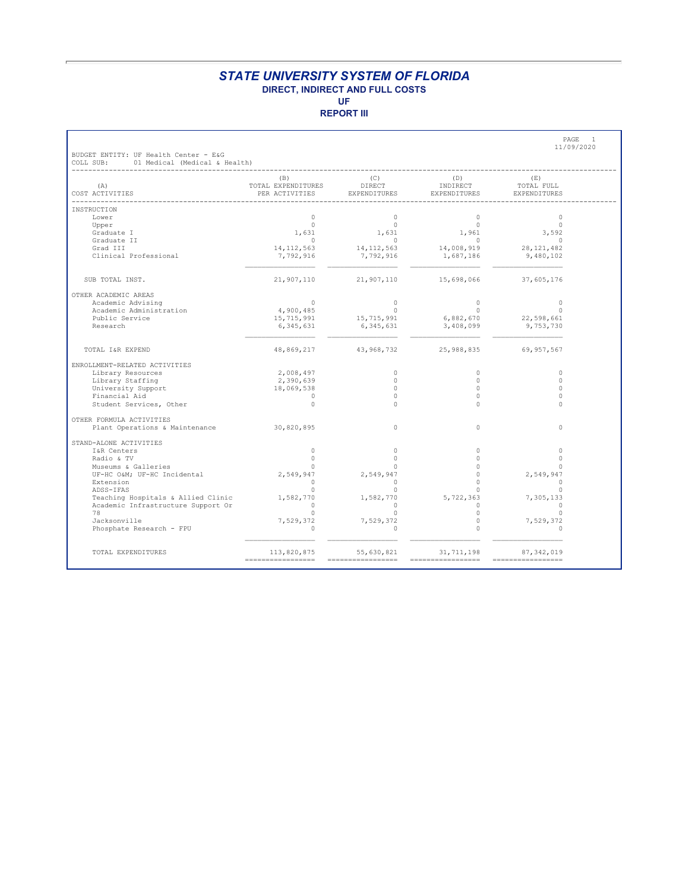# *STATE UNIVERSITY SYSTEM OF FLORIDA*

**DIRECT, INDIRECT AND FULL COSTS**

**UF**

**REPORT III**

PAGE 1
11/09/2020

BUDGET ENTITY: UF Health Center - E&G
COLL SUB: 01 Medical (Medical & Health)

| (A) COST ACTIVITIES | (B) TOTAL EXPENDITURES PER ACTIVITIES | (C) DIRECT EXPENDITURES | (D) INDIRECT EXPENDITURES | (E) TOTAL FULL EXPENDITURES |
|---|---|---|---|---|
| **INSTRUCTION** | | | | |
| Lower | 0 | 0 | 0 | 0 |
| Upper | 0 | 0 | 0 | 0 |
| Graduate I | 1,631 | 1,631 | 1,961 | 3,592 |
| Graduate II | 0 | 0 | 0 | 0 |
| Grad III | 14,112,563 | 14,112,563 | 14,008,919 | 28,121,482 |
| Clinical Professional | 7,792,916 | 7,792,916 | 1,687,186 | 9,480,102 |
| SUB TOTAL INST. | 21,907,110 | 21,907,110 | 15,698,066 | 37,605,176 |
| **OTHER ACADEMIC AREAS** | | | | |
| Academic Advising | 0 | 0 | 0 | 0 |
| Academic Administration | 4,900,485 | 0 | 0 | 0 |
| Public Service | 15,715,991 | 15,715,991 | 6,882,670 | 22,598,661 |
| Research | 6,345,631 | 6,345,631 | 3,408,099 | 9,753,730 |
| TOTAL I&R EXPEND | 48,869,217 | 43,968,732 | 25,988,835 | 69,957,567 |
| **ENROLLMENT-RELATED ACTIVITIES** | | | | |
| Library Resources | 2,008,497 | 0 | 0 | 0 |
| Library Staffing | 2,390,639 | 0 | 0 | 0 |
| University Support | 18,069,538 | 0 | 0 | 0 |
| Financial Aid | 0 | 0 | 0 | 0 |
| Student Services, Other | 0 | 0 | 0 | 0 |
| **OTHER FORMULA ACTIVITIES** | | | | |
| Plant Operations & Maintenance | 30,820,895 | 0 | 0 | 0 |
| **STAND-ALONE ACTIVITIES** | | | | |
| I&R Centers | 0 | 0 | 0 | 0 |
| Radio & TV | 0 | 0 | 0 | 0 |
| Museums & Galleries | 0 | 0 | 0 | 0 |
| UF-HC O&M; UF-HC Incidental | 2,549,947 | 2,549,947 | 0 | 2,549,947 |
| Extension | 0 | 0 | 0 | 0 |
| ADSS-IFAS | 0 | 0 | 0 | 0 |
| Teaching Hospitals & Allied Clinic | 1,582,770 | 1,582,770 | 5,722,363 | 7,305,133 |
| Academic Infrastructure Support Or | 0 | 0 | 0 | 0 |
| 78 | 0 | 0 | 0 | 0 |
| Jacksonville | 7,529,372 | 7,529,372 | 0 | 7,529,372 |
| Phosphate Research - FPU | 0 | 0 | 0 | 0 |
| TOTAL EXPENDITURES | 113,820,875 | 55,630,821 | 31,711,198 | 87,342,019 |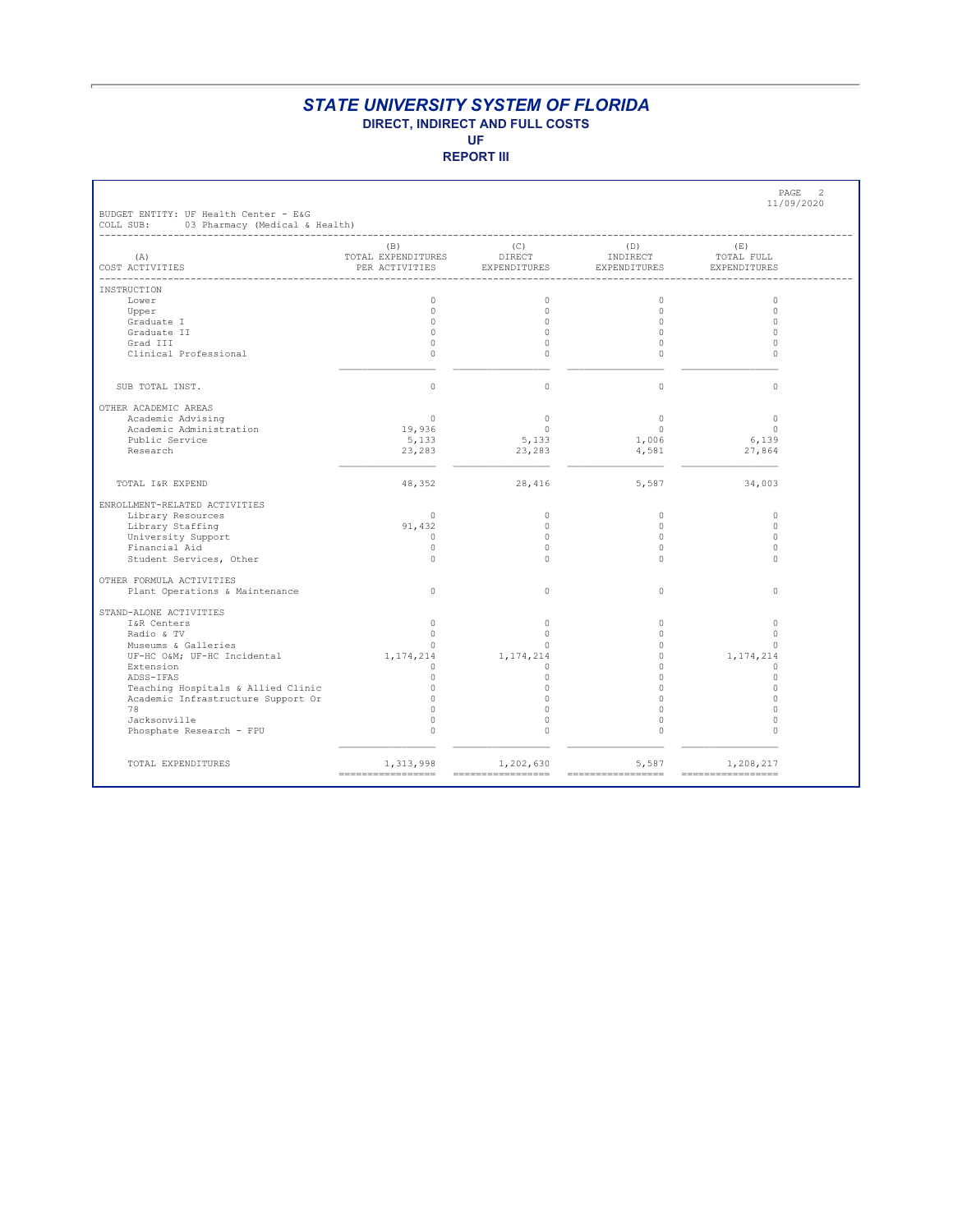# *STATE UNIVERSITY SYSTEM OF FLORIDA*

**DIRECT, INDIRECT AND FULL COSTS**

**UF**

**REPORT III**

PAGE 2
11/09/2020

BUDGET ENTITY: UF Health Center - E&G
COLL SUB: 03 Pharmacy (Medical & Health)

| (A) COST ACTIVITIES | (B) TOTAL EXPENDITURES PER ACTIVITIES | (C) DIRECT EXPENDITURES | (D) INDIRECT EXPENDITURES | (E) TOTAL FULL EXPENDITURES |
|---|---|---|---|---|
| INSTRUCTION | | | | |
| Lower | 0 | 0 | 0 | 0 |
| Upper | 0 | 0 | 0 | 0 |
| Graduate I | 0 | 0 | 0 | 0 |
| Graduate II | 0 | 0 | 0 | 0 |
| Grad III | 0 | 0 | 0 | 0 |
| Clinical Professional | 0 | 0 | 0 | 0 |
| SUB TOTAL INST. | 0 | 0 | 0 | 0 |
| OTHER ACADEMIC AREAS | | | | |
| Academic Advising | 0 | 0 | 0 | 0 |
| Academic Administration | 19,936 | 0 | 0 | 0 |
| Public Service | 5,133 | 5,133 | 1,006 | 6,139 |
| Research | 23,283 | 23,283 | 4,581 | 27,864 |
| TOTAL I&R EXPEND | 48,352 | 28,416 | 5,587 | 34,003 |
| ENROLLMENT-RELATED ACTIVITIES | | | | |
| Library Resources | 0 | 0 | 0 | 0 |
| Library Staffing | 91,432 | 0 | 0 | 0 |
| University Support | 0 | 0 | 0 | 0 |
| Financial Aid | 0 | 0 | 0 | 0 |
| Student Services, Other | 0 | 0 | 0 | 0 |
| OTHER FORMULA ACTIVITIES | | | | |
| Plant Operations & Maintenance | 0 | 0 | 0 | 0 |
| STAND-ALONE ACTIVITIES | | | | |
| I&R Centers | 0 | 0 | 0 | 0 |
| Radio & TV | 0 | 0 | 0 | 0 |
| Museums & Galleries | 0 | 0 | 0 | 0 |
| UF-HC O&M; UF-HC Incidental | 1,174,214 | 1,174,214 | 0 | 1,174,214 |
| Extension | 0 | 0 | 0 | 0 |
| ADSS-IFAS | 0 | 0 | 0 | 0 |
| Teaching Hospitals & Allied Clinic | 0 | 0 | 0 | 0 |
| Academic Infrastructure Support Or | 0 | 0 | 0 | 0 |
| 78 | 0 | 0 | 0 | 0 |
| Jacksonville | 0 | 0 | 0 | 0 |
| Phosphate Research - FPU | 0 | 0 | 0 | 0 |
| TOTAL EXPENDITURES | 1,313,998 | 1,202,630 | 5,587 | 1,208,217 |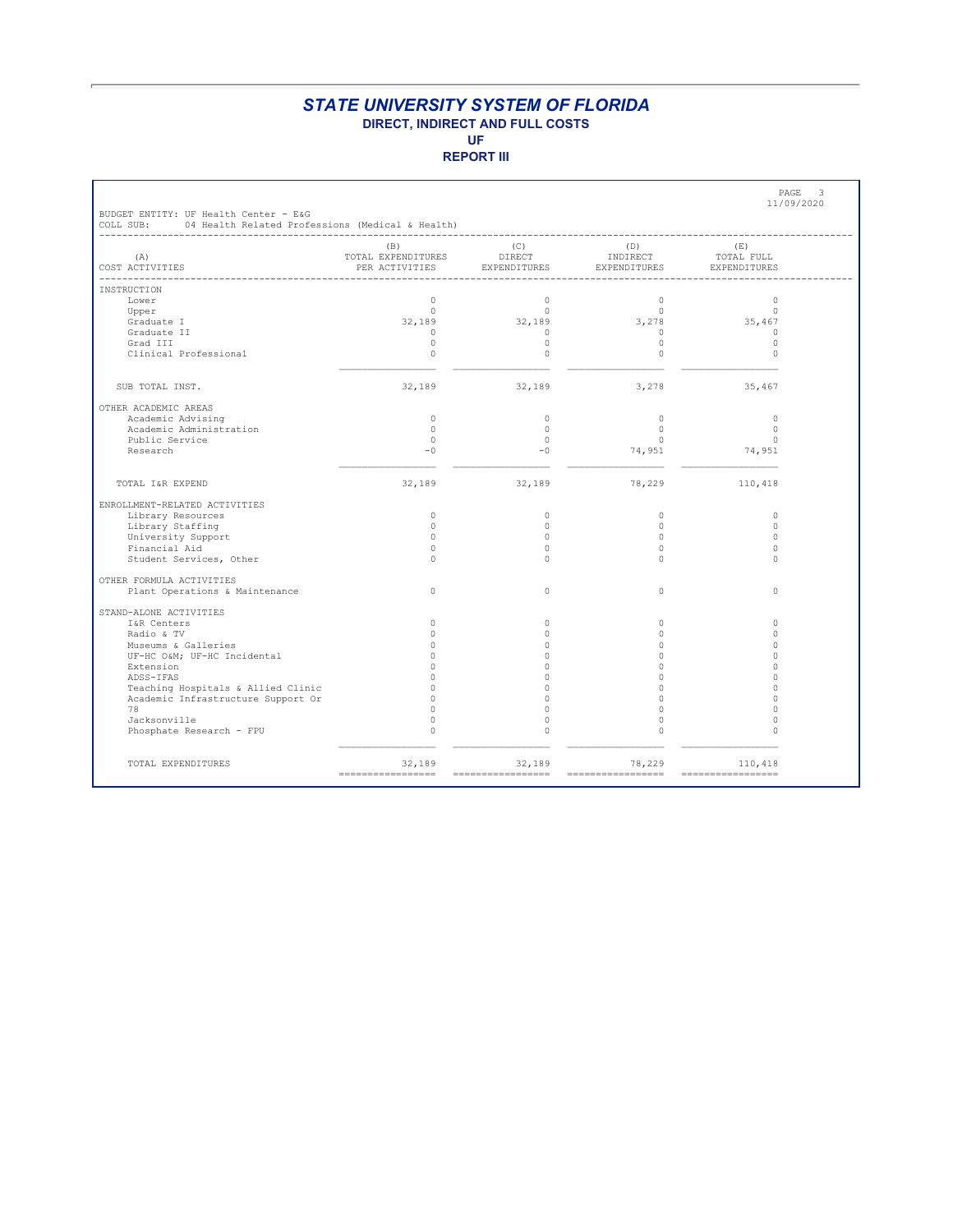# STATE UNIVERSITY SYSTEM OF FLORIDA

**DIRECT, INDIRECT AND FULL COSTS**

**UF**

**REPORT III**

11/09/2020

BUDGET ENTITY: UF Health Center - E&G
COLL SUB: 04 Health Related Professions (Medical & Health)

| (A) COST ACTIVITIES | (B) TOTAL EXPENDITURES PER ACTIVITIES | (C) DIRECT EXPENDITURES | (D) INDIRECT EXPENDITURES | (E) TOTAL FULL EXPENDITURES |
|---|---|---|---|---|
| INSTRUCTION | | | | |
| Lower | 0 | 0 | 0 | 0 |
| Upper | 0 | 0 | 0 | 0 |
| Graduate I | 32,189 | 32,189 | 3,278 | 35,467 |
| Graduate II | 0 | 0 | 0 | 0 |
| Grad III | 0 | 0 | 0 | 0 |
| Clinical Professional | 0 | 0 | 0 | 0 |
| SUB TOTAL INST. | 32,189 | 32,189 | 3,278 | 35,467 |
| OTHER ACADEMIC AREAS | | | | |
| Academic Advising | 0 | 0 | 0 | 0 |
| Academic Administration | 0 | 0 | 0 | 0 |
| Public Service | 0 | 0 | 0 | 0 |
| Research | -0 | -0 | 74,951 | 74,951 |
| TOTAL I&R EXPEND | 32,189 | 32,189 | 78,229 | 110,418 |
| ENROLLMENT-RELATED ACTIVITIES | | | | |
| Library Resources | 0 | 0 | 0 | 0 |
| Library Staffing | 0 | 0 | 0 | 0 |
| University Support | 0 | 0 | 0 | 0 |
| Financial Aid | 0 | 0 | 0 | 0 |
| Student Services, Other | 0 | 0 | 0 | 0 |
| OTHER FORMULA ACTIVITIES | | | | |
| Plant Operations & Maintenance | 0 | 0 | 0 | 0 |
| STAND-ALONE ACTIVITIES | | | | |
| I&R Centers | 0 | 0 | 0 | 0 |
| Radio & TV | 0 | 0 | 0 | 0 |
| Museums & Galleries | 0 | 0 | 0 | 0 |
| UF-HC O&M; UF-HC Incidental | 0 | 0 | 0 | 0 |
| Extension | 0 | 0 | 0 | 0 |
| ADSS-IFAS | 0 | 0 | 0 | 0 |
| Teaching Hospitals & Allied Clinic | 0 | 0 | 0 | 0 |
| Academic Infrastructure Support Or | 0 | 0 | 0 | 0 |
| 78 | 0 | 0 | 0 | 0 |
| Jacksonville | 0 | 0 | 0 | 0 |
| Phosphate Research - FPU | 0 | 0 | 0 | 0 |
| TOTAL EXPENDITURES | 32,189 | 32,189 | 78,229 | 110,418 |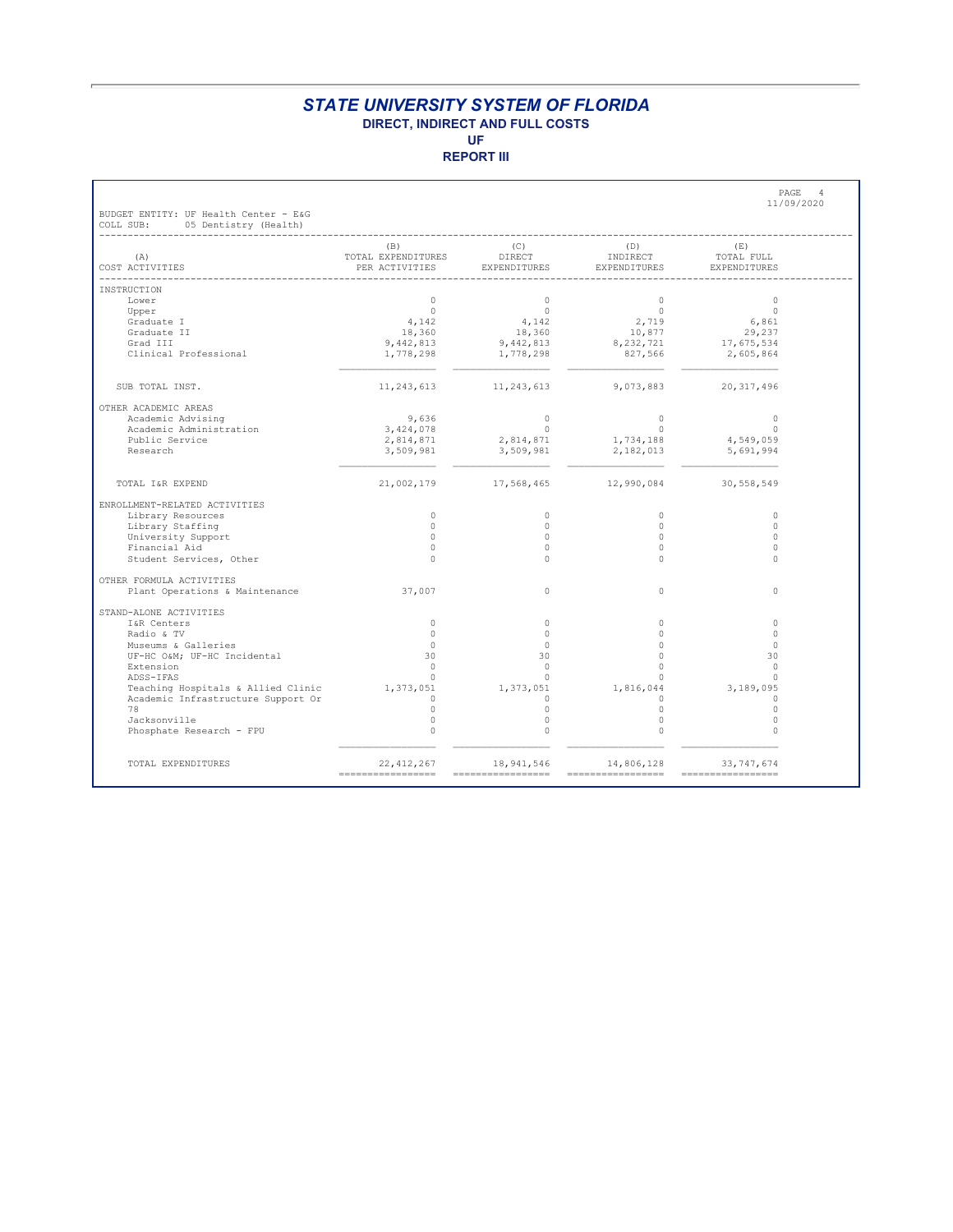# STATE UNIVERSITY SYSTEM OF FLORIDA

**DIRECT, INDIRECT AND FULL COSTS**

**UF**

**REPORT III**

11/09/2020

BUDGET ENTITY: UF Health Center - E&G
COLL SUB: 05 Dentistry (Health)

| (A) COST ACTIVITIES | (B) TOTAL EXPENDITURES PER ACTIVITIES | (C) DIRECT EXPENDITURES | (D) INDIRECT EXPENDITURES | (E) TOTAL FULL EXPENDITURES |
|---|---|---|---|---|
| **INSTRUCTION** | | | | |
| Lower | 0 | 0 | 0 | 0 |
| Upper | 0 | 0 | 0 | 0 |
| Graduate I | 4,142 | 4,142 | 2,719 | 6,861 |
| Graduate II | 18,360 | 18,360 | 10,877 | 29,237 |
| Grad III | 9,442,813 | 9,442,813 | 8,232,721 | 17,675,534 |
| Clinical Professional | 1,778,298 | 1,778,298 | 827,566 | 2,605,864 |
| SUB TOTAL INST. | 11,243,613 | 11,243,613 | 9,073,883 | 20,317,496 |
| **OTHER ACADEMIC AREAS** | | | | |
| Academic Advising | 9,636 | 0 | 0 | 0 |
| Academic Administration | 3,424,078 | 0 | 0 | 0 |
| Public Service | 2,814,871 | 2,814,871 | 1,734,188 | 4,549,059 |
| Research | 3,509,981 | 3,509,981 | 2,182,013 | 5,691,994 |
| TOTAL I&R EXPEND | 21,002,179 | 17,568,465 | 12,990,084 | 30,558,549 |
| **ENROLLMENT-RELATED ACTIVITIES** | | | | |
| Library Resources | 0 | 0 | 0 | 0 |
| Library Staffing | 0 | 0 | 0 | 0 |
| University Support | 0 | 0 | 0 | 0 |
| Financial Aid | 0 | 0 | 0 | 0 |
| Student Services, Other | 0 | 0 | 0 | 0 |
| **OTHER FORMULA ACTIVITIES** | | | | |
| Plant Operations & Maintenance | 37,007 | 0 | 0 | 0 |
| **STAND-ALONE ACTIVITIES** | | | | |
| I&R Centers | 0 | 0 | 0 | 0 |
| Radio & TV | 0 | 0 | 0 | 0 |
| Museums & Galleries | 0 | 0 | 0 | 0 |
| UF-HC O&M; UF-HC Incidental | 30 | 30 | 0 | 30 |
| Extension | 0 | 0 | 0 | 0 |
| ADSS-IFAS | 0 | 0 | 0 | 0 |
| Teaching Hospitals & Allied Clinic | 1,373,051 | 1,373,051 | 1,816,044 | 3,189,095 |
| Academic Infrastructure Support Or | 0 | 0 | 0 | 0 |
| 78 | 0 | 0 | 0 | 0 |
| Jacksonville | 0 | 0 | 0 | 0 |
| Phosphate Research - FPU | 0 | 0 | 0 | 0 |
| TOTAL EXPENDITURES | 22,412,267 | 18,941,546 | 14,806,128 | 33,747,674 |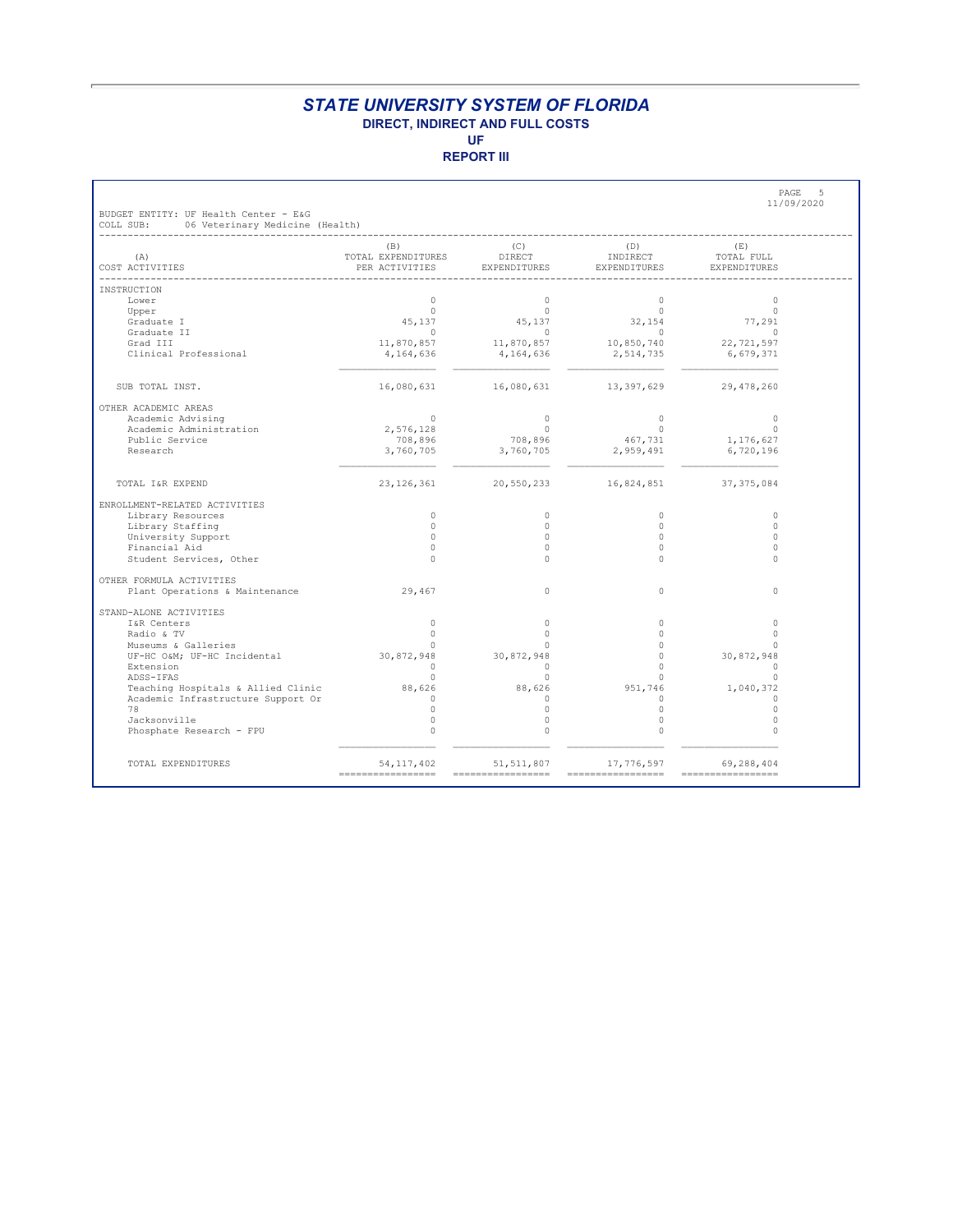# STATE UNIVERSITY SYSTEM OF FLORIDA
## DIRECT, INDIRECT AND FULL COSTS
## UF
## REPORT III

11/09/2020

BUDGET ENTITY: UF Health Center - E&G
COLL SUB: 06 Veterinary Medicine (Health)

| (A) COST ACTIVITIES | (B) TOTAL EXPENDITURES PER ACTIVITIES | (C) DIRECT EXPENDITURES | (D) INDIRECT EXPENDITURES | (E) TOTAL FULL EXPENDITURES |
|---|---|---|---|---|
| INSTRUCTION | | | | |
| Lower | 0 | 0 | 0 | 0 |
| Upper | 0 | 0 | 0 | 0 |
| Graduate I | 45,137 | 45,137 | 32,154 | 77,291 |
| Graduate II | 0 | 0 | 0 | 0 |
| Grad III | 11,870,857 | 11,870,857 | 10,850,740 | 22,721,597 |
| Clinical Professional | 4,164,636 | 4,164,636 | 2,514,735 | 6,679,371 |
| SUB TOTAL INST. | 16,080,631 | 16,080,631 | 13,397,629 | 29,478,260 |
| OTHER ACADEMIC AREAS | | | | |
| Academic Advising | 0 | 0 | 0 | 0 |
| Academic Administration | 2,576,128 | 0 | 0 | 0 |
| Public Service | 708,896 | 708,896 | 467,731 | 1,176,627 |
| Research | 3,760,705 | 3,760,705 | 2,959,491 | 6,720,196 |
| TOTAL I&R EXPEND | 23,126,361 | 20,550,233 | 16,824,851 | 37,375,084 |
| ENROLLMENT-RELATED ACTIVITIES | | | | |
| Library Resources | 0 | 0 | 0 | 0 |
| Library Staffing | 0 | 0 | 0 | 0 |
| University Support | 0 | 0 | 0 | 0 |
| Financial Aid | 0 | 0 | 0 | 0 |
| Student Services, Other | 0 | 0 | 0 | 0 |
| OTHER FORMULA ACTIVITIES | | | | |
| Plant Operations & Maintenance | 29,467 | 0 | 0 | 0 |
| STAND-ALONE ACTIVITIES | | | | |
| I&R Centers | 0 | 0 | 0 | 0 |
| Radio & TV | 0 | 0 | 0 | 0 |
| Museums & Galleries | 0 | 0 | 0 | 0 |
| UF-HC O&M; UF-HC Incidental | 30,872,948 | 30,872,948 | 0 | 30,872,948 |
| Extension | 0 | 0 | 0 | 0 |
| ADSS-IFAS | 0 | 0 | 0 | 0 |
| Teaching Hospitals & Allied Clinic | 88,626 | 88,626 | 951,746 | 1,040,372 |
| Academic Infrastructure Support Or | 0 | 0 | 0 | 0 |
| 78 | 0 | 0 | 0 | 0 |
| Jacksonville | 0 | 0 | 0 | 0 |
| Phosphate Research - FPU | 0 | 0 | 0 | 0 |
| TOTAL EXPENDITURES | 54,117,402 | 51,511,807 | 17,776,597 | 69,288,404 |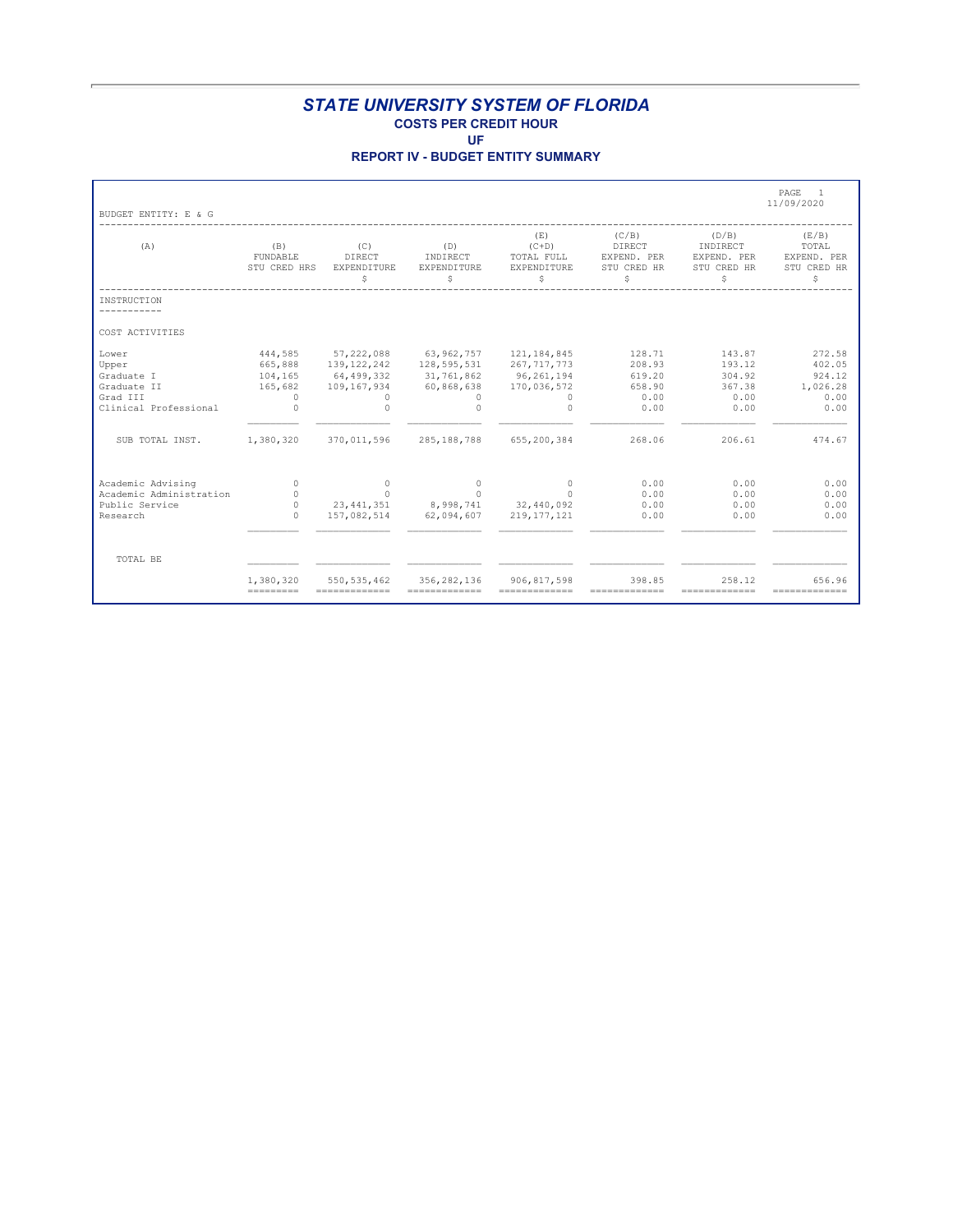# STATE UNIVERSITY SYSTEM OF FLORIDA

## COSTS PER CREDIT HOUR

## UF

## REPORT IV - BUDGET ENTITY SUMMARY

PAGE 1
11/09/2020

BUDGET ENTITY: E & G

| (A) | (B) FUNDABLE STU CRED HRS | (C) DIRECT EXPENDITURE $ | (D) INDIRECT EXPENDITURE $ | (E) (C+D) TOTAL FULL EXPENDITURE $ | (C/B) DIRECT EXPEND. PER STU CRED HR $ | (D/B) INDIRECT EXPEND. PER STU CRED HR $ | (E/B) TOTAL EXPEND. PER STU CRED HR $ |
|---|---|---|---|---|---|---|---|
| INSTRUCTION | | | | | | | |
| COST ACTIVITIES | | | | | | | |
| Lower | 444,585 | 57,222,088 | 63,962,757 | 121,184,845 | 128.71 | 143.87 | 272.58 |
| Upper | 665,888 | 139,122,242 | 128,595,531 | 267,717,773 | 208.93 | 193.12 | 402.05 |
| Graduate I | 104,165 | 64,499,332 | 31,761,862 | 96,261,194 | 619.20 | 304.92 | 924.12 |
| Graduate II | 165,682 | 109,167,934 | 60,868,638 | 170,036,572 | 658.90 | 367.38 | 1,026.28 |
| Grad III | 0 | 0 | 0 | 0 | 0.00 | 0.00 | 0.00 |
| Clinical Professional | 0 | 0 | 0 | 0 | 0.00 | 0.00 | 0.00 |
| SUB TOTAL INST. | 1,380,320 | 370,011,596 | 285,188,788 | 655,200,384 | 268.06 | 206.61 | 474.67 |
| Academic Advising | 0 | 0 | 0 | 0 | 0.00 | 0.00 | 0.00 |
| Academic Administration | 0 | 0 | 0 | 0 | 0.00 | 0.00 | 0.00 |
| Public Service | 0 | 23,441,351 | 8,998,741 | 32,440,092 | 0.00 | 0.00 | 0.00 |
| Research | 0 | 157,082,514 | 62,094,607 | 219,177,121 | 0.00 | 0.00 | 0.00 |
| TOTAL BE | 1,380,320 | 550,535,462 | 356,282,136 | 906,817,598 | 398.85 | 258.12 | 656.96 |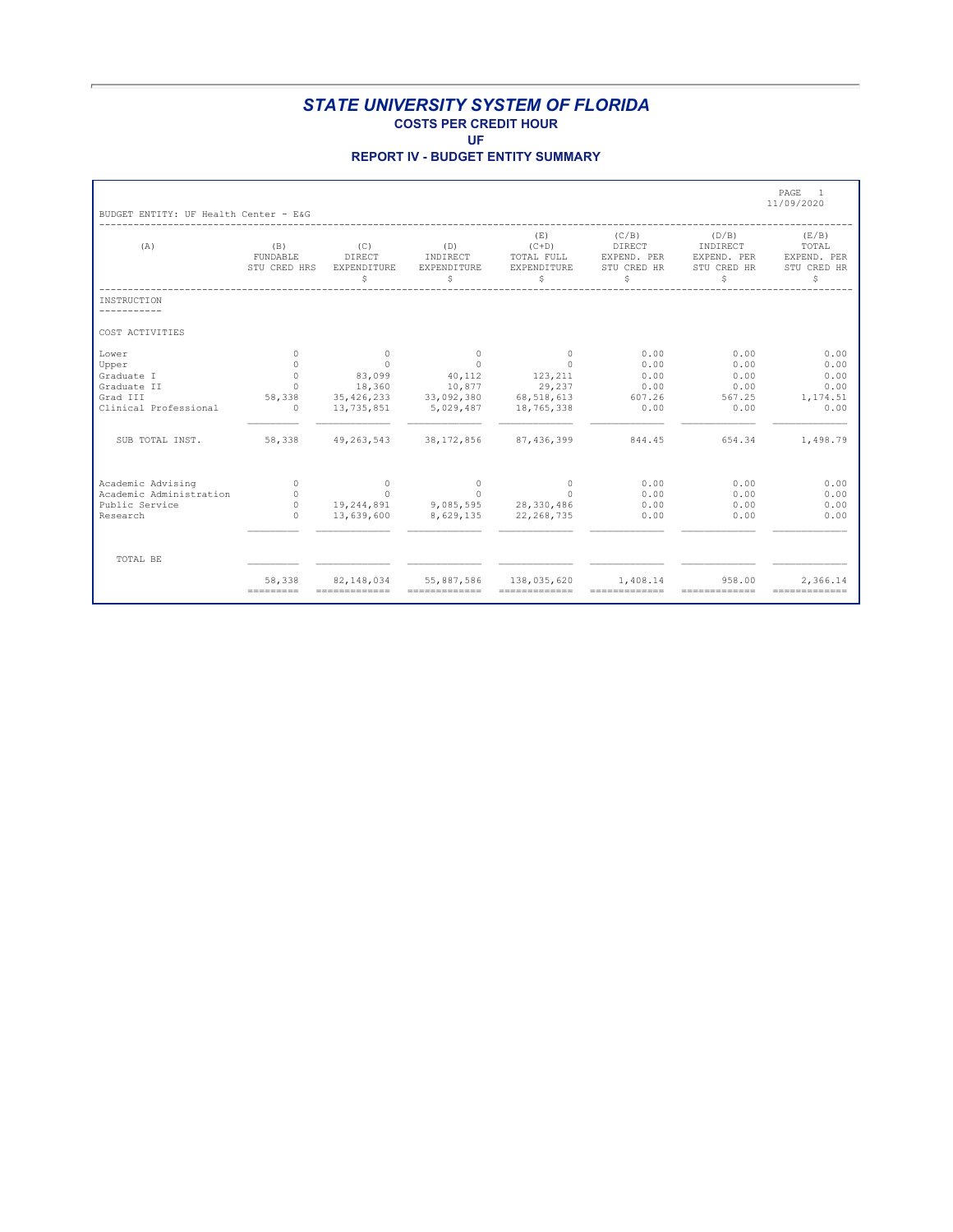# STATE UNIVERSITY SYSTEM OF FLORIDA

**COSTS PER CREDIT HOUR**

**UF**

**REPORT IV - BUDGET ENTITY SUMMARY**

PAGE 1
11/09/2020

BUDGET ENTITY: UF Health Center - E&G

| (A) | (B) FUNDABLE STU CRED HRS | (C) DIRECT EXPENDITURE $ | (D) INDIRECT EXPENDITURE $ | (E) (C+D) TOTAL FULL EXPENDITURE $ | (C/B) DIRECT EXPEND. PER STU CRED HR $ | (D/B) INDIRECT EXPEND. PER STU CRED HR $ | (E/B) TOTAL EXPEND. PER STU CRED HR $ |
|---|---|---|---|---|---|---|---|
| **INSTRUCTION** | | | | | | | |
| COST ACTIVITIES | | | | | | | |
| Lower | 0 | 0 | 0 | 0 | 0.00 | 0.00 | 0.00 |
| Upper | 0 | 0 | 0 | 0 | 0.00 | 0.00 | 0.00 |
| Graduate I | 0 | 83,099 | 40,112 | 123,211 | 0.00 | 0.00 | 0.00 |
| Graduate II | 0 | 18,360 | 10,877 | 29,237 | 0.00 | 0.00 | 0.00 |
| Grad III | 58,338 | 35,426,233 | 33,092,380 | 68,518,613 | 607.26 | 567.25 | 1,174.51 |
| Clinical Professional | 0 | 13,735,851 | 5,029,487 | 18,765,338 | 0.00 | 0.00 | 0.00 |
| SUB TOTAL INST. | 58,338 | 49,263,543 | 38,172,856 | 87,436,399 | 844.45 | 654.34 | 1,498.79 |
| Academic Advising | 0 | 0 | 0 | 0 | 0.00 | 0.00 | 0.00 |
| Academic Administration | 0 | 0 | 0 | 0 | 0.00 | 0.00 | 0.00 |
| Public Service | 0 | 19,244,891 | 9,085,595 | 28,330,486 | 0.00 | 0.00 | 0.00 |
| Research | 0 | 13,639,600 | 8,629,135 | 22,268,735 | 0.00 | 0.00 | 0.00 |
| TOTAL BE | 58,338 | 82,148,034 | 55,887,586 | 138,035,620 | 1,408.14 | 958.00 | 2,366.14 |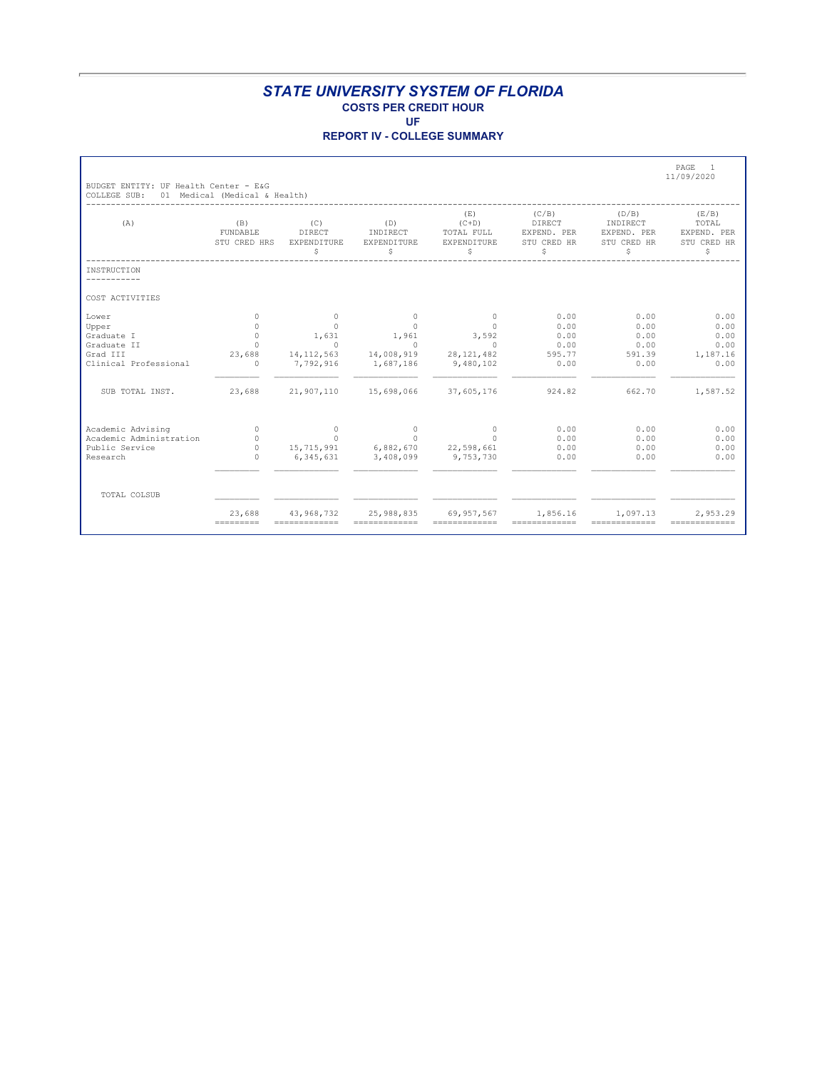# STATE UNIVERSITY SYSTEM OF FLORIDA

**COSTS PER CREDIT HOUR**

**UF**

**REPORT IV - COLLEGE SUMMARY**

PAGE 1
11/09/2020

BUDGET ENTITY: UF Health Center - E&G
COLLEGE SUB: 01 Medical (Medical & Health)

| (A) | (B) FUNDABLE STU CRED HRS | (C) DIRECT EXPENDITURE $ | (D) INDIRECT EXPENDITURE $ | (E) (C+D) TOTAL FULL EXPENDITURE $ | (C/B) DIRECT EXPEND. PER STU CRED HR $ | (D/B) INDIRECT EXPEND. PER STU CRED HR $ | (E/B) TOTAL EXPEND. PER STU CRED HR $ |
|---|---|---|---|---|---|---|---|
| **INSTRUCTION** | | | | | | | |
| COST ACTIVITIES | | | | | | | |
| Lower | 0 | 0 | 0 | 0 | 0.00 | 0.00 | 0.00 |
| Upper | 0 | 0 | 0 | 0 | 0.00 | 0.00 | 0.00 |
| Graduate I | 0 | 1,631 | 1,961 | 3,592 | 0.00 | 0.00 | 0.00 |
| Graduate II | 0 | 0 | 0 | 0 | 0.00 | 0.00 | 0.00 |
| Grad III | 23,688 | 14,112,563 | 14,008,919 | 28,121,482 | 595.77 | 591.39 | 1,187.16 |
| Clinical Professional | 0 | 7,792,916 | 1,687,186 | 9,480,102 | 0.00 | 0.00 | 0.00 |
| SUB TOTAL INST. | 23,688 | 21,907,110 | 15,698,066 | 37,605,176 | 924.82 | 662.70 | 1,587.52 |
| Academic Advising | 0 | 0 | 0 | 0 | 0.00 | 0.00 | 0.00 |
| Academic Administration | 0 | 0 | 0 | 0 | 0.00 | 0.00 | 0.00 |
| Public Service | 0 | 15,715,991 | 6,882,670 | 22,598,661 | 0.00 | 0.00 | 0.00 |
| Research | 0 | 6,345,631 | 3,408,099 | 9,753,730 | 0.00 | 0.00 | 0.00 |
| TOTAL COLSUB | 23,688 | 43,968,732 | 25,988,835 | 69,957,567 | 1,856.16 | 1,097.13 | 2,953.29 |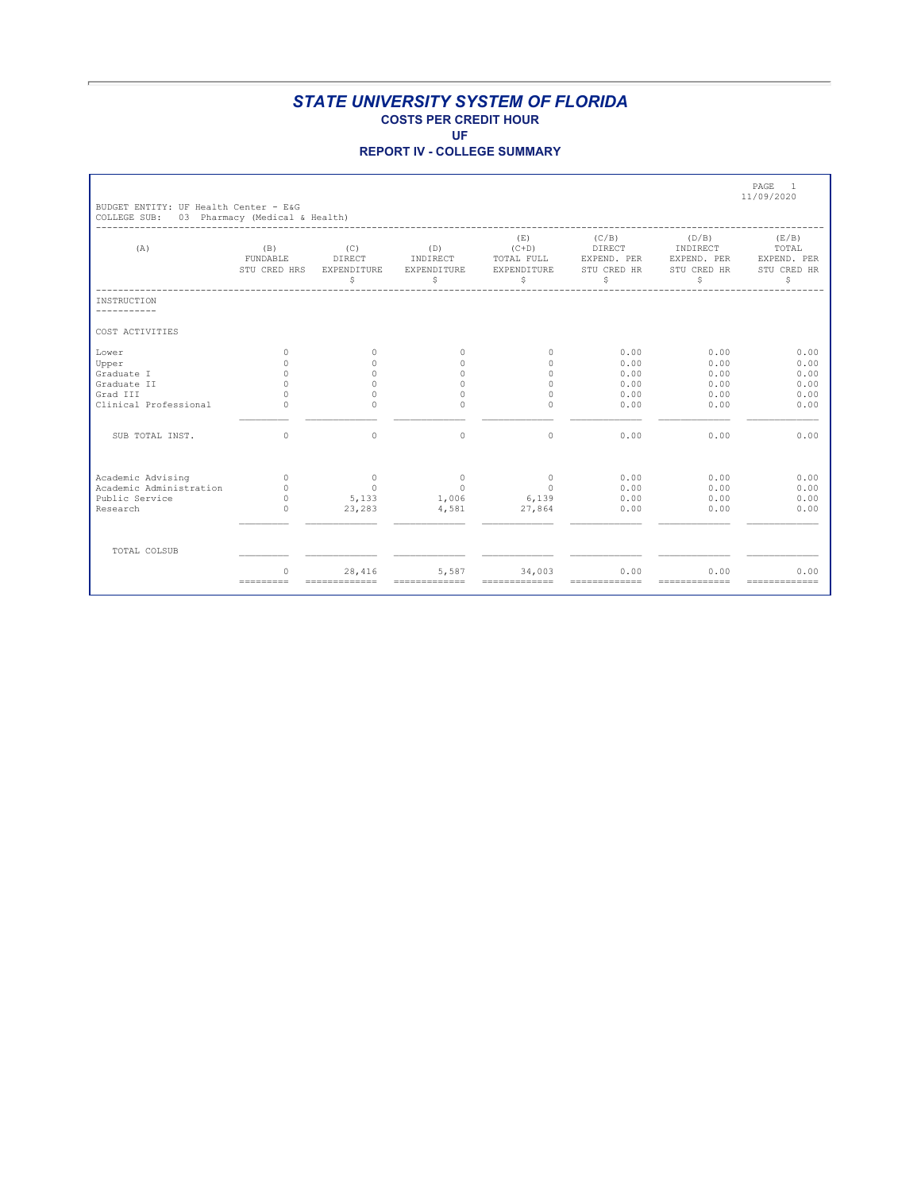# STATE UNIVERSITY SYSTEM OF FLORIDA

## COSTS PER CREDIT HOUR

## UF

## REPORT IV - COLLEGE SUMMARY

11/09/2020

BUDGET ENTITY: UF Health Center - E&G

COLLEGE SUB: 03 Pharmacy (Medical & Health)

| (A) | (B) FUNDABLE STU CRED HRS | (C) DIRECT EXPENDITURE $ | (D) INDIRECT EXPENDITURE $ | (E) (C+D) TOTAL FULL EXPENDITURE $ | (C/B) DIRECT EXPEND. PER STU CRED HR $ | (D/B) INDIRECT EXPEND. PER STU CRED HR $ | (E/B) TOTAL EXPEND. PER STU CRED HR $ |
|---|---|---|---|---|---|---|---|
| INSTRUCTION | | | | | | | |
| COST ACTIVITIES | | | | | | | |
| Lower | 0 | 0 | 0 | 0 | 0.00 | 0.00 | 0.00 |
| Upper | 0 | 0 | 0 | 0 | 0.00 | 0.00 | 0.00 |
| Graduate I | 0 | 0 | 0 | 0 | 0.00 | 0.00 | 0.00 |
| Graduate II | 0 | 0 | 0 | 0 | 0.00 | 0.00 | 0.00 |
| Grad III | 0 | 0 | 0 | 0 | 0.00 | 0.00 | 0.00 |
| Clinical Professional | 0 | 0 | 0 | 0 | 0.00 | 0.00 | 0.00 |
| SUB TOTAL INST. | 0 | 0 | 0 | 0 | 0.00 | 0.00 | 0.00 |
| Academic Advising | 0 | 0 | 0 | 0 | 0.00 | 0.00 | 0.00 |
| Academic Administration | 0 | 0 | 0 | 0 | 0.00 | 0.00 | 0.00 |
| Public Service | 0 | 5,133 | 1,006 | 6,139 | 0.00 | 0.00 | 0.00 |
| Research | 0 | 23,283 | 4,581 | 27,864 | 0.00 | 0.00 | 0.00 |
| TOTAL COLSUB | 0 | 28,416 | 5,587 | 34,003 | 0.00 | 0.00 | 0.00 |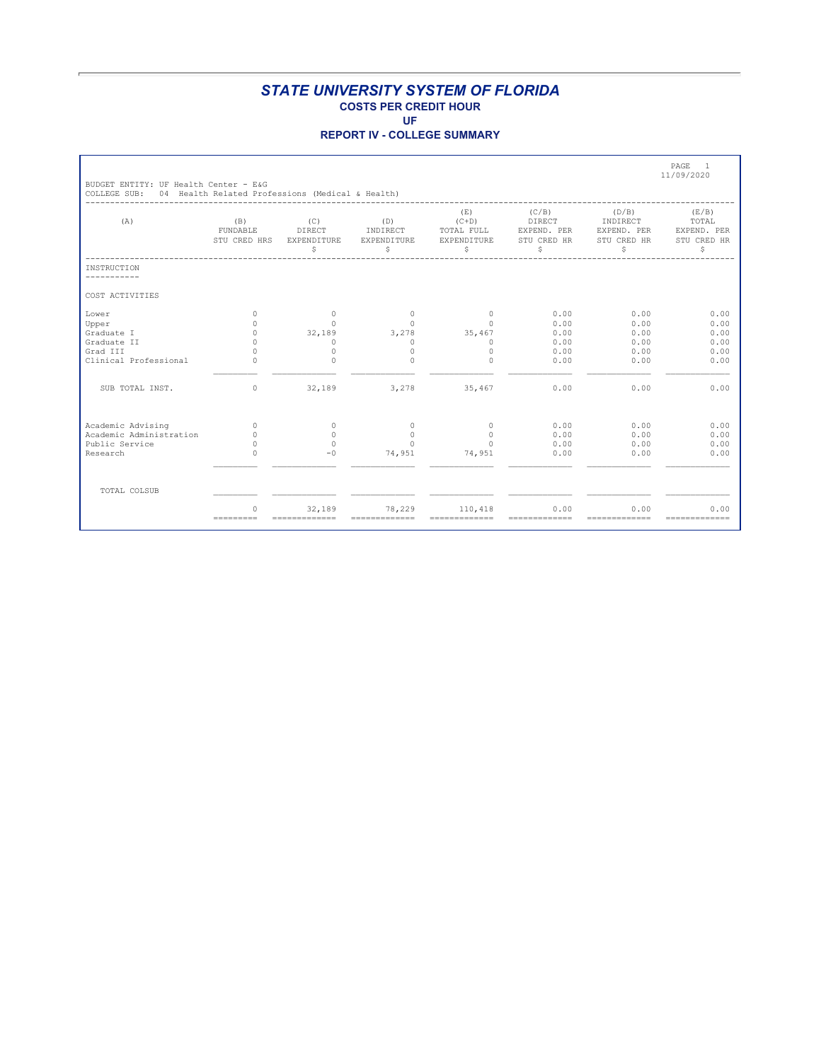# STATE UNIVERSITY SYSTEM OF FLORIDA

## COSTS PER CREDIT HOUR

## UF

## REPORT IV - COLLEGE SUMMARY

PAGE 1
11/09/2020

BUDGET ENTITY: UF Health Center - E&G
COLLEGE SUB: 04 Health Related Professions (Medical & Health)

| (A) | (B) FUNDABLE STU CRED HRS | (C) DIRECT EXPENDITURE $ | (D) INDIRECT EXPENDITURE $ | (E) (C+D) TOTAL FULL EXPENDITURE $ | (C/B) DIRECT EXPEND. PER STU CRED HR $ | (D/B) INDIRECT EXPEND. PER STU CRED HR $ | (E/B) TOTAL EXPEND. PER STU CRED HR $ |
|---|---|---|---|---|---|---|---|
| INSTRUCTION | | | | | | | |
| COST ACTIVITIES | | | | | | | |
| Lower | 0 | 0 | 0 | 0 | 0.00 | 0.00 | 0.00 |
| Upper | 0 | 0 | 0 | 0 | 0.00 | 0.00 | 0.00 |
| Graduate I | 0 | 32,189 | 3,278 | 35,467 | 0.00 | 0.00 | 0.00 |
| Graduate II | 0 | 0 | 0 | 0 | 0.00 | 0.00 | 0.00 |
| Grad III | 0 | 0 | 0 | 0 | 0.00 | 0.00 | 0.00 |
| Clinical Professional | 0 | 0 | 0 | 0 | 0.00 | 0.00 | 0.00 |
| SUB TOTAL INST. | 0 | 32,189 | 3,278 | 35,467 | 0.00 | 0.00 | 0.00 |
| Academic Advising | 0 | 0 | 0 | 0 | 0.00 | 0.00 | 0.00 |
| Academic Administration | 0 | 0 | 0 | 0 | 0.00 | 0.00 | 0.00 |
| Public Service | 0 | 0 | 0 | 0 | 0.00 | 0.00 | 0.00 |
| Research | 0 | -0 | 74,951 | 74,951 | 0.00 | 0.00 | 0.00 |
| TOTAL COLSUB | 0 | 32,189 | 78,229 | 110,418 | 0.00 | 0.00 | 0.00 |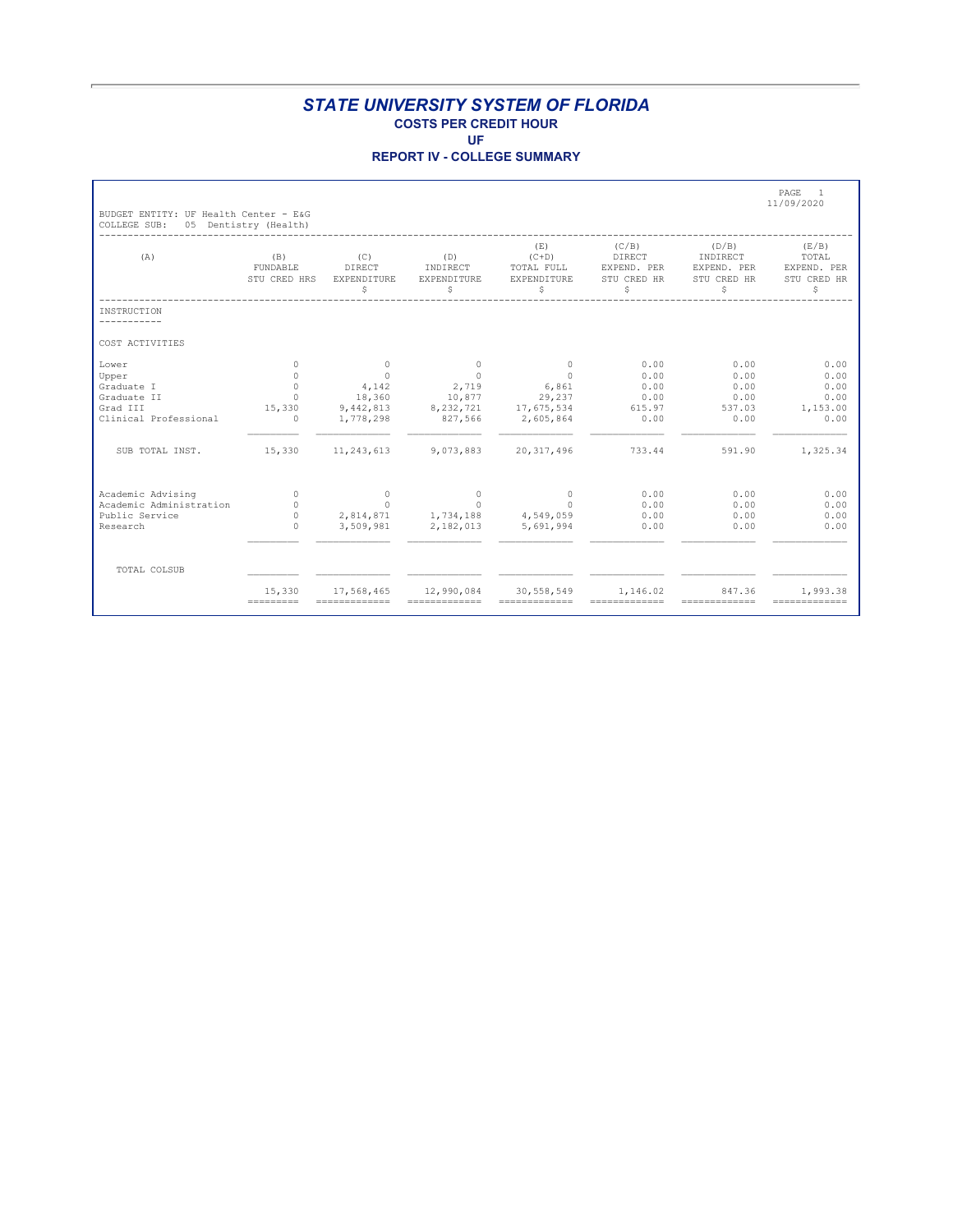# STATE UNIVERSITY SYSTEM OF FLORIDA

**COSTS PER CREDIT HOUR**

**UF**

**REPORT IV - COLLEGE SUMMARY**

PAGE 1
11/09/2020

BUDGET ENTITY: UF Health Center - E&G
COLLEGE SUB: 05 Dentistry (Health)

| (A) | (B) FUNDABLE STU CRED HRS | (C) DIRECT EXPENDITURE $ | (D) INDIRECT EXPENDITURE $ | (E) (C+D) TOTAL FULL EXPENDITURE $ | (C/B) DIRECT EXPEND. PER STU CRED HR $ | (D/B) INDIRECT EXPEND. PER STU CRED HR $ | (E/B) TOTAL EXPEND. PER STU CRED HR $ |
|---|---|---|---|---|---|---|---|
| **INSTRUCTION** | | | | | | | |
| COST ACTIVITIES | | | | | | | |
| Lower | 0 | 0 | 0 | 0 | 0.00 | 0.00 | 0.00 |
| Upper | 0 | 0 | 0 | 0 | 0.00 | 0.00 | 0.00 |
| Graduate I | 0 | 4,142 | 2,719 | 6,861 | 0.00 | 0.00 | 0.00 |
| Graduate II | 0 | 18,360 | 10,877 | 29,237 | 0.00 | 0.00 | 0.00 |
| Grad III | 15,330 | 9,442,813 | 8,232,721 | 17,675,534 | 615.97 | 537.03 | 1,153.00 |
| Clinical Professional | 0 | 1,778,298 | 827,566 | 2,605,864 | 0.00 | 0.00 | 0.00 |
| SUB TOTAL INST. | 15,330 | 11,243,613 | 9,073,883 | 20,317,496 | 733.44 | 591.90 | 1,325.34 |
| Academic Advising | 0 | 0 | 0 | 0 | 0.00 | 0.00 | 0.00 |
| Academic Administration | 0 | 0 | 0 | 0 | 0.00 | 0.00 | 0.00 |
| Public Service | 0 | 2,814,871 | 1,734,188 | 4,549,059 | 0.00 | 0.00 | 0.00 |
| Research | 0 | 3,509,981 | 2,182,013 | 5,691,994 | 0.00 | 0.00 | 0.00 |
| TOTAL COLSUB | 15,330 | 17,568,465 | 12,990,084 | 30,558,549 | 1,146.02 | 847.36 | 1,993.38 |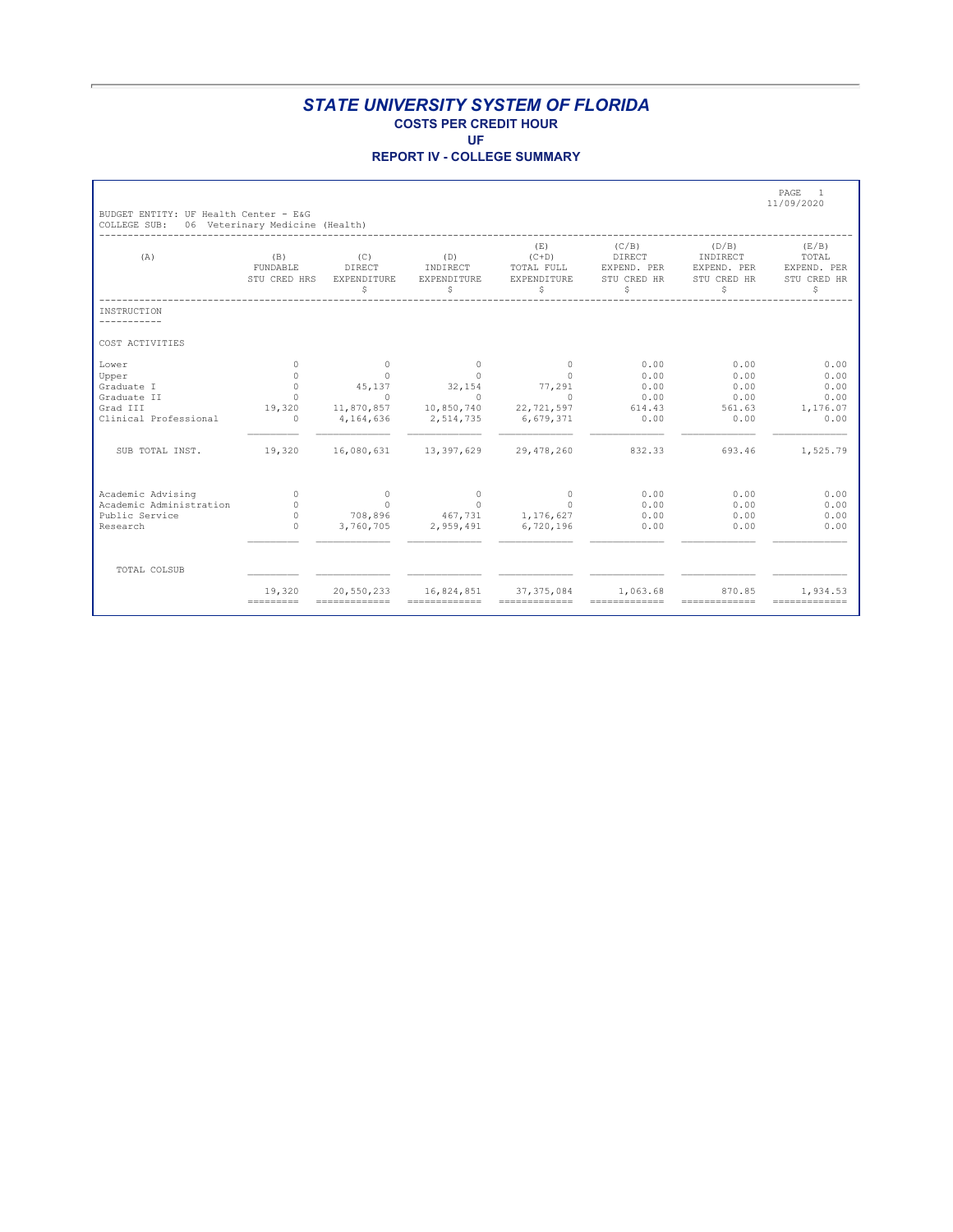# STATE UNIVERSITY SYSTEM OF FLORIDA

**COSTS PER CREDIT HOUR**

**UF**

**REPORT IV - COLLEGE SUMMARY**

PAGE 1
11/09/2020

BUDGET ENTITY: UF Health Center - E&G
COLLEGE SUB: 06 Veterinary Medicine (Health)

| (A) | (B) FUNDABLE STU CRED HRS | (C) DIRECT EXPENDITURE $ | (D) INDIRECT EXPENDITURE $ | (E) (C+D) TOTAL FULL EXPENDITURE $ | (C/B) DIRECT EXPEND. PER STU CRED HR $ | (D/B) INDIRECT EXPEND. PER STU CRED HR $ | (E/B) TOTAL EXPEND. PER STU CRED HR $ |
|---|---|---|---|---|---|---|---|
| INSTRUCTION | | | | | | | |
| COST ACTIVITIES | | | | | | | |
| Lower | 0 | 0 | 0 | 0 | 0.00 | 0.00 | 0.00 |
| Upper | 0 | 0 | 0 | 0 | 0.00 | 0.00 | 0.00 |
| Graduate I | 0 | 45,137 | 32,154 | 77,291 | 0.00 | 0.00 | 0.00 |
| Graduate II | 0 | 0 | 0 | 0 | 0.00 | 0.00 | 0.00 |
| Grad III | 19,320 | 11,870,857 | 10,850,740 | 22,721,597 | 614.43 | 561.63 | 1,176.07 |
| Clinical Professional | 0 | 4,164,636 | 2,514,735 | 6,679,371 | 0.00 | 0.00 | 0.00 |
| SUB TOTAL INST. | 19,320 | 16,080,631 | 13,397,629 | 29,478,260 | 832.33 | 693.46 | 1,525.79 |
| Academic Advising | 0 | 0 | 0 | 0 | 0.00 | 0.00 | 0.00 |
| Academic Administration | 0 | 0 | 0 | 0 | 0.00 | 0.00 | 0.00 |
| Public Service | 0 | 708,896 | 467,731 | 1,176,627 | 0.00 | 0.00 | 0.00 |
| Research | 0 | 3,760,705 | 2,959,491 | 6,720,196 | 0.00 | 0.00 | 0.00 |
| TOTAL COLSUB | 19,320 | 20,550,233 | 16,824,851 | 37,375,084 | 1,063.68 | 870.85 | 1,934.53 |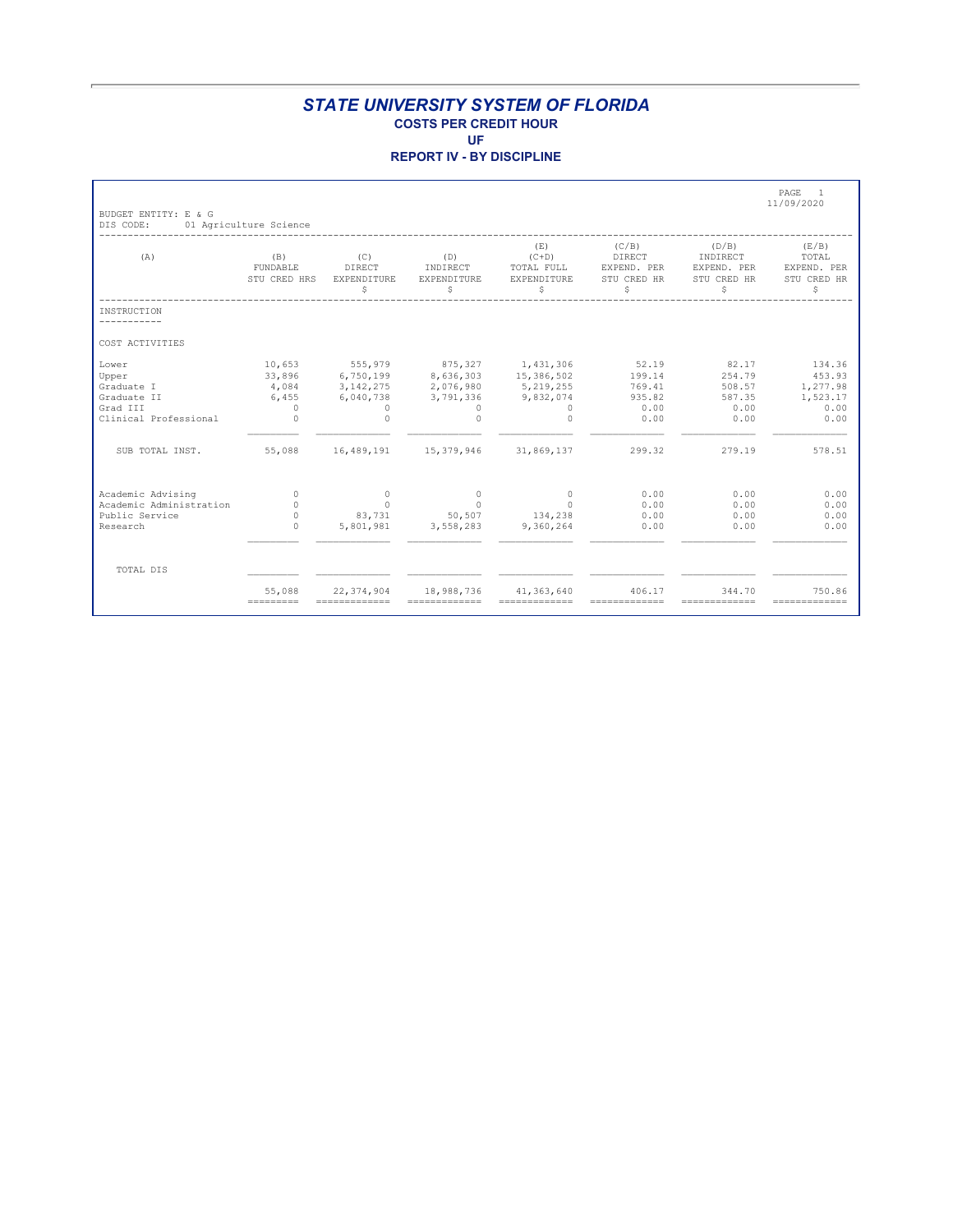# STATE UNIVERSITY SYSTEM OF FLORIDA

## COSTS PER CREDIT HOUR

## UF

## REPORT IV - BY DISCIPLINE

PAGE 1
11/09/2020

BUDGET ENTITY: E & G
DIS CODE: 01 Agriculture Science

| (A) | (B) FUNDABLE STU CRED HRS | (C) DIRECT EXPENDITURE $ | (D) INDIRECT EXPENDITURE $ | (E) (C+D) TOTAL FULL EXPENDITURE $ | (C/B) DIRECT EXPEND. PER STU CRED HR $ | (D/B) INDIRECT EXPEND. PER STU CRED HR $ | (E/B) TOTAL EXPEND. PER STU CRED HR $ |
|---|---|---|---|---|---|---|---|
| INSTRUCTION | | | | | | | |
| COST ACTIVITIES | | | | | | | |
| Lower | 10,653 | 555,979 | 875,327 | 1,431,306 | 52.19 | 82.17 | 134.36 |
| Upper | 33,896 | 6,750,199 | 8,636,303 | 15,386,502 | 199.14 | 254.79 | 453.93 |
| Graduate I | 4,084 | 3,142,275 | 2,076,980 | 5,219,255 | 769.41 | 508.57 | 1,277.98 |
| Graduate II | 6,455 | 6,040,738 | 3,791,336 | 9,832,074 | 935.82 | 587.35 | 1,523.17 |
| Grad III | 0 | 0 | 0 | 0 | 0.00 | 0.00 | 0.00 |
| Clinical Professional | 0 | 0 | 0 | 0 | 0.00 | 0.00 | 0.00 |
| SUB TOTAL INST. | 55,088 | 16,489,191 | 15,379,946 | 31,869,137 | 299.32 | 279.19 | 578.51 |
| Academic Advising | 0 | 0 | 0 | 0 | 0.00 | 0.00 | 0.00 |
| Academic Administration | 0 | 0 | 0 | 0 | 0.00 | 0.00 | 0.00 |
| Public Service | 0 | 83,731 | 50,507 | 134,238 | 0.00 | 0.00 | 0.00 |
| Research | 0 | 5,801,981 | 3,558,283 | 9,360,264 | 0.00 | 0.00 | 0.00 |
| TOTAL DIS | 55,088 | 22,374,904 | 18,988,736 | 41,363,640 | 406.17 | 344.70 | 750.86 |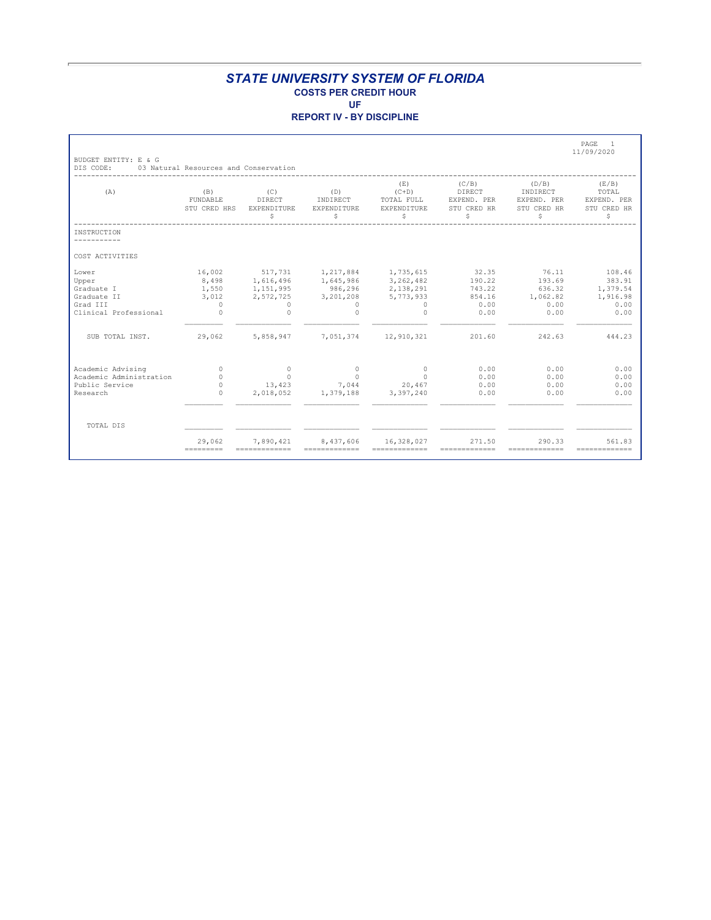# STATE UNIVERSITY SYSTEM OF FLORIDA

**COSTS PER CREDIT HOUR**

**UF**

**REPORT IV - BY DISCIPLINE**

PAGE 1
11/09/2020

BUDGET ENTITY: E & G
DIS CODE: 03 Natural Resources and Conservation

| (A) | (B) FUNDABLE STU CRED HRS | (C) DIRECT EXPENDITURE $ | (D) INDIRECT EXPENDITURE $ | (E) (C+D) TOTAL FULL EXPENDITURE $ | (C/B) DIRECT EXPEND. PER STU CRED HR $ | (D/B) INDIRECT EXPEND. PER STU CRED HR $ | (E/B) TOTAL EXPEND. PER STU CRED HR $ |
|---|---|---|---|---|---|---|---|
| INSTRUCTION | | | | | | | |
| COST ACTIVITIES | | | | | | | |
| Lower | 16,002 | 517,731 | 1,217,884 | 1,735,615 | 32.35 | 76.11 | 108.46 |
| Upper | 8,498 | 1,616,496 | 1,645,986 | 3,262,482 | 190.22 | 193.69 | 383.91 |
| Graduate I | 1,550 | 1,151,995 | 986,296 | 2,138,291 | 743.22 | 636.32 | 1,379.54 |
| Graduate II | 3,012 | 2,572,725 | 3,201,208 | 5,773,933 | 854.16 | 1,062.82 | 1,916.98 |
| Grad III | 0 | 0 | 0 | 0 | 0.00 | 0.00 | 0.00 |
| Clinical Professional | 0 | 0 | 0 | 0 | 0.00 | 0.00 | 0.00 |
| SUB TOTAL INST. | 29,062 | 5,858,947 | 7,051,374 | 12,910,321 | 201.60 | 242.63 | 444.23 |
| Academic Advising | 0 | 0 | 0 | 0 | 0.00 | 0.00 | 0.00 |
| Academic Administration | 0 | 0 | 0 | 0 | 0.00 | 0.00 | 0.00 |
| Public Service | 0 | 13,423 | 7,044 | 20,467 | 0.00 | 0.00 | 0.00 |
| Research | 0 | 2,018,052 | 1,379,188 | 3,397,240 | 0.00 | 0.00 | 0.00 |
| TOTAL DIS | 29,062 | 7,890,421 | 8,437,606 | 16,328,027 | 271.50 | 290.33 | 561.83 |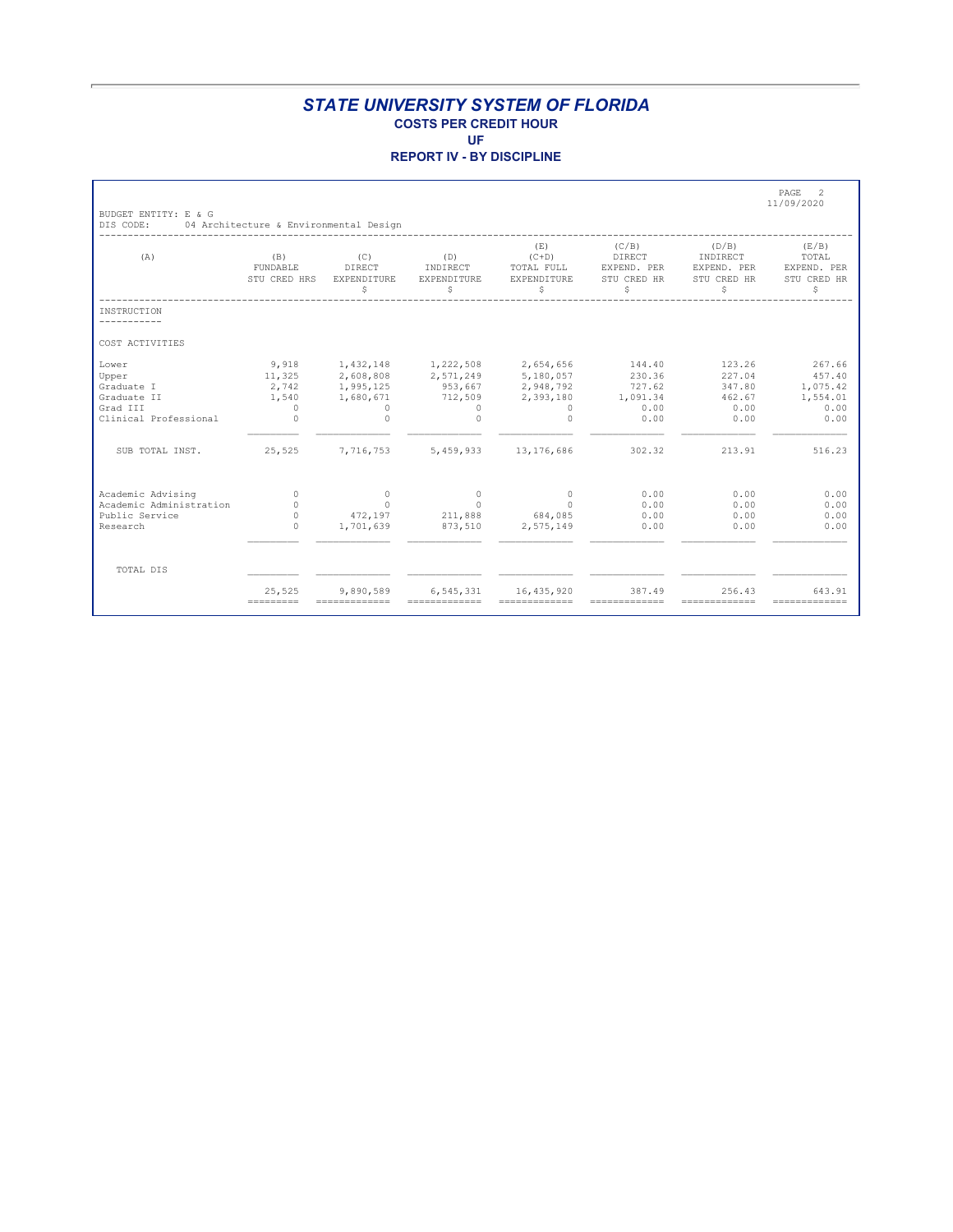# STATE UNIVERSITY SYSTEM OF FLORIDA

**COSTS PER CREDIT HOUR**

**UF**

**REPORT IV - BY DISCIPLINE**

BUDGET ENTITY: E & G

DIS CODE: 04 Architecture & Environmental Design

11/09/2020

| (A) | (B) FUNDABLE STU CRED HRS | (C) DIRECT EXPENDITURE $ | (D) INDIRECT EXPENDITURE $ | (E) (C+D) TOTAL FULL EXPENDITURE $ | (C/B) DIRECT EXPEND. PER STU CRED HR $ | (D/B) INDIRECT EXPEND. PER STU CRED HR $ | (E/B) TOTAL EXPEND. PER STU CRED HR $ |
|---|---|---|---|---|---|---|---|
| INSTRUCTION | | | | | | | |
| COST ACTIVITIES | | | | | | | |
| Lower | 9,918 | 1,432,148 | 1,222,508 | 2,654,656 | 144.40 | 123.26 | 267.66 |
| Upper | 11,325 | 2,608,808 | 2,571,249 | 5,180,057 | 230.36 | 227.04 | 457.40 |
| Graduate I | 2,742 | 1,995,125 | 953,667 | 2,948,792 | 727.62 | 347.80 | 1,075.42 |
| Graduate II | 1,540 | 1,680,671 | 712,509 | 2,393,180 | 1,091.34 | 462.67 | 1,554.01 |
| Grad III | 0 | 0 | 0 | 0 | 0.00 | 0.00 | 0.00 |
| Clinical Professional | 0 | 0 | 0 | 0 | 0.00 | 0.00 | 0.00 |
| SUB TOTAL INST. | 25,525 | 7,716,753 | 5,459,933 | 13,176,686 | 302.32 | 213.91 | 516.23 |
| Academic Advising | 0 | 0 | 0 | 0 | 0.00 | 0.00 | 0.00 |
| Academic Administration | 0 | 0 | 0 | 0 | 0.00 | 0.00 | 0.00 |
| Public Service | 0 | 472,197 | 211,888 | 684,085 | 0.00 | 0.00 | 0.00 |
| Research | 0 | 1,701,639 | 873,510 | 2,575,149 | 0.00 | 0.00 | 0.00 |
| TOTAL DIS | 25,525 | 9,890,589 | 6,545,331 | 16,435,920 | 387.49 | 256.43 | 643.91 |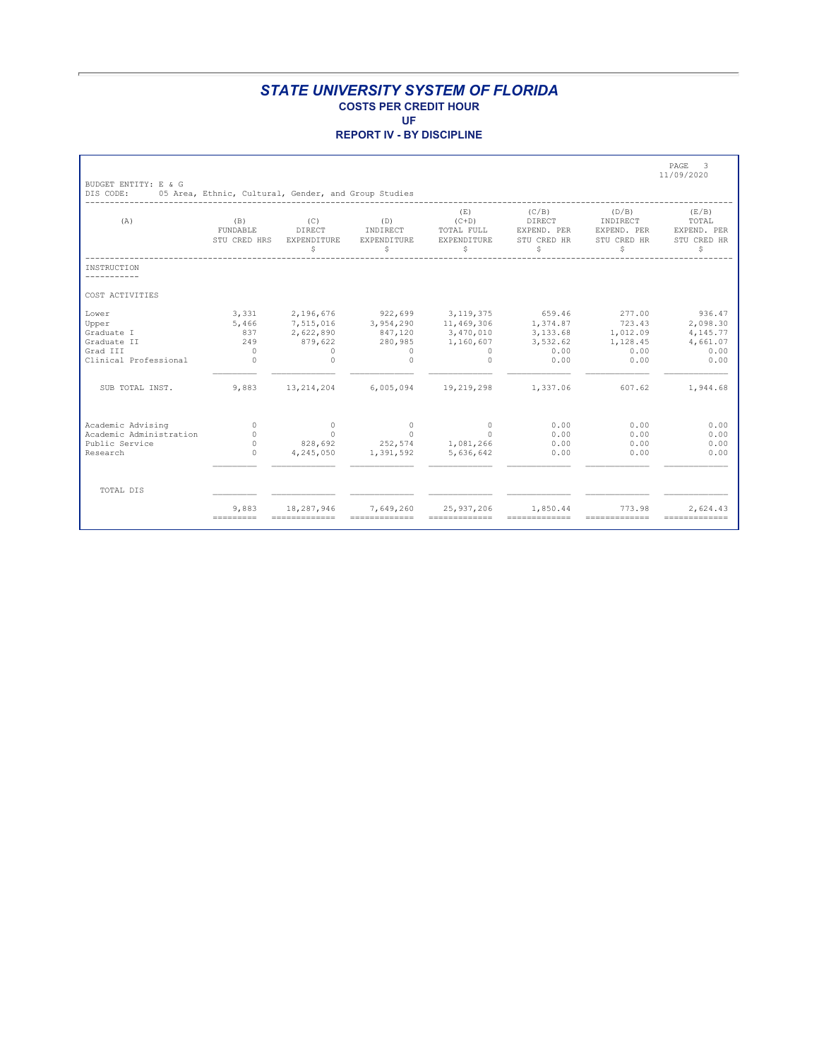# *STATE UNIVERSITY SYSTEM OF FLORIDA*

**COSTS PER CREDIT HOUR**

**UF**

**REPORT IV - BY DISCIPLINE**

BUDGET ENTITY: E & G

DIS CODE: 05 Area, Ethnic, Cultural, Gender, and Group Studies

| (A) | (B) FUNDABLE STU CRED HRS | (C) DIRECT EXPENDITURE $ | (D) INDIRECT EXPENDITURE $ | (E) (C+D) TOTAL FULL EXPENDITURE $ | (C/B) DIRECT EXPEND. PER STU CRED HR $ | (D/B) INDIRECT EXPEND. PER STU CRED HR $ | (E/B) TOTAL EXPEND. PER STU CRED HR $ |
|---|---|---|---|---|---|---|---|
| INSTRUCTION | | | | | | | |
| COST ACTIVITIES | | | | | | | |
| Lower | 3,331 | 2,196,676 | 922,699 | 3,119,375 | 659.46 | 277.00 | 936.47 |
| Upper | 5,466 | 7,515,016 | 3,954,290 | 11,469,306 | 1,374.87 | 723.43 | 2,098.30 |
| Graduate I | 837 | 2,622,890 | 847,120 | 3,470,010 | 3,133.68 | 1,012.09 | 4,145.77 |
| Graduate II | 249 | 879,622 | 280,985 | 1,160,607 | 3,532.62 | 1,128.45 | 4,661.07 |
| Grad III | 0 | 0 | 0 | 0 | 0.00 | 0.00 | 0.00 |
| Clinical Professional | 0 | 0 | 0 | 0 | 0.00 | 0.00 | 0.00 |
| SUB TOTAL INST. | 9,883 | 13,214,204 | 6,005,094 | 19,219,298 | 1,337.06 | 607.62 | 1,944.68 |
| Academic Advising | 0 | 0 | 0 | 0 | 0.00 | 0.00 | 0.00 |
| Academic Administration | 0 | 0 | 0 | 0 | 0.00 | 0.00 | 0.00 |
| Public Service | 0 | 828,692 | 252,574 | 1,081,266 | 0.00 | 0.00 | 0.00 |
| Research | 0 | 4,245,050 | 1,391,592 | 5,636,642 | 0.00 | 0.00 | 0.00 |
| TOTAL DIS | 9,883 | 18,287,946 | 7,649,260 | 25,937,206 | 1,850.44 | 773.98 | 2,624.43 |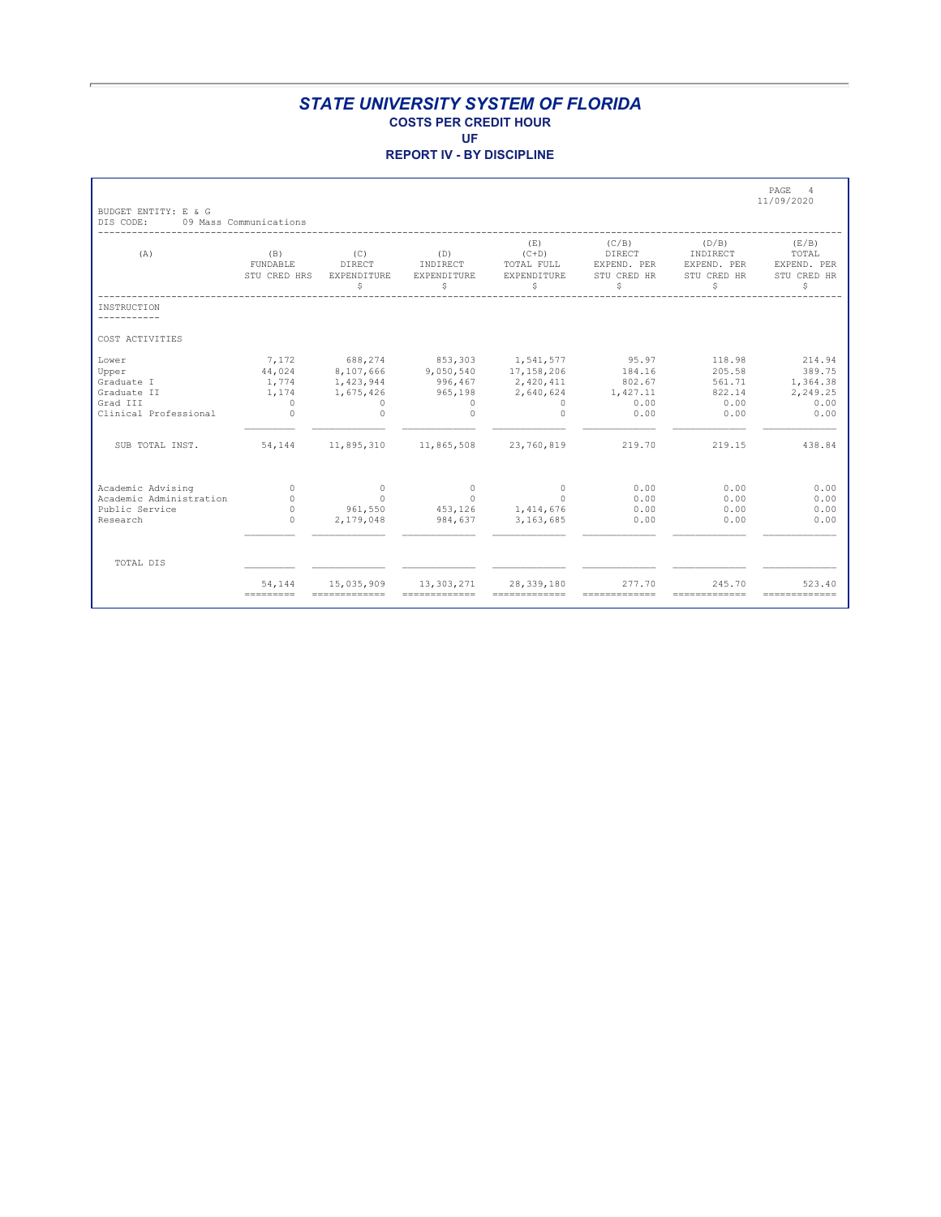# STATE UNIVERSITY SYSTEM OF FLORIDA

## COSTS PER CREDIT HOUR

## UF

## REPORT IV - BY DISCIPLINE

PAGE 4
11/09/2020

BUDGET ENTITY: E & G
DIS CODE: 09 Mass Communications

| (A) | (B) FUNDABLE STU CRED HRS | (C) DIRECT EXPENDITURE $ | (D) INDIRECT EXPENDITURE $ | (E) (C+D) TOTAL FULL EXPENDITURE $ | (C/B) DIRECT EXPEND. PER STU CRED HR $ | (D/B) INDIRECT EXPEND. PER STU CRED HR $ | (E/B) TOTAL EXPEND. PER STU CRED HR $ |
|---|---|---|---|---|---|---|---|
| **INSTRUCTION** | | | | | | | |
| COST ACTIVITIES | | | | | | | |
| Lower | 7,172 | 688,274 | 853,303 | 1,541,577 | 95.97 | 118.98 | 214.94 |
| Upper | 44,024 | 8,107,666 | 9,050,540 | 17,158,206 | 184.16 | 205.58 | 389.75 |
| Graduate I | 1,774 | 1,423,944 | 996,467 | 2,420,411 | 802.67 | 561.71 | 1,364.38 |
| Graduate II | 1,174 | 1,675,426 | 965,198 | 2,640,624 | 1,427.11 | 822.14 | 2,249.25 |
| Grad III | 0 | 0 | 0 | 0 | 0.00 | 0.00 | 0.00 |
| Clinical Professional | 0 | 0 | 0 | 0 | 0.00 | 0.00 | 0.00 |
| SUB TOTAL INST. | 54,144 | 11,895,310 | 11,865,508 | 23,760,819 | 219.70 | 219.15 | 438.84 |
| Academic Advising | 0 | 0 | 0 | 0 | 0.00 | 0.00 | 0.00 |
| Academic Administration | 0 | 0 | 0 | 0 | 0.00 | 0.00 | 0.00 |
| Public Service | 0 | 961,550 | 453,126 | 1,414,676 | 0.00 | 0.00 | 0.00 |
| Research | 0 | 2,179,048 | 984,637 | 3,163,685 | 0.00 | 0.00 | 0.00 |
| TOTAL DIS | 54,144 | 15,035,909 | 13,303,271 | 28,339,180 | 277.70 | 245.70 | 523.40 |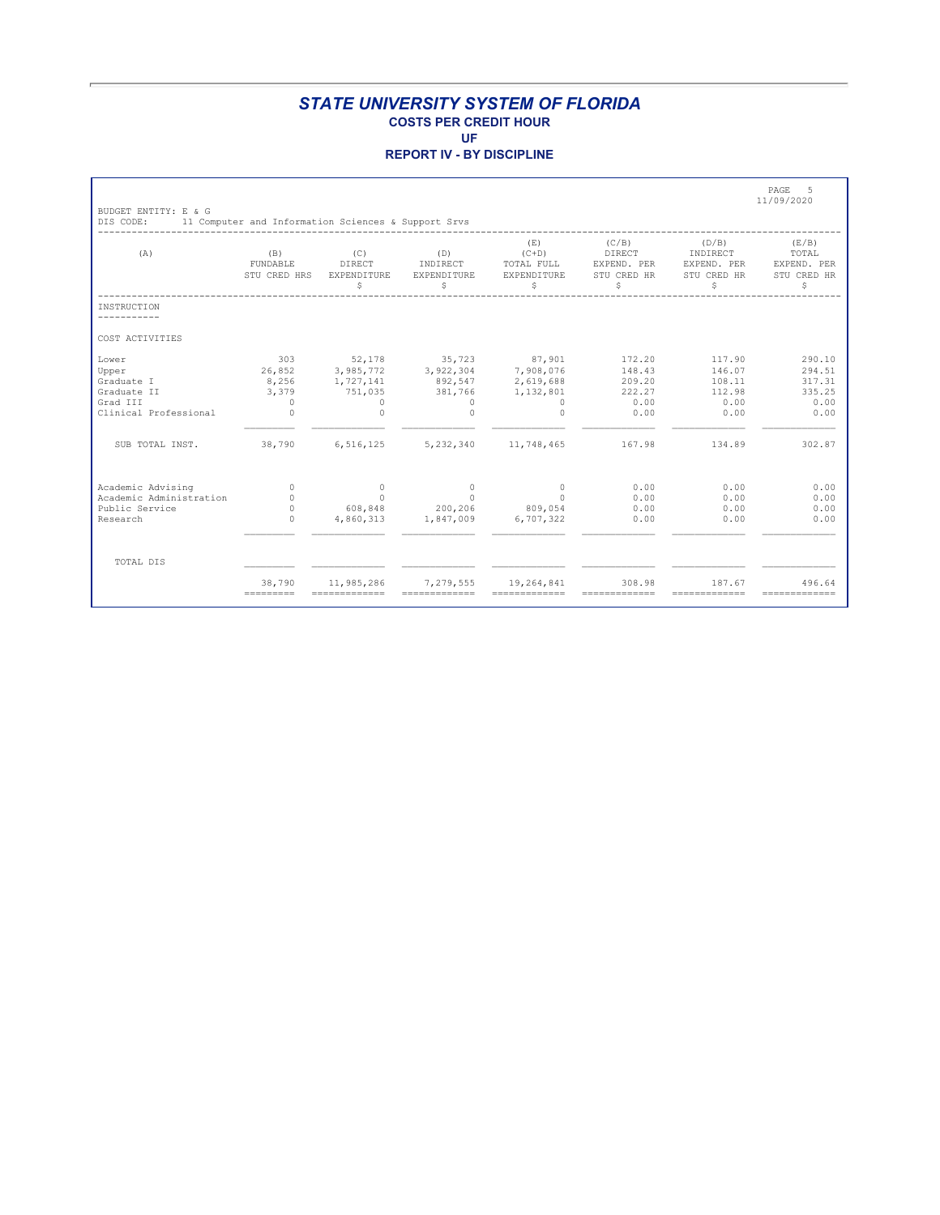# *STATE UNIVERSITY SYSTEM OF FLORIDA*

**COSTS PER CREDIT HOUR**

**UF**

**REPORT IV - BY DISCIPLINE**

PAGE 5
11/09/2020

BUDGET ENTITY: E & G
DIS CODE: 11 Computer and Information Sciences & Support Srvs

| (A) | (B) FUNDABLE STU CRED HRS | (C) DIRECT EXPENDITURE $ | (D) INDIRECT EXPENDITURE $ | (E) (C+D) TOTAL FULL EXPENDITURE $ | (C/B) DIRECT EXPEND. PER STU CRED HR $ | (D/B) INDIRECT EXPEND. PER STU CRED HR $ | (E/B) TOTAL EXPEND. PER STU CRED HR $ |
|---|---|---|---|---|---|---|---|
| INSTRUCTION | | | | | | | |
| COST ACTIVITIES | | | | | | | |
| Lower | 303 | 52,178 | 35,723 | 87,901 | 172.20 | 117.90 | 290.10 |
| Upper | 26,852 | 3,985,772 | 3,922,304 | 7,908,076 | 148.43 | 146.07 | 294.51 |
| Graduate I | 8,256 | 1,727,141 | 892,547 | 2,619,688 | 209.20 | 108.11 | 317.31 |
| Graduate II | 3,379 | 751,035 | 381,766 | 1,132,801 | 222.27 | 112.98 | 335.25 |
| Grad III | 0 | 0 | 0 | 0 | 0.00 | 0.00 | 0.00 |
| Clinical Professional | 0 | 0 | 0 | 0 | 0.00 | 0.00 | 0.00 |
| SUB TOTAL INST. | 38,790 | 6,516,125 | 5,232,340 | 11,748,465 | 167.98 | 134.89 | 302.87 |
| Academic Advising | 0 | 0 | 0 | 0 | 0.00 | 0.00 | 0.00 |
| Academic Administration | 0 | 0 | 0 | 0 | 0.00 | 0.00 | 0.00 |
| Public Service | 0 | 608,848 | 200,206 | 809,054 | 0.00 | 0.00 | 0.00 |
| Research | 0 | 4,860,313 | 1,847,009 | 6,707,322 | 0.00 | 0.00 | 0.00 |
| TOTAL DIS | 38,790 | 11,985,286 | 7,279,555 | 19,264,841 | 308.98 | 187.67 | 496.64 |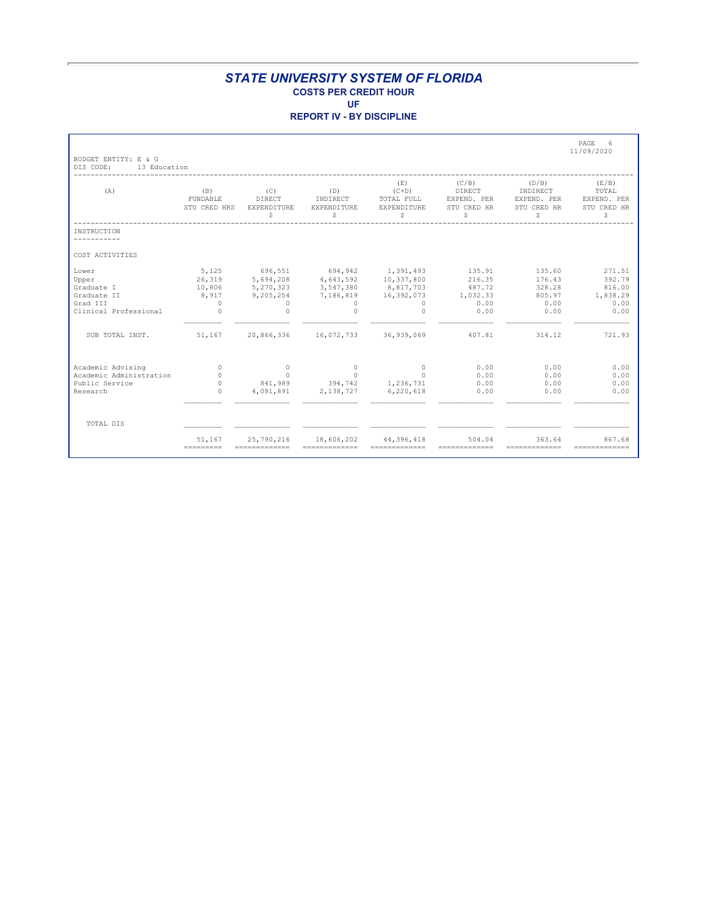# STATE UNIVERSITY SYSTEM OF FLORIDA

## COSTS PER CREDIT HOUR

## UF

## REPORT IV - BY DISCIPLINE

11/09/2020

BUDGET ENTITY: E & G

DIS CODE: 13 Education

| (A) | (B) FUNDABLE STU CRED HRS | (C) DIRECT EXPENDITURE $ | (D) INDIRECT EXPENDITURE $ | (E) (C+D) TOTAL FULL EXPENDITURE $ | (C/B) DIRECT EXPEND. PER STU CRED HR $ | (D/B) INDIRECT EXPEND. PER STU CRED HR $ | (E/B) TOTAL EXPEND. PER STU CRED HR $ |
|---|---|---|---|---|---|---|---|
| INSTRUCTION | | | | | | | |
| COST ACTIVITIES | | | | | | | |
| Lower | 5,125 | 696,551 | 694,942 | 1,391,493 | 135.91 | 135.60 | 271.51 |
| Upper | 26,319 | 5,694,208 | 4,643,592 | 10,337,800 | 216.35 | 176.43 | 392.79 |
| Graduate I | 10,806 | 5,270,323 | 3,547,380 | 8,817,703 | 487.72 | 328.28 | 816.00 |
| Graduate II | 8,917 | 9,205,254 | 7,186,819 | 16,392,073 | 1,032.33 | 805.97 | 1,838.29 |
| Grad III | 0 | 0 | 0 | 0 | 0.00 | 0.00 | 0.00 |
| Clinical Professional | 0 | 0 | 0 | 0 | 0.00 | 0.00 | 0.00 |
| SUB TOTAL INST. | 51,167 | 20,866,336 | 16,072,733 | 36,939,069 | 407.81 | 314.12 | 721.93 |
| Academic Advising | 0 | 0 | 0 | 0 | 0.00 | 0.00 | 0.00 |
| Academic Administration | 0 | 0 | 0 | 0 | 0.00 | 0.00 | 0.00 |
| Public Service | 0 | 841,989 | 394,742 | 1,236,731 | 0.00 | 0.00 | 0.00 |
| Research | 0 | 4,081,891 | 2,138,727 | 6,220,618 | 0.00 | 0.00 | 0.00 |
| TOTAL DIS | 51,167 | 25,790,216 | 18,606,202 | 44,396,418 | 504.04 | 363.64 | 867.68 |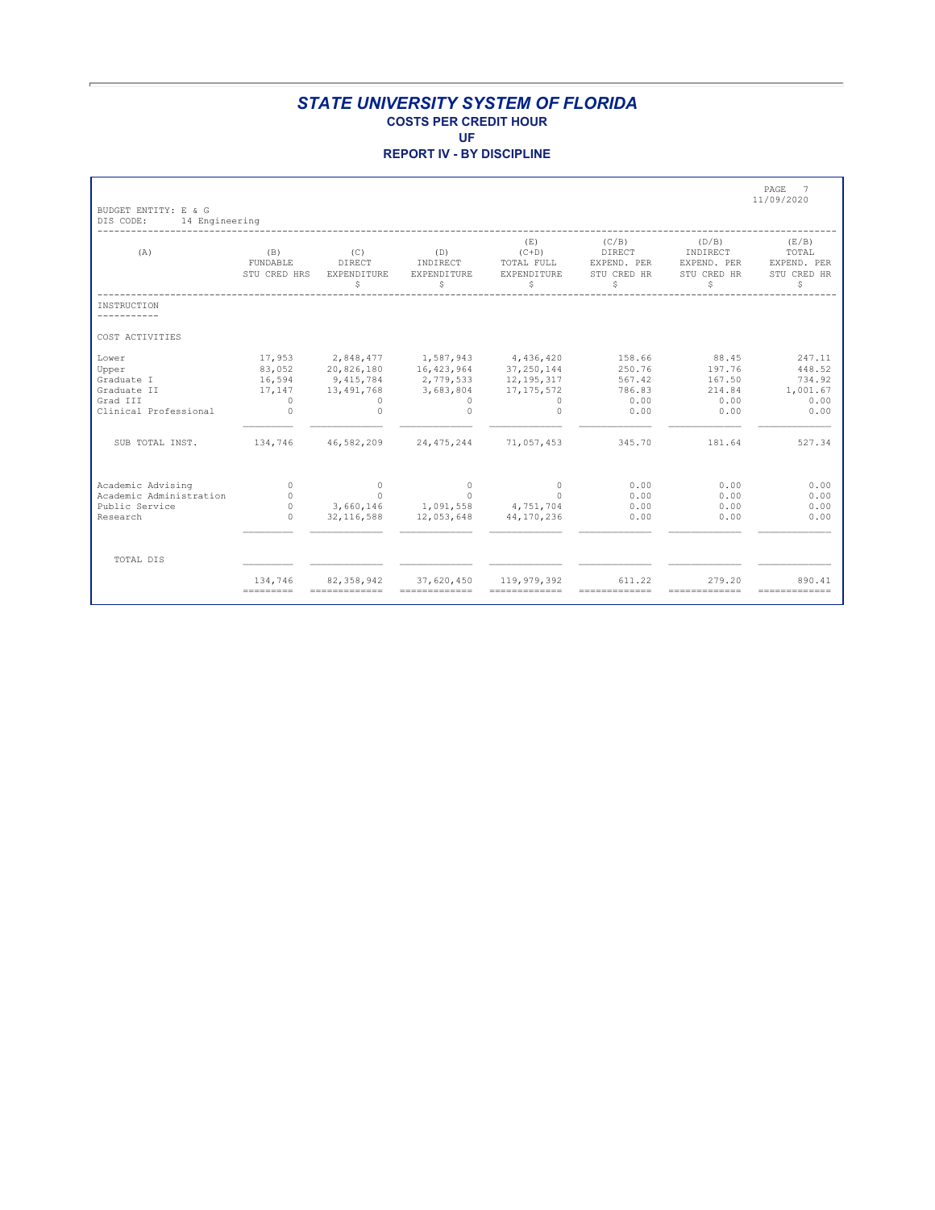# STATE UNIVERSITY SYSTEM OF FLORIDA

**COSTS PER CREDIT HOUR**

**UF**

**REPORT IV - BY DISCIPLINE**

PAGE 7
11/09/2020

BUDGET ENTITY: E & G
DIS CODE: 14 Engineering

| (A) | (B) FUNDABLE STU CRED HRS | (C) DIRECT EXPENDITURE $ | (D) INDIRECT EXPENDITURE $ | (E) (C+D) TOTAL FULL EXPENDITURE $ | (C/B) DIRECT EXPEND. PER STU CRED HR $ | (D/B) INDIRECT EXPEND. PER STU CRED HR $ | (E/B) TOTAL EXPEND. PER STU CRED HR $ |
|---|---|---|---|---|---|---|---|
| INSTRUCTION | | | | | | | |
| COST ACTIVITIES | | | | | | | |
| Lower | 17,953 | 2,848,477 | 1,587,943 | 4,436,420 | 158.66 | 88.45 | 247.11 |
| Upper | 83,052 | 20,826,180 | 16,423,964 | 37,250,144 | 250.76 | 197.76 | 448.52 |
| Graduate I | 16,594 | 9,415,784 | 2,779,533 | 12,195,317 | 567.42 | 167.50 | 734.92 |
| Graduate II | 17,147 | 13,491,768 | 3,683,804 | 17,175,572 | 786.83 | 214.84 | 1,001.67 |
| Grad III | 0 | 0 | 0 | 0 | 0.00 | 0.00 | 0.00 |
| Clinical Professional | 0 | 0 | 0 | 0 | 0.00 | 0.00 | 0.00 |
| SUB TOTAL INST. | 134,746 | 46,582,209 | 24,475,244 | 71,057,453 | 345.70 | 181.64 | 527.34 |
| Academic Advising | 0 | 0 | 0 | 0 | 0.00 | 0.00 | 0.00 |
| Academic Administration | 0 | 0 | 0 | 0 | 0.00 | 0.00 | 0.00 |
| Public Service | 0 | 3,660,146 | 1,091,558 | 4,751,704 | 0.00 | 0.00 | 0.00 |
| Research | 0 | 32,116,588 | 12,053,648 | 44,170,236 | 0.00 | 0.00 | 0.00 |
| TOTAL DIS | 134,746 | 82,358,942 | 37,620,450 | 119,979,392 | 611.22 | 279.20 | 890.41 |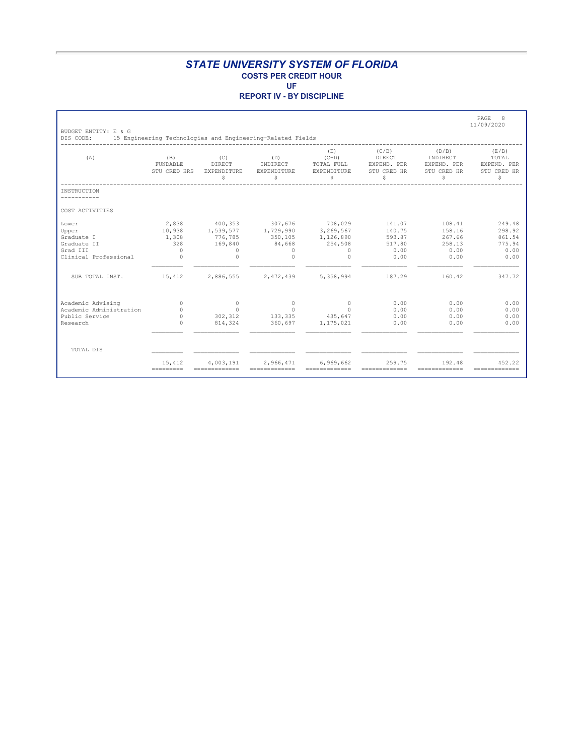# STATE UNIVERSITY SYSTEM OF FLORIDA

## COSTS PER CREDIT HOUR

## UF

## REPORT IV - BY DISCIPLINE

PAGE 8
11/09/2020

BUDGET ENTITY: E & G
DIS CODE: 15 Engineering Technologies and Engineering-Related Fields

| (A) | (B) FUNDABLE STU CRED HRS | (C) DIRECT EXPENDITURE $ | (D) INDIRECT EXPENDITURE $ | (E) (C+D) TOTAL FULL EXPENDITURE $ | (C/B) DIRECT EXPEND. PER STU CRED HR $ | (D/B) INDIRECT EXPEND. PER STU CRED HR $ | (E/B) TOTAL EXPEND. PER STU CRED HR $ |
|---|---|---|---|---|---|---|---|
| INSTRUCTION | | | | | | | |
| COST ACTIVITIES | | | | | | | |
| Lower | 2,838 | 400,353 | 307,676 | 708,029 | 141.07 | 108.41 | 249.48 |
| Upper | 10,938 | 1,539,577 | 1,729,990 | 3,269,567 | 140.75 | 158.16 | 298.92 |
| Graduate I | 1,308 | 776,785 | 350,105 | 1,126,890 | 593.87 | 267.66 | 861.54 |
| Graduate II | 328 | 169,840 | 84,668 | 254,508 | 517.80 | 258.13 | 775.94 |
| Grad III | 0 | 0 | 0 | 0 | 0.00 | 0.00 | 0.00 |
| Clinical Professional | 0 | 0 | 0 | 0 | 0.00 | 0.00 | 0.00 |
| SUB TOTAL INST. | 15,412 | 2,886,555 | 2,472,439 | 5,358,994 | 187.29 | 160.42 | 347.72 |
| Academic Advising | 0 | 0 | 0 | 0 | 0.00 | 0.00 | 0.00 |
| Academic Administration | 0 | 0 | 0 | 0 | 0.00 | 0.00 | 0.00 |
| Public Service | 0 | 302,312 | 133,335 | 435,647 | 0.00 | 0.00 | 0.00 |
| Research | 0 | 814,324 | 360,697 | 1,175,021 | 0.00 | 0.00 | 0.00 |
| TOTAL DIS | 15,412 | 4,003,191 | 2,966,471 | 6,969,662 | 259.75 | 192.48 | 452.22 |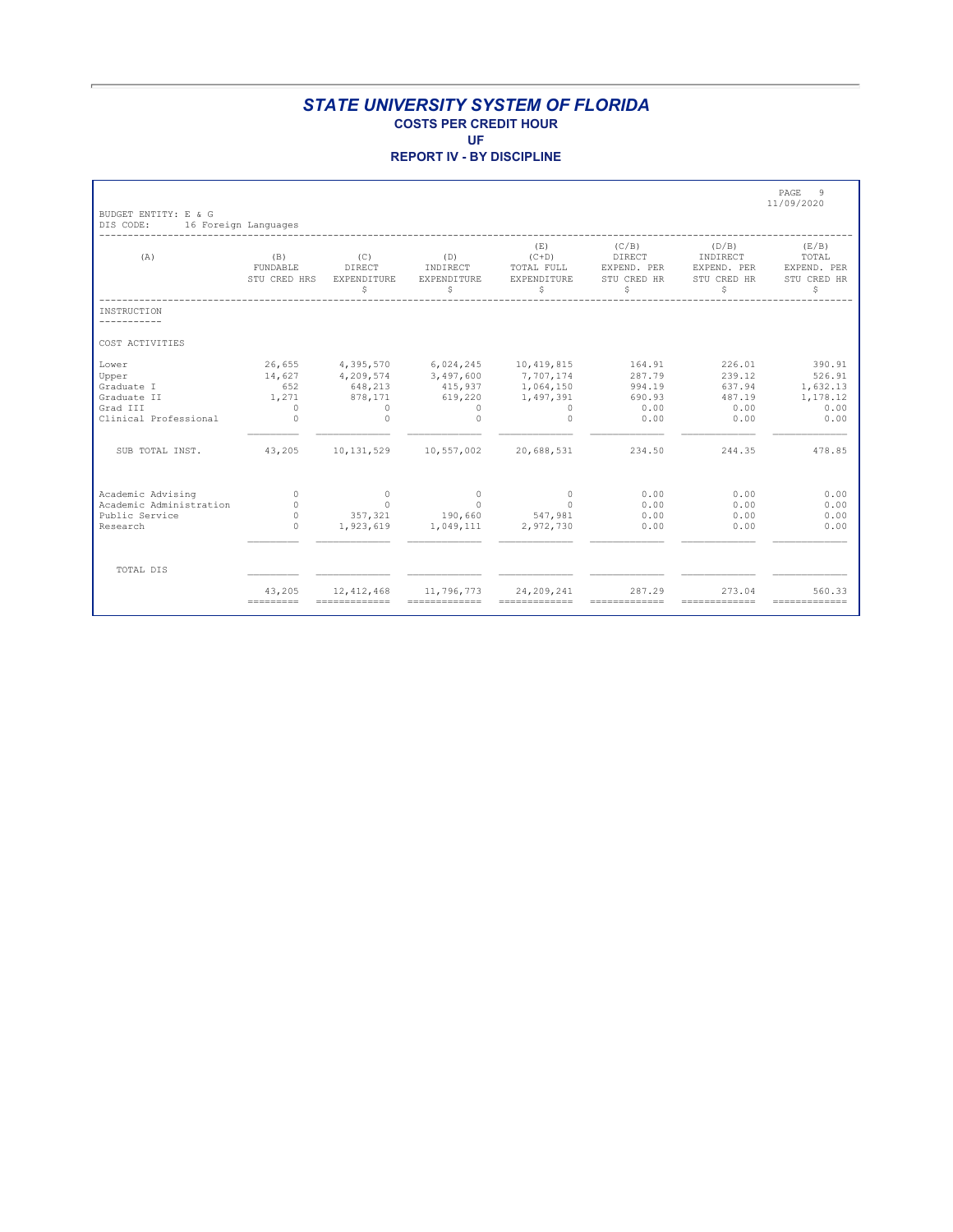# STATE UNIVERSITY SYSTEM OF FLORIDA

**COSTS PER CREDIT HOUR**

**UF**

**REPORT IV - BY DISCIPLINE**

11/09/2020

BUDGET ENTITY: E & G

DIS CODE: 16 Foreign Languages

| (A) | (B) FUNDABLE STU CRED HRS | (C) DIRECT EXPENDITURE $ | (D) INDIRECT EXPENDITURE $ | (E) (C+D) TOTAL FULL EXPENDITURE $ | (C/B) DIRECT EXPEND. PER STU CRED HR $ | (D/B) INDIRECT EXPEND. PER STU CRED HR $ | (E/B) TOTAL EXPEND. PER STU CRED HR $ |
|---|---|---|---|---|---|---|---|
| INSTRUCTION | | | | | | | |
| COST ACTIVITIES | | | | | | | |
| Lower | 26,655 | 4,395,570 | 6,024,245 | 10,419,815 | 164.91 | 226.01 | 390.91 |
| Upper | 14,627 | 4,209,574 | 3,497,600 | 7,707,174 | 287.79 | 239.12 | 526.91 |
| Graduate I | 652 | 648,213 | 415,937 | 1,064,150 | 994.19 | 637.94 | 1,632.13 |
| Graduate II | 1,271 | 878,171 | 619,220 | 1,497,391 | 690.93 | 487.19 | 1,178.12 |
| Grad III | 0 | 0 | 0 | 0 | 0.00 | 0.00 | 0.00 |
| Clinical Professional | 0 | 0 | 0 | 0 | 0.00 | 0.00 | 0.00 |
| SUB TOTAL INST. | 43,205 | 10,131,529 | 10,557,002 | 20,688,531 | 234.50 | 244.35 | 478.85 |
| Academic Advising | 0 | 0 | 0 | 0 | 0.00 | 0.00 | 0.00 |
| Academic Administration | 0 | 0 | 0 | 0 | 0.00 | 0.00 | 0.00 |
| Public Service | 0 | 357,321 | 190,660 | 547,981 | 0.00 | 0.00 | 0.00 |
| Research | 0 | 1,923,619 | 1,049,111 | 2,972,730 | 0.00 | 0.00 | 0.00 |
| TOTAL DIS | 43,205 | 12,412,468 | 11,796,773 | 24,209,241 | 287.29 | 273.04 | 560.33 |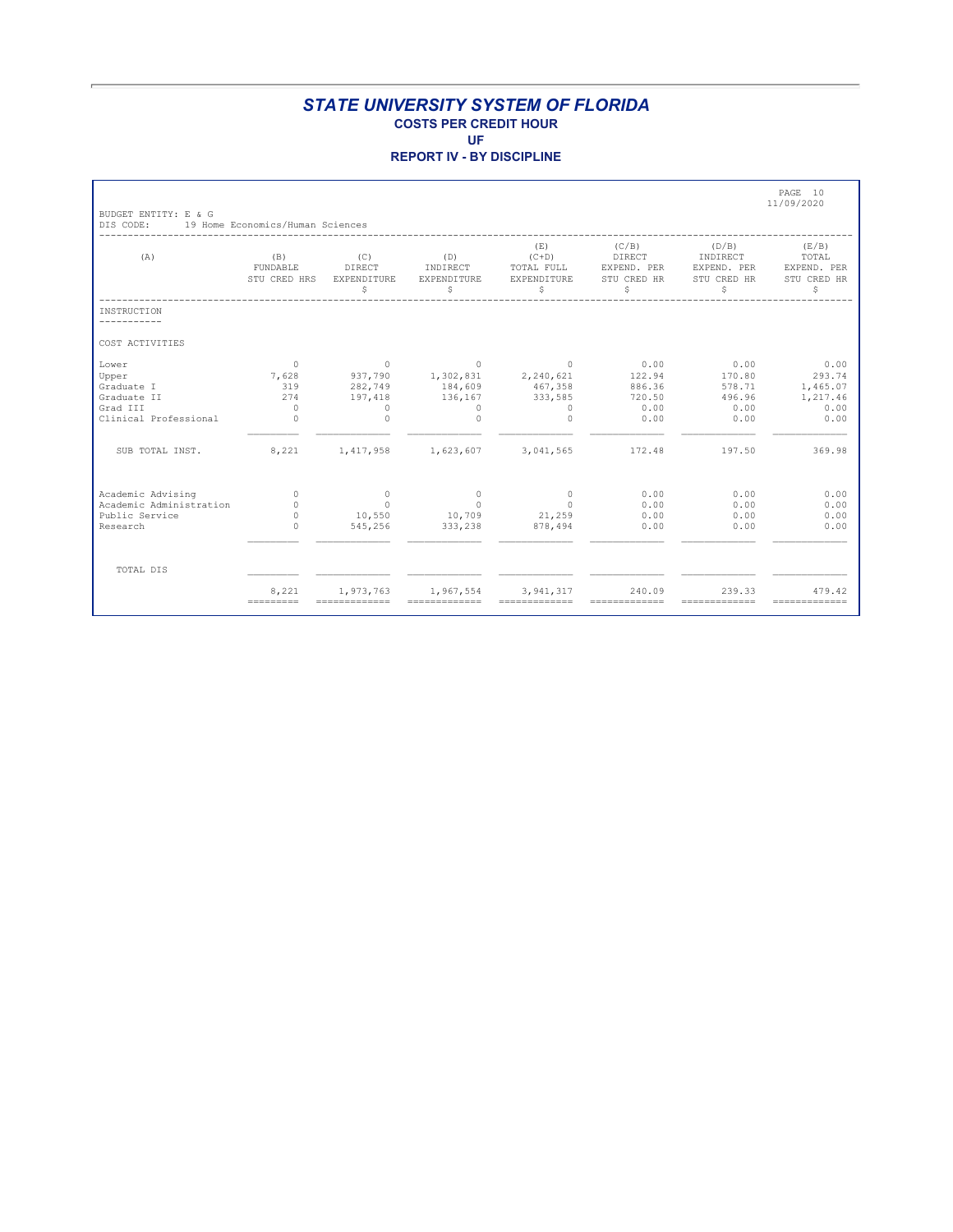# STATE UNIVERSITY SYSTEM OF FLORIDA

**COSTS PER CREDIT HOUR**

**UF**

**REPORT IV - BY DISCIPLINE**

BUDGET ENTITY: E & G

DIS CODE: 19 Home Economics/Human Sciences

| (A) | (B) FUNDABLE STU CRED HRS | (C) DIRECT EXPENDITURE $ | (D) INDIRECT EXPENDITURE $ | (E) (C+D) TOTAL FULL EXPENDITURE $ | (C/B) DIRECT EXPEND. PER STU CRED HR $ | (D/B) INDIRECT EXPEND. PER STU CRED HR $ | (E/B) TOTAL EXPEND. PER STU CRED HR $ |
|---|---|---|---|---|---|---|---|
| INSTRUCTION | | | | | | | |
| COST ACTIVITIES | | | | | | | |
| Lower | 0 | 0 | 0 | 0 | 0.00 | 0.00 | 0.00 |
| Upper | 7,628 | 937,790 | 1,302,831 | 2,240,621 | 122.94 | 170.80 | 293.74 |
| Graduate I | 319 | 282,749 | 184,609 | 467,358 | 886.36 | 578.71 | 1,465.07 |
| Graduate II | 274 | 197,418 | 136,167 | 333,585 | 720.50 | 496.96 | 1,217.46 |
| Grad III | 0 | 0 | 0 | 0 | 0.00 | 0.00 | 0.00 |
| Clinical Professional | 0 | 0 | 0 | 0 | 0.00 | 0.00 | 0.00 |
| SUB TOTAL INST. | 8,221 | 1,417,958 | 1,623,607 | 3,041,565 | 172.48 | 197.50 | 369.98 |
| Academic Advising | 0 | 0 | 0 | 0 | 0.00 | 0.00 | 0.00 |
| Academic Administration | 0 | 0 | 0 | 0 | 0.00 | 0.00 | 0.00 |
| Public Service | 0 | 10,550 | 10,709 | 21,259 | 0.00 | 0.00 | 0.00 |
| Research | 0 | 545,256 | 333,238 | 878,494 | 0.00 | 0.00 | 0.00 |
| TOTAL DIS | 8,221 | 1,973,763 | 1,967,554 | 3,941,317 | 240.09 | 239.33 | 479.42 |

11/09/2020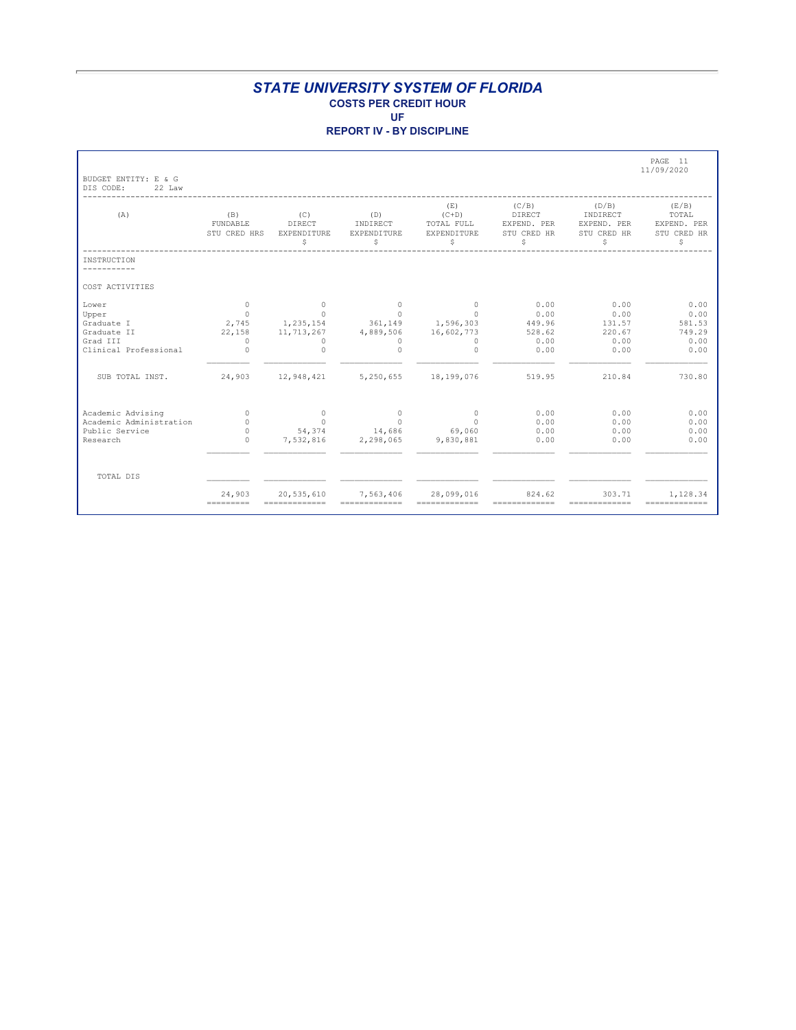# *STATE UNIVERSITY SYSTEM OF FLORIDA*

## COSTS PER CREDIT HOUR

## UF

## REPORT IV - BY DISCIPLINE

PAGE 11
11/09/2020

BUDGET ENTITY: E & G
DIS CODE: 22 Law

| (A) | (B) FUNDABLE STU CRED HRS | (C) DIRECT EXPENDITURE $ | (D) INDIRECT EXPENDITURE $ | (E) (C+D) TOTAL FULL EXPENDITURE $ | (C/B) DIRECT EXPEND. PER STU CRED HR $ | (D/B) INDIRECT EXPEND. PER STU CRED HR $ | (E/B) TOTAL EXPEND. PER STU CRED HR $ |
|---|---|---|---|---|---|---|---|
| INSTRUCTION | | | | | | | |
| COST ACTIVITIES | | | | | | | |
| Lower | 0 | 0 | 0 | 0 | 0.00 | 0.00 | 0.00 |
| Upper | 0 | 0 | 0 | 0 | 0.00 | 0.00 | 0.00 |
| Graduate I | 2,745 | 1,235,154 | 361,149 | 1,596,303 | 449.96 | 131.57 | 581.53 |
| Graduate II | 22,158 | 11,713,267 | 4,889,506 | 16,602,773 | 528.62 | 220.67 | 749.29 |
| Grad III | 0 | 0 | 0 | 0 | 0.00 | 0.00 | 0.00 |
| Clinical Professional | 0 | 0 | 0 | 0 | 0.00 | 0.00 | 0.00 |
| SUB TOTAL INST. | 24,903 | 12,948,421 | 5,250,655 | 18,199,076 | 519.95 | 210.84 | 730.80 |
| Academic Advising | 0 | 0 | 0 | 0 | 0.00 | 0.00 | 0.00 |
| Academic Administration | 0 | 0 | 0 | 0 | 0.00 | 0.00 | 0.00 |
| Public Service | 0 | 54,374 | 14,686 | 69,060 | 0.00 | 0.00 | 0.00 |
| Research | 0 | 7,532,816 | 2,298,065 | 9,830,881 | 0.00 | 0.00 | 0.00 |
| TOTAL DIS | 24,903 | 20,535,610 | 7,563,406 | 28,099,016 | 824.62 | 303.71 | 1,128.34 |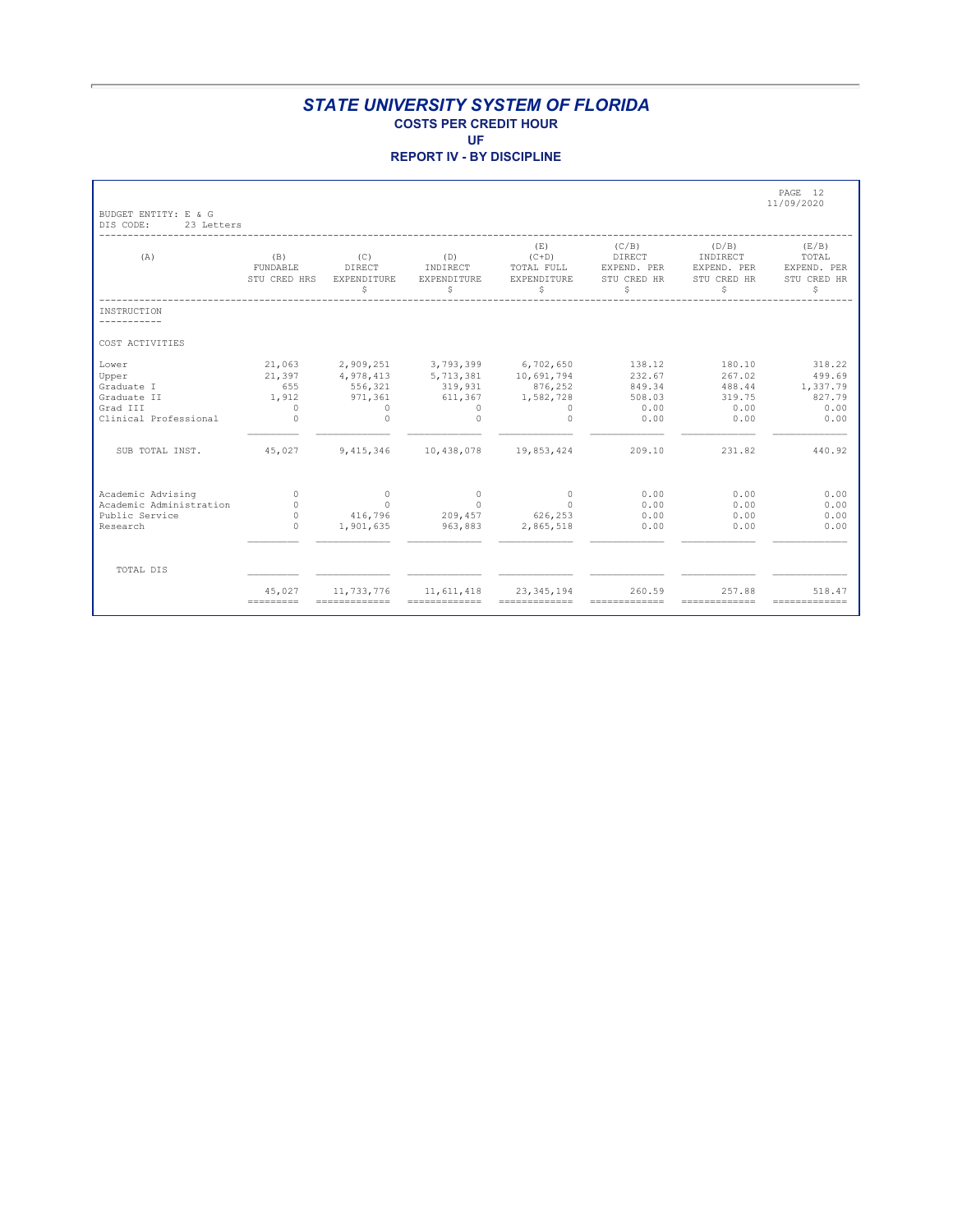# STATE UNIVERSITY SYSTEM OF FLORIDA

**COSTS PER CREDIT HOUR**

**UF**

**REPORT IV - BY DISCIPLINE**

PAGE 12
11/09/2020

BUDGET ENTITY: E & G
DIS CODE: 23 Letters

| (A) | (B) FUNDABLE STU CRED HRS | (C) DIRECT EXPENDITURE $ | (D) INDIRECT EXPENDITURE $ | (E) (C+D) TOTAL FULL EXPENDITURE $ | (C/B) DIRECT EXPEND. PER STU CRED HR $ | (D/B) INDIRECT EXPEND. PER STU CRED HR $ | (E/B) TOTAL EXPEND. PER STU CRED HR $ |
|---|---|---|---|---|---|---|---|
| INSTRUCTION | | | | | | | |
| COST ACTIVITIES | | | | | | | |
| Lower | 21,063 | 2,909,251 | 3,793,399 | 6,702,650 | 138.12 | 180.10 | 318.22 |
| Upper | 21,397 | 4,978,413 | 5,713,381 | 10,691,794 | 232.67 | 267.02 | 499.69 |
| Graduate I | 655 | 556,321 | 319,931 | 876,252 | 849.34 | 488.44 | 1,337.79 |
| Graduate II | 1,912 | 971,361 | 611,367 | 1,582,728 | 508.03 | 319.75 | 827.79 |
| Grad III | 0 | 0 | 0 | 0 | 0.00 | 0.00 | 0.00 |
| Clinical Professional | 0 | 0 | 0 | 0 | 0.00 | 0.00 | 0.00 |
| SUB TOTAL INST. | 45,027 | 9,415,346 | 10,438,078 | 19,853,424 | 209.10 | 231.82 | 440.92 |
| Academic Advising | 0 | 0 | 0 | 0 | 0.00 | 0.00 | 0.00 |
| Academic Administration | 0 | 0 | 0 | 0 | 0.00 | 0.00 | 0.00 |
| Public Service | 0 | 416,796 | 209,457 | 626,253 | 0.00 | 0.00 | 0.00 |
| Research | 0 | 1,901,635 | 963,883 | 2,865,518 | 0.00 | 0.00 | 0.00 |
| TOTAL DIS | 45,027 | 11,733,776 | 11,611,418 | 23,345,194 | 260.59 | 257.88 | 518.47 |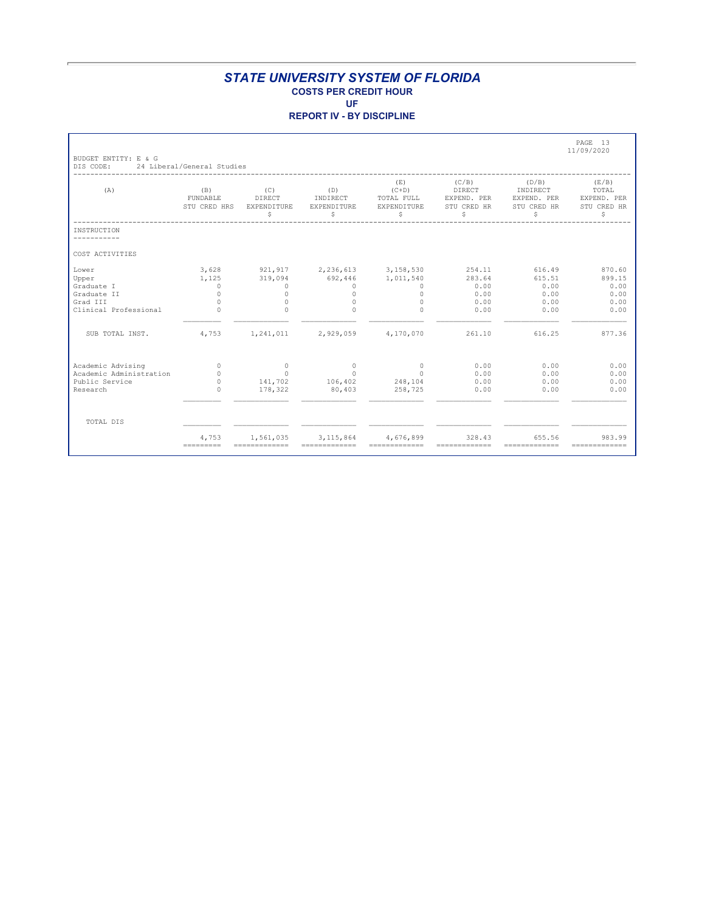# STATE UNIVERSITY SYSTEM OF FLORIDA

**COSTS PER CREDIT HOUR**

**UF**

**REPORT IV - BY DISCIPLINE**

PAGE 13
11/09/2020

BUDGET ENTITY: E & G
DIS CODE: 24 Liberal/General Studies

| (A) | (B) FUNDABLE STU CRED HRS | (C) DIRECT EXPENDITURE $ | (D) INDIRECT EXPENDITURE $ | (E) (C+D) TOTAL FULL EXPENDITURE $ | (C/B) DIRECT EXPEND. PER STU CRED HR $ | (D/B) INDIRECT EXPEND. PER STU CRED HR $ | (E/B) TOTAL EXPEND. PER STU CRED HR $ |
|---|---|---|---|---|---|---|---|
| INSTRUCTION | | | | | | | |
| COST ACTIVITIES | | | | | | | |
| Lower | 3,628 | 921,917 | 2,236,613 | 3,158,530 | 254.11 | 616.49 | 870.60 |
| Upper | 1,125 | 319,094 | 692,446 | 1,011,540 | 283.64 | 615.51 | 899.15 |
| Graduate I | 0 | 0 | 0 | 0 | 0.00 | 0.00 | 0.00 |
| Graduate II | 0 | 0 | 0 | 0 | 0.00 | 0.00 | 0.00 |
| Grad III | 0 | 0 | 0 | 0 | 0.00 | 0.00 | 0.00 |
| Clinical Professional | 0 | 0 | 0 | 0 | 0.00 | 0.00 | 0.00 |
| SUB TOTAL INST. | 4,753 | 1,241,011 | 2,929,059 | 4,170,070 | 261.10 | 616.25 | 877.36 |
| Academic Advising | 0 | 0 | 0 | 0 | 0.00 | 0.00 | 0.00 |
| Academic Administration | 0 | 0 | 0 | 0 | 0.00 | 0.00 | 0.00 |
| Public Service | 0 | 141,702 | 106,402 | 248,104 | 0.00 | 0.00 | 0.00 |
| Research | 0 | 178,322 | 80,403 | 258,725 | 0.00 | 0.00 | 0.00 |
| TOTAL DIS | 4,753 | 1,561,035 | 3,115,864 | 4,676,899 | 328.43 | 655.56 | 983.99 |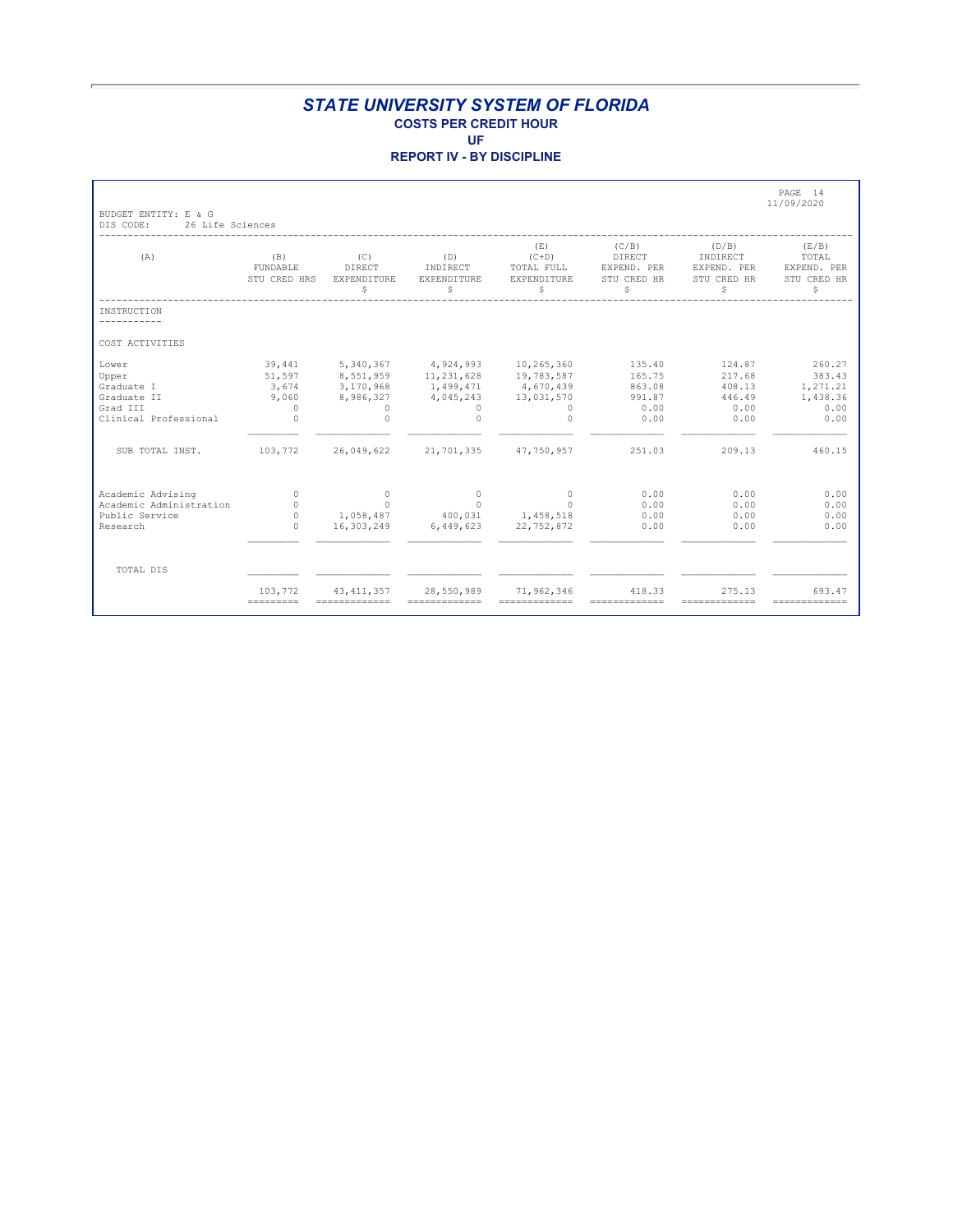# STATE UNIVERSITY SYSTEM OF FLORIDA

**COSTS PER CREDIT HOUR**

**UF**

**REPORT IV - BY DISCIPLINE**

BUDGET ENTITY: E & G

DIS CODE: 26 Life Sciences

| (A) | (B) FUNDABLE STU CRED HRS | (C) DIRECT EXPENDITURE $ | (D) INDIRECT EXPENDITURE $ | (E) (C+D) TOTAL FULL EXPENDITURE $ | (C/B) DIRECT EXPEND. PER STU CRED HR $ | (D/B) INDIRECT EXPEND. PER STU CRED HR $ | (E/B) TOTAL EXPEND. PER STU CRED HR $ |
|---|---|---|---|---|---|---|---|
| INSTRUCTION | | | | | | | |
| COST ACTIVITIES | | | | | | | |
| Lower | 39,441 | 5,340,367 | 4,924,993 | 10,265,360 | 135.40 | 124.87 | 260.27 |
| Upper | 51,597 | 8,551,959 | 11,231,628 | 19,783,587 | 165.75 | 217.68 | 383.43 |
| Graduate I | 3,674 | 3,170,968 | 1,499,471 | 4,670,439 | 863.08 | 408.13 | 1,271.21 |
| Graduate II | 9,060 | 8,986,327 | 4,045,243 | 13,031,570 | 991.87 | 446.49 | 1,438.36 |
| Grad III | 0 | 0 | 0 | 0 | 0.00 | 0.00 | 0.00 |
| Clinical Professional | 0 | 0 | 0 | 0 | 0.00 | 0.00 | 0.00 |
| SUB TOTAL INST. | 103,772 | 26,049,622 | 21,701,335 | 47,750,957 | 251.03 | 209.13 | 460.15 |
| Academic Advising | 0 | 0 | 0 | 0 | 0.00 | 0.00 | 0.00 |
| Academic Administration | 0 | 0 | 0 | 0 | 0.00 | 0.00 | 0.00 |
| Public Service | 0 | 1,058,487 | 400,031 | 1,458,518 | 0.00 | 0.00 | 0.00 |
| Research | 0 | 16,303,249 | 6,449,623 | 22,752,872 | 0.00 | 0.00 | 0.00 |
| TOTAL DIS | 103,772 | 43,411,357 | 28,550,989 | 71,962,346 | 418.33 | 275.13 | 693.47 |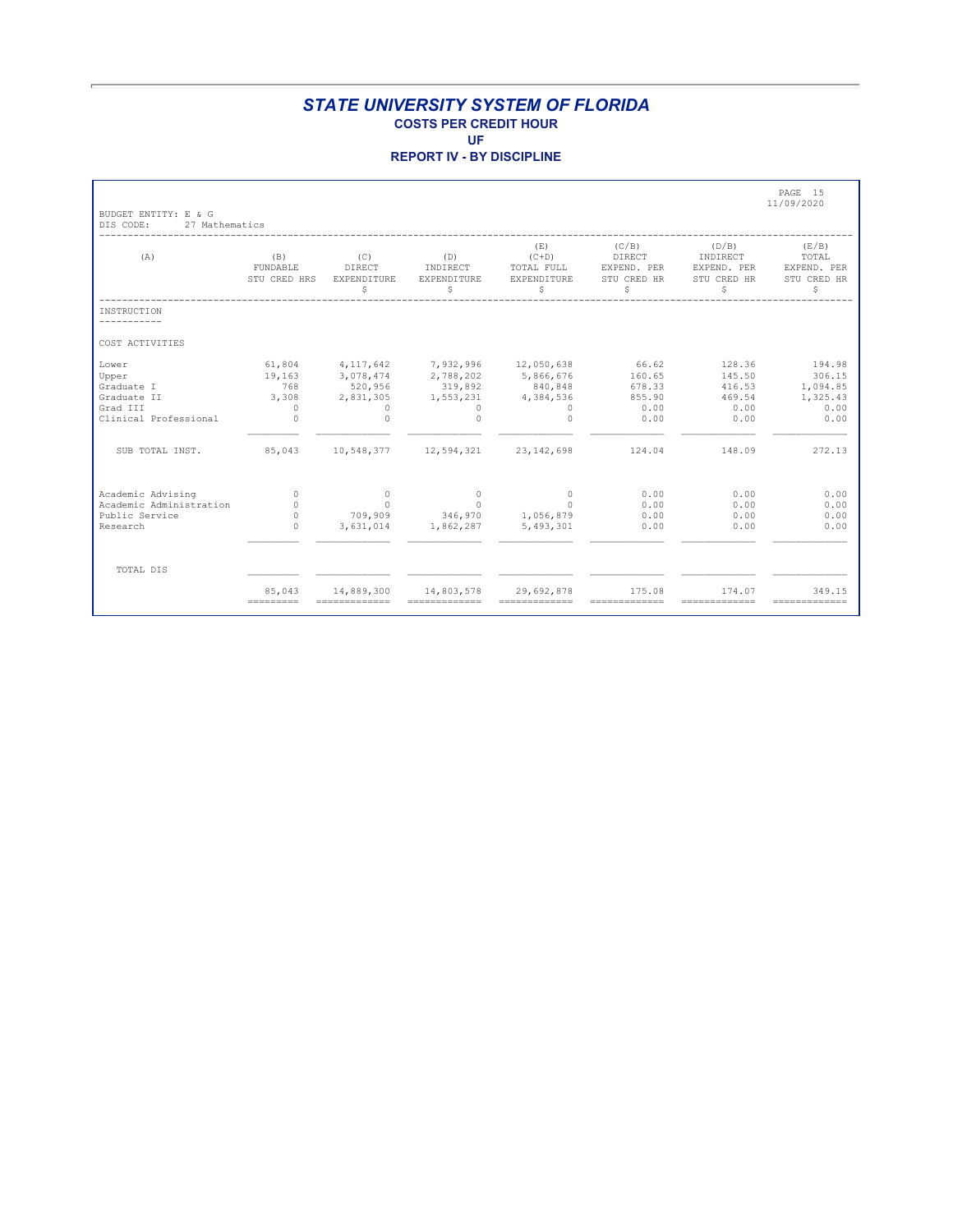# STATE UNIVERSITY SYSTEM OF FLORIDA

**COSTS PER CREDIT HOUR**

**UF**

**REPORT IV - BY DISCIPLINE**

PAGE 15
11/09/2020

BUDGET ENTITY: E & G
DIS CODE: 27 Mathematics

| (A) | (B) FUNDABLE STU CRED HRS | (C) DIRECT EXPENDITURE $ | (D) INDIRECT EXPENDITURE $ | (E) (C+D) TOTAL FULL EXPENDITURE $ | (C/B) DIRECT EXPEND. PER STU CRED HR $ | (D/B) INDIRECT EXPEND. PER STU CRED HR $ | (E/B) TOTAL EXPEND. PER STU CRED HR $ |
|---|---|---|---|---|---|---|---|
| INSTRUCTION | | | | | | | |
| COST ACTIVITIES | | | | | | | |
| Lower | 61,804 | 4,117,642 | 7,932,996 | 12,050,638 | 66.62 | 128.36 | 194.98 |
| Upper | 19,163 | 3,078,474 | 2,788,202 | 5,866,676 | 160.65 | 145.50 | 306.15 |
| Graduate I | 768 | 520,956 | 319,892 | 840,848 | 678.33 | 416.53 | 1,094.85 |
| Graduate II | 3,308 | 2,831,305 | 1,553,231 | 4,384,536 | 855.90 | 469.54 | 1,325.43 |
| Grad III | 0 | 0 | 0 | 0 | 0.00 | 0.00 | 0.00 |
| Clinical Professional | 0 | 0 | 0 | 0 | 0.00 | 0.00 | 0.00 |
| SUB TOTAL INST. | 85,043 | 10,548,377 | 12,594,321 | 23,142,698 | 124.04 | 148.09 | 272.13 |
| Academic Advising | 0 | 0 | 0 | 0 | 0.00 | 0.00 | 0.00 |
| Academic Administration | 0 | 0 | 0 | 0 | 0.00 | 0.00 | 0.00 |
| Public Service | 0 | 709,909 | 346,970 | 1,056,879 | 0.00 | 0.00 | 0.00 |
| Research | 0 | 3,631,014 | 1,862,287 | 5,493,301 | 0.00 | 0.00 | 0.00 |
| TOTAL DIS | 85,043 | 14,889,300 | 14,803,578 | 29,692,878 | 175.08 | 174.07 | 349.15 |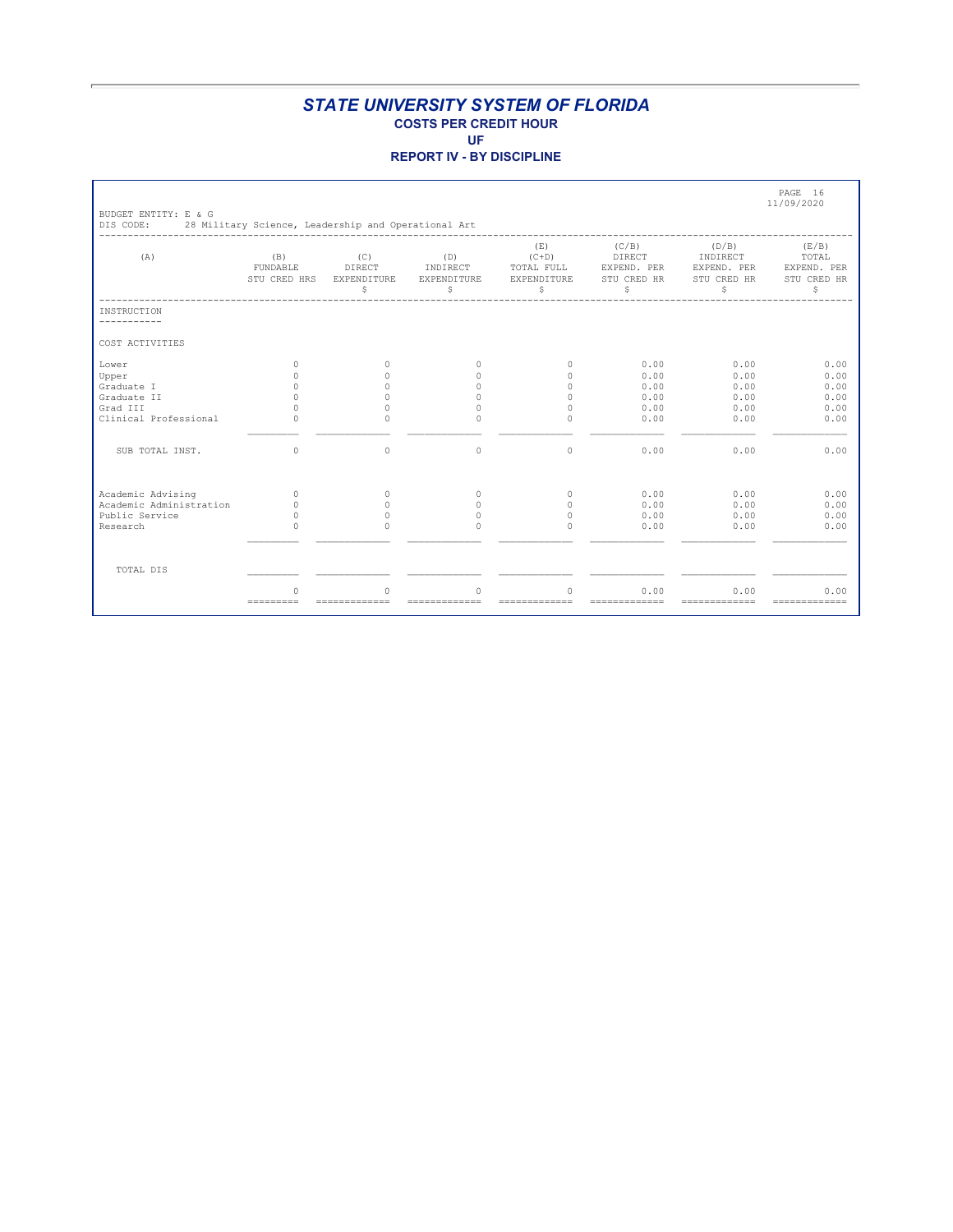# STATE UNIVERSITY SYSTEM OF FLORIDA

**COSTS PER CREDIT HOUR**

**UF**

**REPORT IV - BY DISCIPLINE**

PAGE 16
11/09/2020

BUDGET ENTITY: E & G
DIS CODE: 28 Military Science, Leadership and Operational Art

| (A) | (B) FUNDABLE STU CRED HRS | (C) DIRECT EXPENDITURE $ | (D) INDIRECT EXPENDITURE $ | (E) (C+D) TOTAL FULL EXPENDITURE $ | (C/B) DIRECT EXPEND. PER STU CRED HR $ | (D/B) INDIRECT EXPEND. PER STU CRED HR $ | (E/B) TOTAL EXPEND. PER STU CRED HR $ |
|---|---|---|---|---|---|---|---|
| INSTRUCTION | | | | | | | |
| COST ACTIVITIES | | | | | | | |
| Lower | 0 | 0 | 0 | 0 | 0.00 | 0.00 | 0.00 |
| Upper | 0 | 0 | 0 | 0 | 0.00 | 0.00 | 0.00 |
| Graduate I | 0 | 0 | 0 | 0 | 0.00 | 0.00 | 0.00 |
| Graduate II | 0 | 0 | 0 | 0 | 0.00 | 0.00 | 0.00 |
| Grad III | 0 | 0 | 0 | 0 | 0.00 | 0.00 | 0.00 |
| Clinical Professional | 0 | 0 | 0 | 0 | 0.00 | 0.00 | 0.00 |
| SUB TOTAL INST. | 0 | 0 | 0 | 0 | 0.00 | 0.00 | 0.00 |
| Academic Advising | 0 | 0 | 0 | 0 | 0.00 | 0.00 | 0.00 |
| Academic Administration | 0 | 0 | 0 | 0 | 0.00 | 0.00 | 0.00 |
| Public Service | 0 | 0 | 0 | 0 | 0.00 | 0.00 | 0.00 |
| Research | 0 | 0 | 0 | 0 | 0.00 | 0.00 | 0.00 |
| TOTAL DIS | 0 | 0 | 0 | 0 | 0.00 | 0.00 | 0.00 |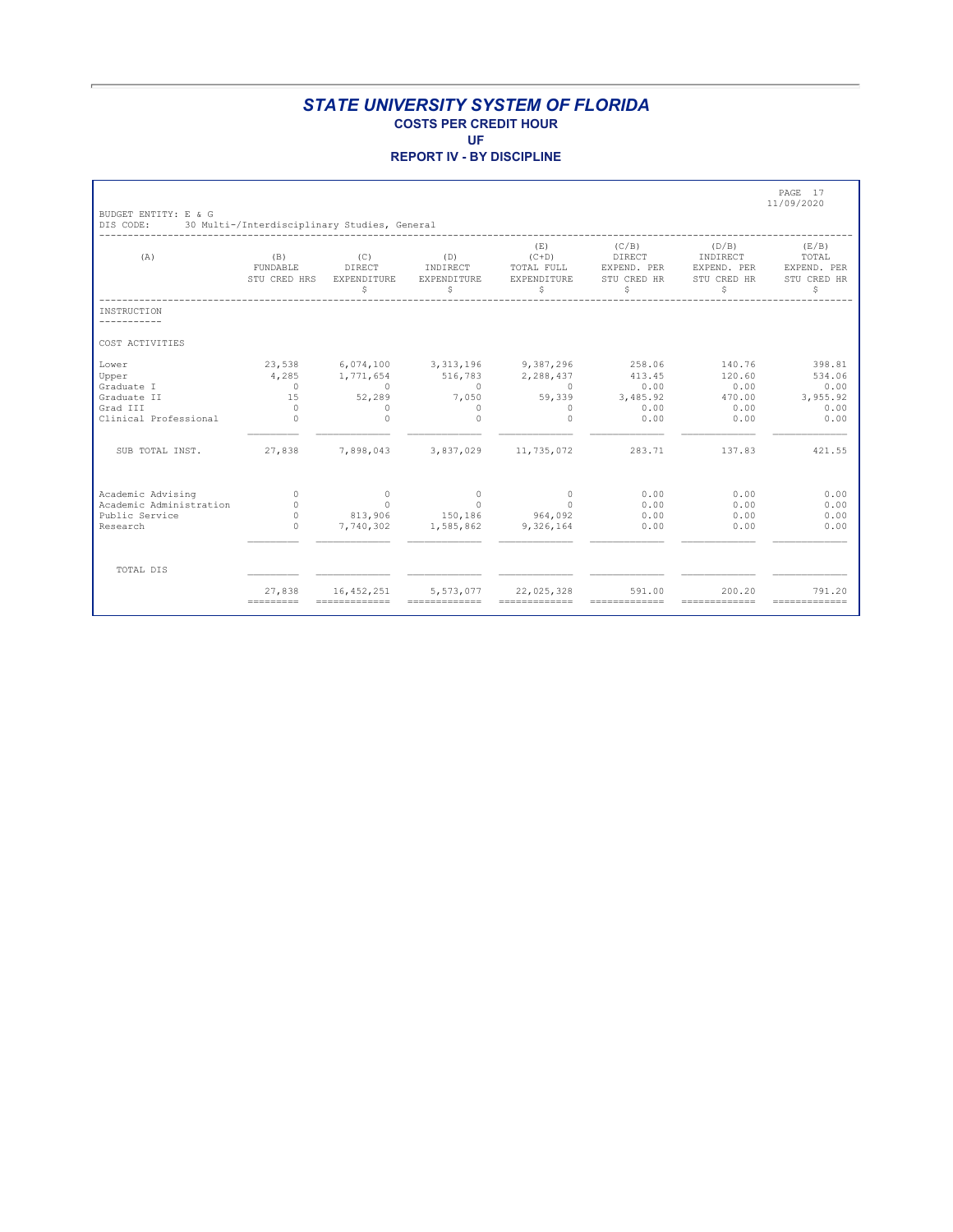# STATE UNIVERSITY SYSTEM OF FLORIDA

## COSTS PER CREDIT HOUR

## UF

## REPORT IV - BY DISCIPLINE

PAGE 17
11/09/2020

BUDGET ENTITY: E & G
DIS CODE: 30 Multi-/Interdisciplinary Studies, General

| (A) | (B) FUNDABLE STU CRED HRS | (C) DIRECT EXPENDITURE $ | (D) INDIRECT EXPENDITURE $ | (E) (C+D) TOTAL FULL EXPENDITURE $ | (C/B) DIRECT EXPEND. PER STU CRED HR $ | (D/B) INDIRECT EXPEND. PER STU CRED HR $ | (E/B) TOTAL EXPEND. PER STU CRED HR $ |
|---|---|---|---|---|---|---|---|
| **INSTRUCTION** | | | | | | | |
| COST ACTIVITIES | | | | | | | |
| Lower | 23,538 | 6,074,100 | 3,313,196 | 9,387,296 | 258.06 | 140.76 | 398.81 |
| Upper | 4,285 | 1,771,654 | 516,783 | 2,288,437 | 413.45 | 120.60 | 534.06 |
| Graduate I | 0 | 0 | 0 | 0 | 0.00 | 0.00 | 0.00 |
| Graduate II | 15 | 52,289 | 7,050 | 59,339 | 3,485.92 | 470.00 | 3,955.92 |
| Grad III | 0 | 0 | 0 | 0 | 0.00 | 0.00 | 0.00 |
| Clinical Professional | 0 | 0 | 0 | 0 | 0.00 | 0.00 | 0.00 |
| SUB TOTAL INST. | 27,838 | 7,898,043 | 3,837,029 | 11,735,072 | 283.71 | 137.83 | 421.55 |
| Academic Advising | 0 | 0 | 0 | 0 | 0.00 | 0.00 | 0.00 |
| Academic Administration | 0 | 0 | 0 | 0 | 0.00 | 0.00 | 0.00 |
| Public Service | 0 | 813,906 | 150,186 | 964,092 | 0.00 | 0.00 | 0.00 |
| Research | 0 | 7,740,302 | 1,585,862 | 9,326,164 | 0.00 | 0.00 | 0.00 |
| TOTAL DIS | 27,838 | 16,452,251 | 5,573,077 | 22,025,328 | 591.00 | 200.20 | 791.20 |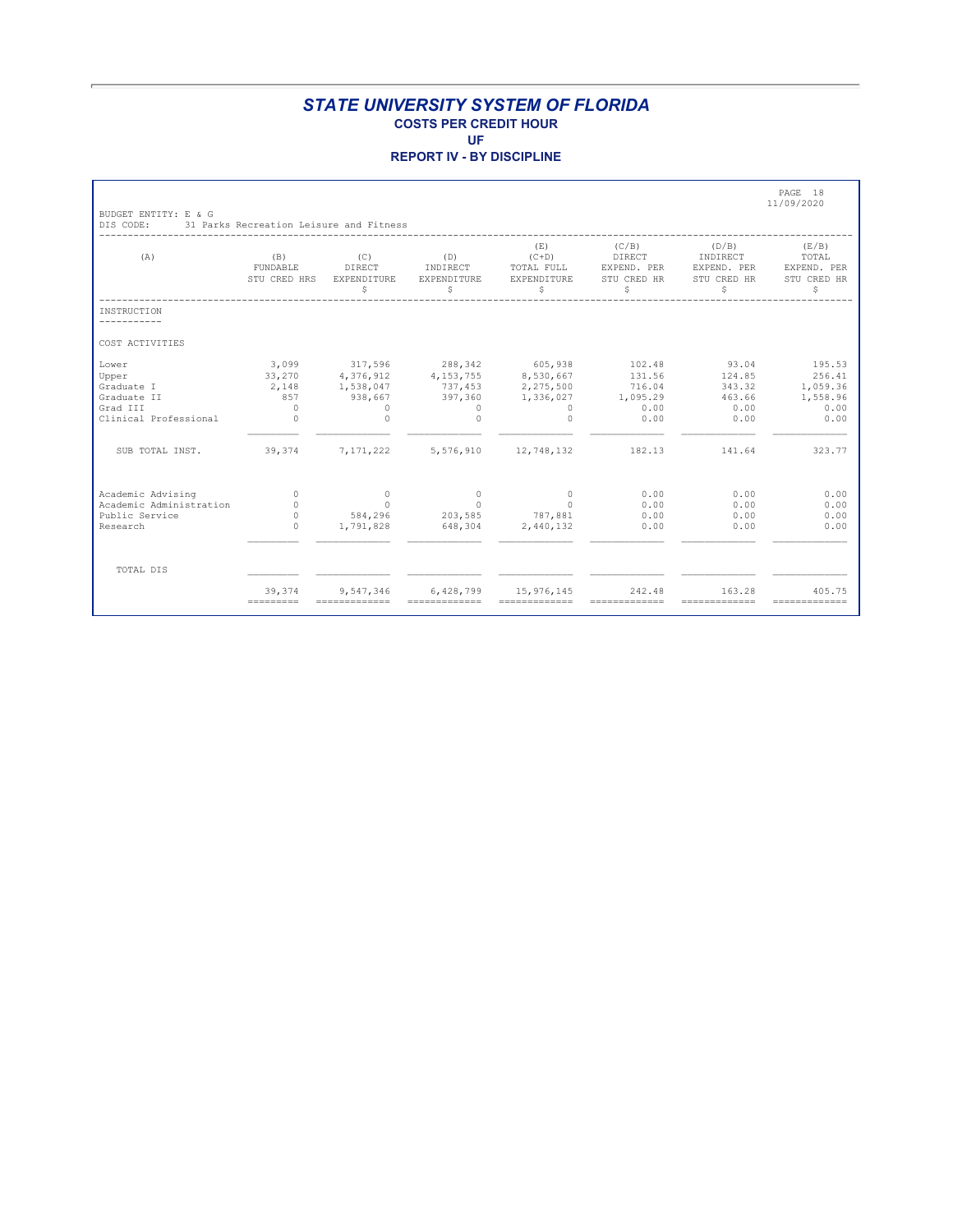# STATE UNIVERSITY SYSTEM OF FLORIDA

**COSTS PER CREDIT HOUR**

**UF**

**REPORT IV - BY DISCIPLINE**

PAGE 18
11/09/2020

BUDGET ENTITY: E & G
DIS CODE: 31 Parks Recreation Leisure and Fitness

| (A) | (B) FUNDABLE STU CRED HRS | (C) DIRECT EXPENDITURE $ | (D) INDIRECT EXPENDITURE $ | (E) (C+D) TOTAL FULL EXPENDITURE $ | (C/B) DIRECT EXPEND. PER STU CRED HR $ | (D/B) INDIRECT EXPEND. PER STU CRED HR $ | (E/B) TOTAL EXPEND. PER STU CRED HR $ |
|---|---|---|---|---|---|---|---|
| INSTRUCTION | | | | | | | |
| COST ACTIVITIES | | | | | | | |
| Lower | 3,099 | 317,596 | 288,342 | 605,938 | 102.48 | 93.04 | 195.53 |
| Upper | 33,270 | 4,376,912 | 4,153,755 | 8,530,667 | 131.56 | 124.85 | 256.41 |
| Graduate I | 2,148 | 1,538,047 | 737,453 | 2,275,500 | 716.04 | 343.32 | 1,059.36 |
| Graduate II | 857 | 938,667 | 397,360 | 1,336,027 | 1,095.29 | 463.66 | 1,558.96 |
| Grad III | 0 | 0 | 0 | 0 | 0.00 | 0.00 | 0.00 |
| Clinical Professional | 0 | 0 | 0 | 0 | 0.00 | 0.00 | 0.00 |
| SUB TOTAL INST. | 39,374 | 7,171,222 | 5,576,910 | 12,748,132 | 182.13 | 141.64 | 323.77 |
| Academic Advising | 0 | 0 | 0 | 0 | 0.00 | 0.00 | 0.00 |
| Academic Administration | 0 | 0 | 0 | 0 | 0.00 | 0.00 | 0.00 |
| Public Service | 0 | 584,296 | 203,585 | 787,881 | 0.00 | 0.00 | 0.00 |
| Research | 0 | 1,791,828 | 648,304 | 2,440,132 | 0.00 | 0.00 | 0.00 |
| TOTAL DIS | 39,374 | 9,547,346 | 6,428,799 | 15,976,145 | 242.48 | 163.28 | 405.75 |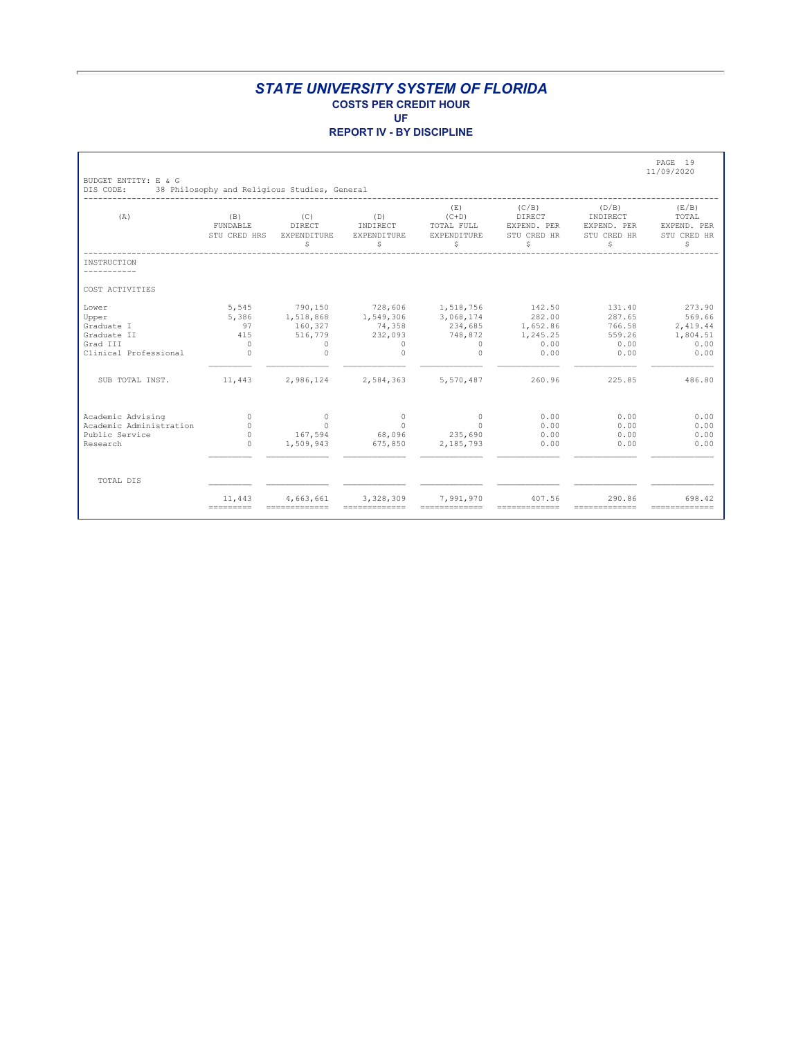# STATE UNIVERSITY SYSTEM OF FLORIDA

## COSTS PER CREDIT HOUR

## UF

## REPORT IV - BY DISCIPLINE

BUDGET ENTITY: E & G

DIS CODE: 38 Philosophy and Religious Studies, General

| (A) | (B) FUNDABLE STU CRED HRS | (C) DIRECT EXPENDITURE $ | (D) INDIRECT EXPENDITURE $ | (E) (C+D) TOTAL FULL EXPENDITURE $ | (C/B) DIRECT EXPEND. PER STU CRED HR $ | (D/B) INDIRECT EXPEND. PER STU CRED HR $ | (E/B) TOTAL EXPEND. PER STU CRED HR $ |
|---|---|---|---|---|---|---|---|
| **INSTRUCTION** | | | | | | | |
| COST ACTIVITIES | | | | | | | |
| Lower | 5,545 | 790,150 | 728,606 | 1,518,756 | 142.50 | 131.40 | 273.90 |
| Upper | 5,386 | 1,518,868 | 1,549,306 | 3,068,174 | 282.00 | 287.65 | 569.66 |
| Graduate I | 97 | 160,327 | 74,358 | 234,685 | 1,652.86 | 766.58 | 2,419.44 |
| Graduate II | 415 | 516,779 | 232,093 | 748,872 | 1,245.25 | 559.26 | 1,804.51 |
| Grad III | 0 | 0 | 0 | 0 | 0.00 | 0.00 | 0.00 |
| Clinical Professional | 0 | 0 | 0 | 0 | 0.00 | 0.00 | 0.00 |
| SUB TOTAL INST. | 11,443 | 2,986,124 | 2,584,363 | 5,570,487 | 260.96 | 225.85 | 486.80 |
| Academic Advising | 0 | 0 | 0 | 0 | 0.00 | 0.00 | 0.00 |
| Academic Administration | 0 | 0 | 0 | 0 | 0.00 | 0.00 | 0.00 |
| Public Service | 0 | 167,594 | 68,096 | 235,690 | 0.00 | 0.00 | 0.00 |
| Research | 0 | 1,509,943 | 675,850 | 2,185,793 | 0.00 | 0.00 | 0.00 |
| TOTAL DIS | 11,443 | 4,663,661 | 3,328,309 | 7,991,970 | 407.56 | 290.86 | 698.42 |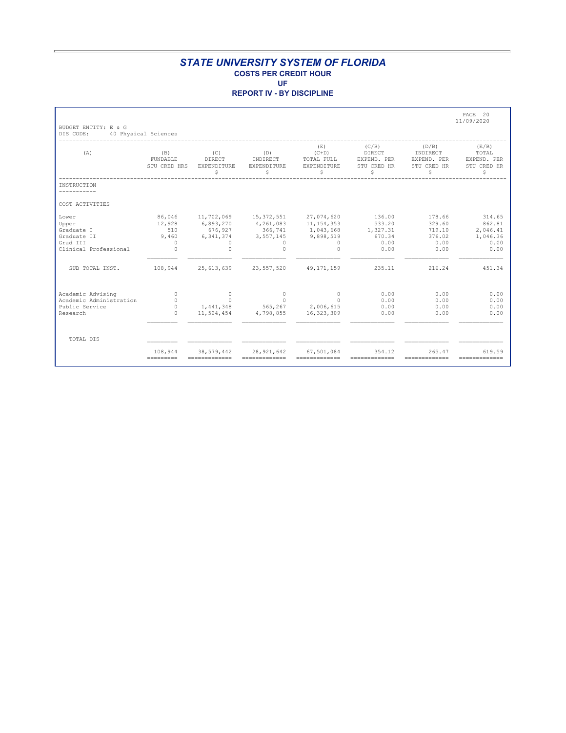# STATE UNIVERSITY SYSTEM OF FLORIDA

**COSTS PER CREDIT HOUR**

**UF**

**REPORT IV - BY DISCIPLINE**

BUDGET ENTITY: E & G

DIS CODE: 40 Physical Sciences

| (A) | (B) FUNDABLE STU CRED HRS | (C) DIRECT EXPENDITURE $ | (D) INDIRECT EXPENDITURE $ | (E) (C+D) TOTAL FULL EXPENDITURE $ | (C/B) DIRECT EXPEND. PER STU CRED HR $ | (D/B) INDIRECT EXPEND. PER STU CRED HR $ | (E/B) TOTAL EXPEND. PER STU CRED HR $ |
|---|---|---|---|---|---|---|---|
| **INSTRUCTION** | | | | | | | |
| **COST ACTIVITIES** | | | | | | | |
| Lower | 86,046 | 11,702,069 | 15,372,551 | 27,074,620 | 136.00 | 178.66 | 314.65 |
| Upper | 12,928 | 6,893,270 | 4,261,083 | 11,154,353 | 533.20 | 329.60 | 862.81 |
| Graduate I | 510 | 676,927 | 366,741 | 1,043,668 | 1,327.31 | 719.10 | 2,046.41 |
| Graduate II | 9,460 | 6,341,374 | 3,557,145 | 9,898,519 | 670.34 | 376.02 | 1,046.36 |
| Grad III | 0 | 0 | 0 | 0 | 0.00 | 0.00 | 0.00 |
| Clinical Professional | 0 | 0 | 0 | 0 | 0.00 | 0.00 | 0.00 |
| SUB TOTAL INST. | 108,944 | 25,613,639 | 23,557,520 | 49,171,159 | 235.11 | 216.24 | 451.34 |
| Academic Advising | 0 | 0 | 0 | 0 | 0.00 | 0.00 | 0.00 |
| Academic Administration | 0 | 0 | 0 | 0 | 0.00 | 0.00 | 0.00 |
| Public Service | 0 | 1,441,348 | 565,267 | 2,006,615 | 0.00 | 0.00 | 0.00 |
| Research | 0 | 11,524,454 | 4,798,855 | 16,323,309 | 0.00 | 0.00 | 0.00 |
| TOTAL DIS | 108,944 | 38,579,442 | 28,921,642 | 67,501,084 | 354.12 | 265.47 | 619.59 |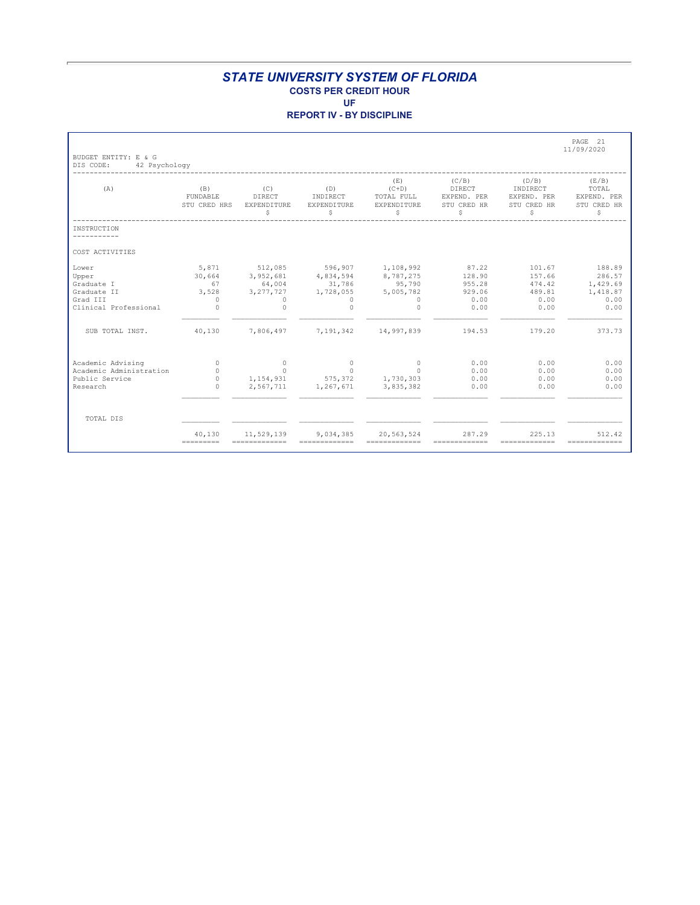# STATE UNIVERSITY SYSTEM OF FLORIDA

## COSTS PER CREDIT HOUR

## UF

## REPORT IV - BY DISCIPLINE

11/09/2020

BUDGET ENTITY: E & G

DIS CODE: 42 Psychology

| (A) | (B) FUNDABLE STU CRED HRS | (C) DIRECT EXPENDITURE $ | (D) INDIRECT EXPENDITURE $ | (E) (C+D) TOTAL FULL EXPENDITURE $ | (C/B) DIRECT EXPEND. PER STU CRED HR $ | (D/B) INDIRECT EXPEND. PER STU CRED HR $ | (E/B) TOTAL EXPEND. PER STU CRED HR $ |
|---|---|---|---|---|---|---|---|
| **INSTRUCTION** | | | | | | | |
| COST ACTIVITIES | | | | | | | |
| Lower | 5,871 | 512,085 | 596,907 | 1,108,992 | 87.22 | 101.67 | 188.89 |
| Upper | 30,664 | 3,952,681 | 4,834,594 | 8,787,275 | 128.90 | 157.66 | 286.57 |
| Graduate I | 67 | 64,004 | 31,786 | 95,790 | 955.28 | 474.42 | 1,429.69 |
| Graduate II | 3,528 | 3,277,727 | 1,728,055 | 5,005,782 | 929.06 | 489.81 | 1,418.87 |
| Grad III | 0 | 0 | 0 | 0 | 0.00 | 0.00 | 0.00 |
| Clinical Professional | 0 | 0 | 0 | 0 | 0.00 | 0.00 | 0.00 |
| SUB TOTAL INST. | 40,130 | 7,806,497 | 7,191,342 | 14,997,839 | 194.53 | 179.20 | 373.73 |
| Academic Advising | 0 | 0 | 0 | 0 | 0.00 | 0.00 | 0.00 |
| Academic Administration | 0 | 0 | 0 | 0 | 0.00 | 0.00 | 0.00 |
| Public Service | 0 | 1,154,931 | 575,372 | 1,730,303 | 0.00 | 0.00 | 0.00 |
| Research | 0 | 2,567,711 | 1,267,671 | 3,835,382 | 0.00 | 0.00 | 0.00 |
| TOTAL DIS | 40,130 | 11,529,139 | 9,034,385 | 20,563,524 | 287.29 | 225.13 | 512.42 |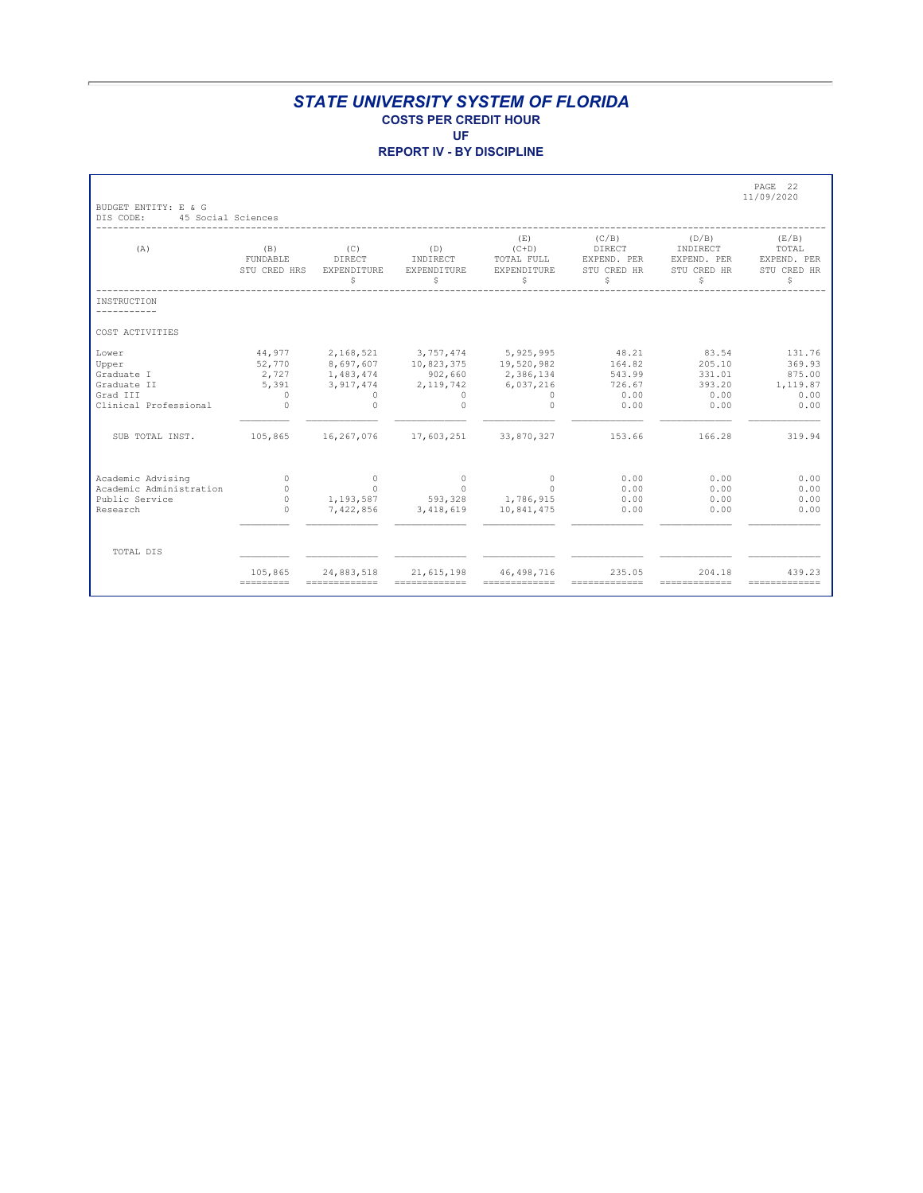# STATE UNIVERSITY SYSTEM OF FLORIDA
## COSTS PER CREDIT HOUR
## UF
## REPORT IV - BY DISCIPLINE

PAGE 22
11/09/2020

BUDGET ENTITY: E & G
DIS CODE: 45 Social Sciences

| (A) | (B) FUNDABLE STU CRED HRS | (C) DIRECT EXPENDITURE $ | (D) INDIRECT EXPENDITURE $ | (E) (C+D) TOTAL FULL EXPENDITURE $ | (C/B) DIRECT EXPEND. PER STU CRED HR $ | (D/B) INDIRECT EXPEND. PER STU CRED HR $ | (E/B) TOTAL EXPEND. PER STU CRED HR $ |
|---|---|---|---|---|---|---|---|
| **INSTRUCTION** | | | | | | | |
| COST ACTIVITIES | | | | | | | |
| Lower | 44,977 | 2,168,521 | 3,757,474 | 5,925,995 | 48.21 | 83.54 | 131.76 |
| Upper | 52,770 | 8,697,607 | 10,823,375 | 19,520,982 | 164.82 | 205.10 | 369.93 |
| Graduate I | 2,727 | 1,483,474 | 902,660 | 2,386,134 | 543.99 | 331.01 | 875.00 |
| Graduate II | 5,391 | 3,917,474 | 2,119,742 | 6,037,216 | 726.67 | 393.20 | 1,119.87 |
| Grad III | 0 | 0 | 0 | 0 | 0.00 | 0.00 | 0.00 |
| Clinical Professional | 0 | 0 | 0 | 0 | 0.00 | 0.00 | 0.00 |
| SUB TOTAL INST. | 105,865 | 16,267,076 | 17,603,251 | 33,870,327 | 153.66 | 166.28 | 319.94 |
| Academic Advising | 0 | 0 | 0 | 0 | 0.00 | 0.00 | 0.00 |
| Academic Administration | 0 | 0 | 0 | 0 | 0.00 | 0.00 | 0.00 |
| Public Service | 0 | 1,193,587 | 593,328 | 1,786,915 | 0.00 | 0.00 | 0.00 |
| Research | 0 | 7,422,856 | 3,418,619 | 10,841,475 | 0.00 | 0.00 | 0.00 |
| TOTAL DIS | 105,865 | 24,883,518 | 21,615,198 | 46,498,716 | 235.05 | 204.18 | 439.23 |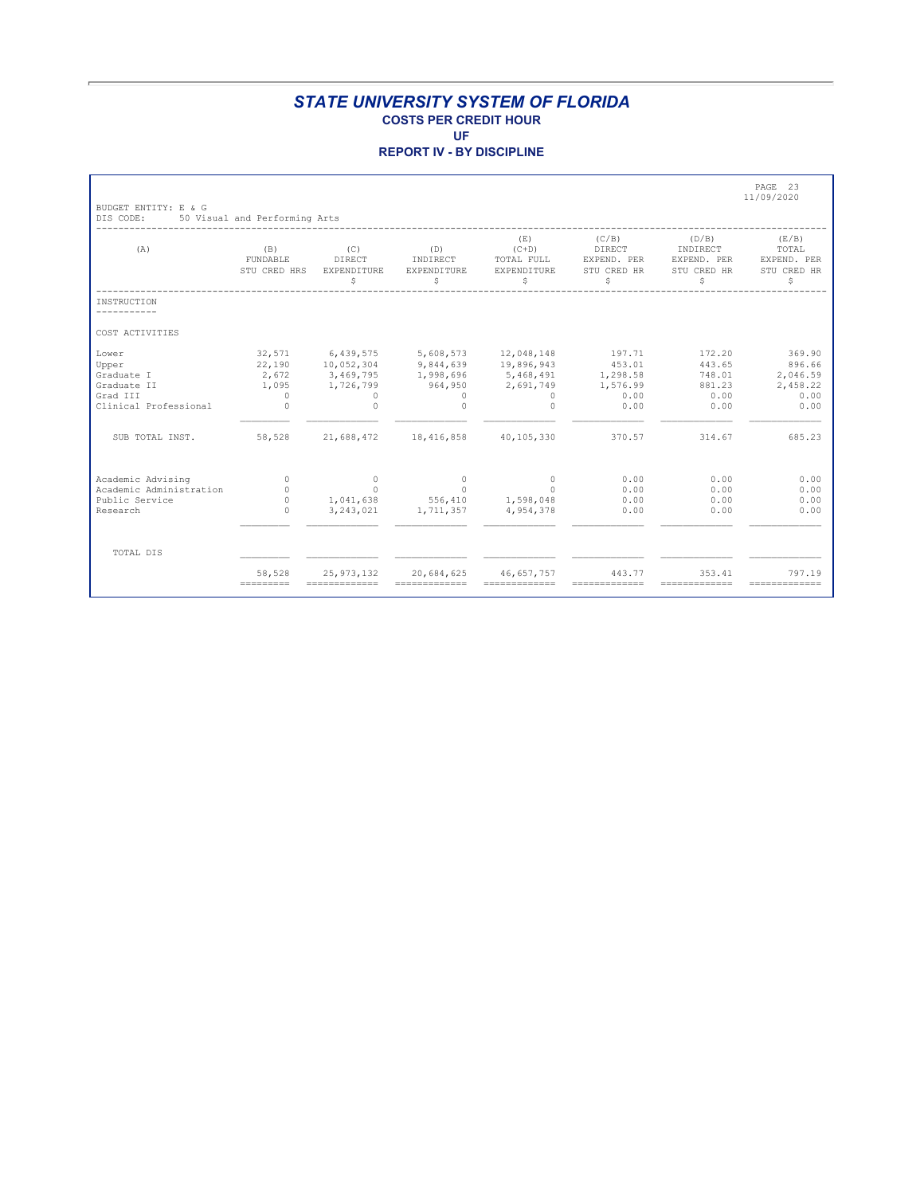# *STATE UNIVERSITY SYSTEM OF FLORIDA*

**COSTS PER CREDIT HOUR**

**UF**

**REPORT IV - BY DISCIPLINE**

BUDGET ENTITY: E & G

DIS CODE: 50 Visual and Performing Arts

| (A) | (B) FUNDABLE STU CRED HRS | (C) DIRECT EXPENDITURE $ | (D) INDIRECT EXPENDITURE $ | (E) (C+D) TOTAL FULL EXPENDITURE $ | (C/B) DIRECT EXPEND. PER STU CRED HR $ | (D/B) INDIRECT EXPEND. PER STU CRED HR $ | (E/B) TOTAL EXPEND. PER STU CRED HR $ |
|---|---|---|---|---|---|---|---|
| INSTRUCTION | | | | | | | |
| COST ACTIVITIES | | | | | | | |
| Lower | 32,571 | 6,439,575 | 5,608,573 | 12,048,148 | 197.71 | 172.20 | 369.90 |
| Upper | 22,190 | 10,052,304 | 9,844,639 | 19,896,943 | 453.01 | 443.65 | 896.66 |
| Graduate I | 2,672 | 3,469,795 | 1,998,696 | 5,468,491 | 1,298.58 | 748.01 | 2,046.59 |
| Graduate II | 1,095 | 1,726,799 | 964,950 | 2,691,749 | 1,576.99 | 881.23 | 2,458.22 |
| Grad III | 0 | 0 | 0 | 0 | 0.00 | 0.00 | 0.00 |
| Clinical Professional | 0 | 0 | 0 | 0 | 0.00 | 0.00 | 0.00 |
| SUB TOTAL INST. | 58,528 | 21,688,472 | 18,416,858 | 40,105,330 | 370.57 | 314.67 | 685.23 |
| Academic Advising | 0 | 0 | 0 | 0 | 0.00 | 0.00 | 0.00 |
| Academic Administration | 0 | 0 | 0 | 0 | 0.00 | 0.00 | 0.00 |
| Public Service | 0 | 1,041,638 | 556,410 | 1,598,048 | 0.00 | 0.00 | 0.00 |
| Research | 0 | 3,243,021 | 1,711,357 | 4,954,378 | 0.00 | 0.00 | 0.00 |
| TOTAL DIS | 58,528 | 25,973,132 | 20,684,625 | 46,657,757 | 443.77 | 353.41 | 797.19 |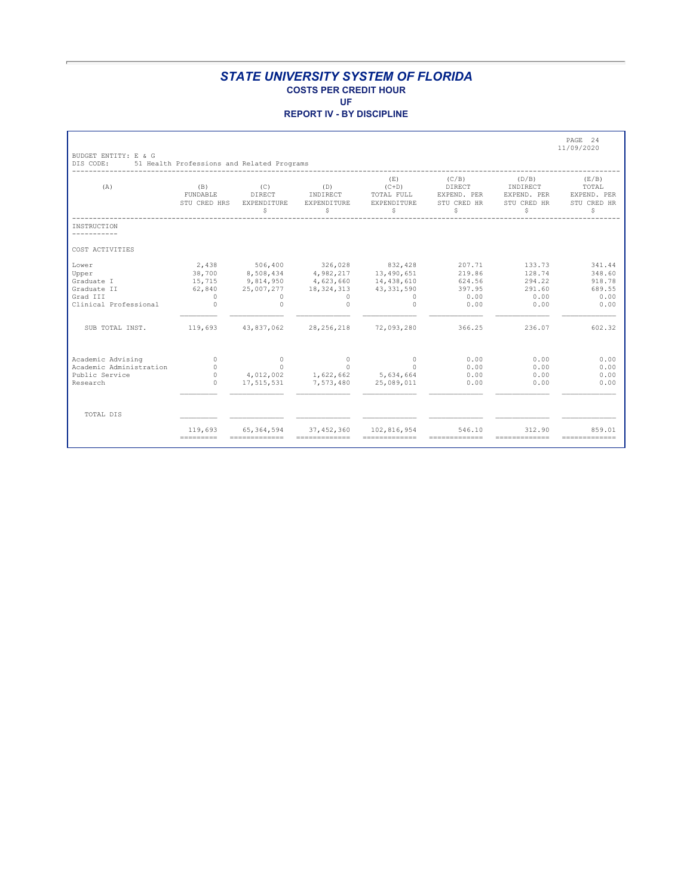# STATE UNIVERSITY SYSTEM OF FLORIDA

**COSTS PER CREDIT HOUR**

**UF**

**REPORT IV - BY DISCIPLINE**

BUDGET ENTITY: E & G

DIS CODE: 51 Health Professions and Related Programs

| (A) | (B) FUNDABLE STU CRED HRS | (C) DIRECT EXPENDITURE $ | (D) INDIRECT EXPENDITURE $ | (E) (C+D) TOTAL FULL EXPENDITURE $ | (C/B) DIRECT EXPEND. PER STU CRED HR $ | (D/B) INDIRECT EXPEND. PER STU CRED HR $ | (E/B) TOTAL EXPEND. PER STU CRED HR $ |
|---|---|---|---|---|---|---|---|
| **INSTRUCTION** | | | | | | | |
| COST ACTIVITIES | | | | | | | |
| Lower | 2,438 | 506,400 | 326,028 | 832,428 | 207.71 | 133.73 | 341.44 |
| Upper | 38,700 | 8,508,434 | 4,982,217 | 13,490,651 | 219.86 | 128.74 | 348.60 |
| Graduate I | 15,715 | 9,814,950 | 4,623,660 | 14,438,610 | 624.56 | 294.22 | 918.78 |
| Graduate II | 62,840 | 25,007,277 | 18,324,313 | 43,331,590 | 397.95 | 291.60 | 689.55 |
| Grad III | 0 | 0 | 0 | 0 | 0.00 | 0.00 | 0.00 |
| Clinical Professional | 0 | 0 | 0 | 0 | 0.00 | 0.00 | 0.00 |
| SUB TOTAL INST. | 119,693 | 43,837,062 | 28,256,218 | 72,093,280 | 366.25 | 236.07 | 602.32 |
| Academic Advising | 0 | 0 | 0 | 0 | 0.00 | 0.00 | 0.00 |
| Academic Administration | 0 | 0 | 0 | 0 | 0.00 | 0.00 | 0.00 |
| Public Service | 0 | 4,012,002 | 1,622,662 | 5,634,664 | 0.00 | 0.00 | 0.00 |
| Research | 0 | 17,515,531 | 7,573,480 | 25,089,011 | 0.00 | 0.00 | 0.00 |
| TOTAL DIS | 119,693 | 65,364,594 | 37,452,360 | 102,816,954 | 546.10 | 312.90 | 859.01 |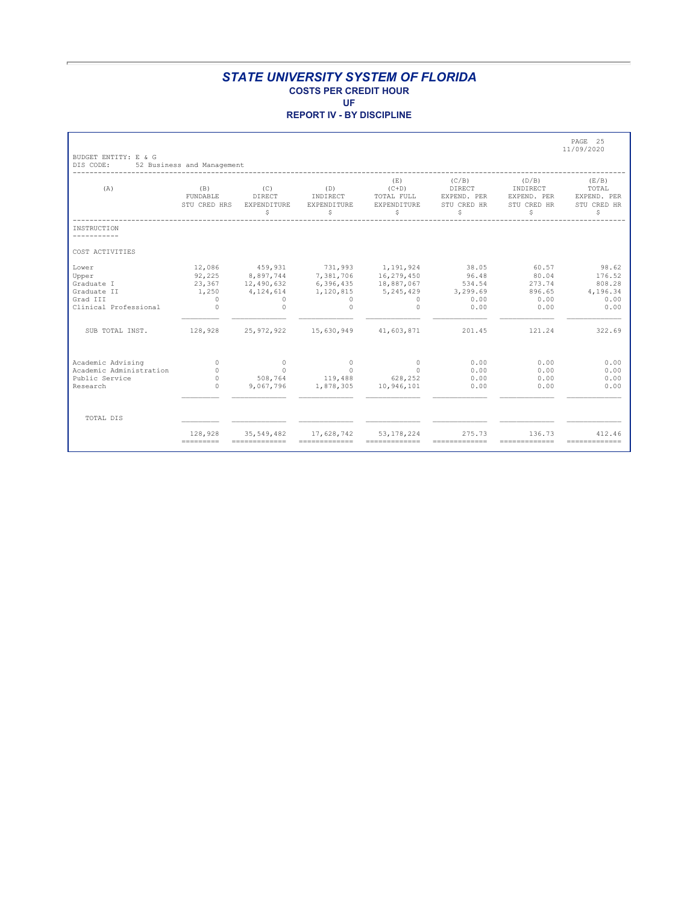# STATE UNIVERSITY SYSTEM OF FLORIDA

## COSTS PER CREDIT HOUR

## UF

## REPORT IV - BY DISCIPLINE

BUDGET ENTITY: E & G

DIS CODE: 52 Business and Management

| (A) | (B) FUNDABLE STU CRED HRS | (C) DIRECT EXPENDITURE $ | (D) INDIRECT EXPENDITURE $ | (E) (C+D) TOTAL FULL EXPENDITURE $ | (C/B) DIRECT EXPEND. PER STU CRED HR $ | (D/B) INDIRECT EXPEND. PER STU CRED HR $ | (E/B) TOTAL EXPEND. PER STU CRED HR $ |
|---|---|---|---|---|---|---|---|
| INSTRUCTION | | | | | | | |
| COST ACTIVITIES | | | | | | | |
| Lower | 12,086 | 459,931 | 731,993 | 1,191,924 | 38.05 | 60.57 | 98.62 |
| Upper | 92,225 | 8,897,744 | 7,381,706 | 16,279,450 | 96.48 | 80.04 | 176.52 |
| Graduate I | 23,367 | 12,490,632 | 6,396,435 | 18,887,067 | 534.54 | 273.74 | 808.28 |
| Graduate II | 1,250 | 4,124,614 | 1,120,815 | 5,245,429 | 3,299.69 | 896.65 | 4,196.34 |
| Grad III | 0 | 0 | 0 | 0 | 0.00 | 0.00 | 0.00 |
| Clinical Professional | 0 | 0 | 0 | 0 | 0.00 | 0.00 | 0.00 |
| SUB TOTAL INST. | 128,928 | 25,972,922 | 15,630,949 | 41,603,871 | 201.45 | 121.24 | 322.69 |
| Academic Advising | 0 | 0 | 0 | 0 | 0.00 | 0.00 | 0.00 |
| Academic Administration | 0 | 0 | 0 | 0 | 0.00 | 0.00 | 0.00 |
| Public Service | 0 | 508,764 | 119,488 | 628,252 | 0.00 | 0.00 | 0.00 |
| Research | 0 | 9,067,796 | 1,878,305 | 10,946,101 | 0.00 | 0.00 | 0.00 |
| TOTAL DIS | 128,928 | 35,549,482 | 17,628,742 | 53,178,224 | 275.73 | 136.73 | 412.46 |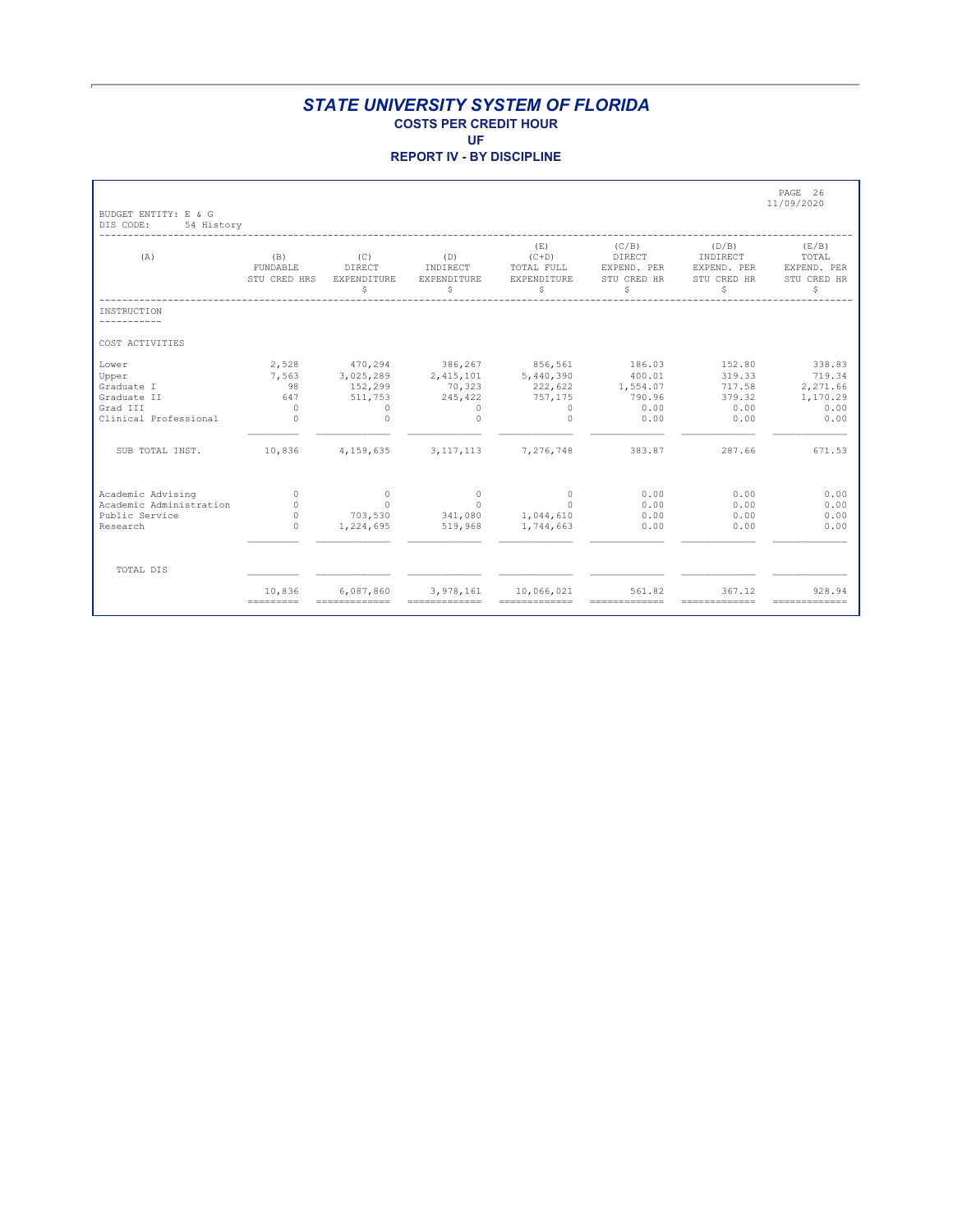# STATE UNIVERSITY SYSTEM OF FLORIDA

## COSTS PER CREDIT HOUR

## UF

## REPORT IV - BY DISCIPLINE

PAGE 26
11/09/2020

BUDGET ENTITY: E & G
DIS CODE: 54 History

| (A) | (B) FUNDABLE STU CRED HRS | (C) DIRECT EXPENDITURE $ | (D) INDIRECT EXPENDITURE $ | (E) (C+D) TOTAL FULL EXPENDITURE $ | (C/B) DIRECT EXPEND. PER STU CRED HR $ | (D/B) INDIRECT EXPEND. PER STU CRED HR $ | (E/B) TOTAL EXPEND. PER STU CRED HR $ |
|---|---|---|---|---|---|---|---|
| INSTRUCTION | | | | | | | |
| COST ACTIVITIES | | | | | | | |
| Lower | 2,528 | 470,294 | 386,267 | 856,561 | 186.03 | 152.80 | 338.83 |
| Upper | 7,563 | 3,025,289 | 2,415,101 | 5,440,390 | 400.01 | 319.33 | 719.34 |
| Graduate I | 98 | 152,299 | 70,323 | 222,622 | 1,554.07 | 717.58 | 2,271.66 |
| Graduate II | 647 | 511,753 | 245,422 | 757,175 | 790.96 | 379.32 | 1,170.29 |
| Grad III | 0 | 0 | 0 | 0 | 0.00 | 0.00 | 0.00 |
| Clinical Professional | 0 | 0 | 0 | 0 | 0.00 | 0.00 | 0.00 |
| SUB TOTAL INST. | 10,836 | 4,159,635 | 3,117,113 | 7,276,748 | 383.87 | 287.66 | 671.53 |
| Academic Advising | 0 | 0 | 0 | 0 | 0.00 | 0.00 | 0.00 |
| Academic Administration | 0 | 0 | 0 | 0 | 0.00 | 0.00 | 0.00 |
| Public Service | 0 | 703,530 | 341,080 | 1,044,610 | 0.00 | 0.00 | 0.00 |
| Research | 0 | 1,224,695 | 519,968 | 1,744,663 | 0.00 | 0.00 | 0.00 |
| TOTAL DIS | 10,836 | 6,087,860 | 3,978,161 | 10,066,021 | 561.82 | 367.12 | 928.94 |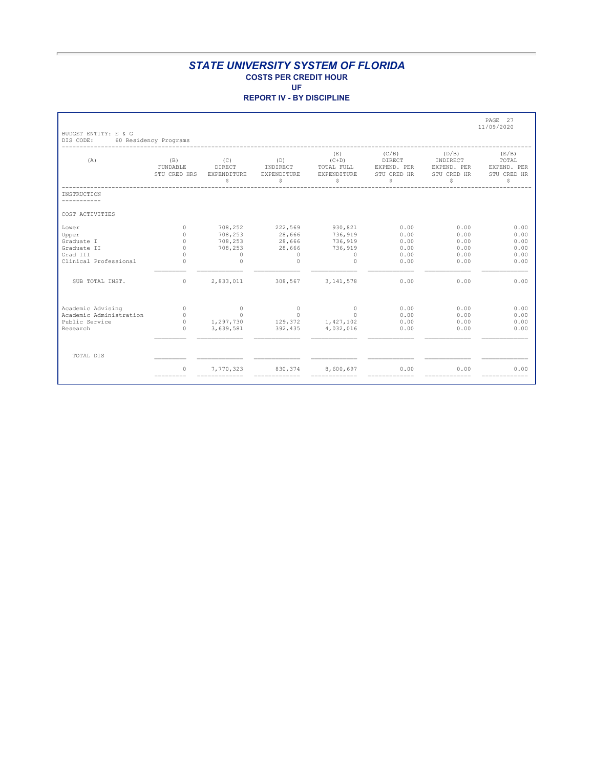# STATE UNIVERSITY SYSTEM OF FLORIDA

## COSTS PER CREDIT HOUR

## UF

## REPORT IV - BY DISCIPLINE

BUDGET ENTITY: E & G

DIS CODE: 60 Residency Programs

| (A) | (B) FUNDABLE STU CRED HRS | (C) DIRECT EXPENDITURE $ | (D) INDIRECT EXPENDITURE $ | (E) (C+D) TOTAL FULL EXPENDITURE $ | (C/B) DIRECT EXPEND. PER STU CRED HR $ | (D/B) INDIRECT EXPEND. PER STU CRED HR $ | (E/B) TOTAL EXPEND. PER STU CRED HR $ |
|---|---|---|---|---|---|---|---|
| **INSTRUCTION** | | | | | | | |
| COST ACTIVITIES | | | | | | | |
| Lower | 0 | 708,252 | 222,569 | 930,821 | 0.00 | 0.00 | 0.00 |
| Upper | 0 | 708,253 | 28,666 | 736,919 | 0.00 | 0.00 | 0.00 |
| Graduate I | 0 | 708,253 | 28,666 | 736,919 | 0.00 | 0.00 | 0.00 |
| Graduate II | 0 | 708,253 | 28,666 | 736,919 | 0.00 | 0.00 | 0.00 |
| Grad III | 0 | 0 | 0 | 0 | 0.00 | 0.00 | 0.00 |
| Clinical Professional | 0 | 0 | 0 | 0 | 0.00 | 0.00 | 0.00 |
| SUB TOTAL INST. | 0 | 2,833,011 | 308,567 | 3,141,578 | 0.00 | 0.00 | 0.00 |
| Academic Advising | 0 | 0 | 0 | 0 | 0.00 | 0.00 | 0.00 |
| Academic Administration | 0 | 0 | 0 | 0 | 0.00 | 0.00 | 0.00 |
| Public Service | 0 | 1,297,730 | 129,372 | 1,427,102 | 0.00 | 0.00 | 0.00 |
| Research | 0 | 3,639,581 | 392,435 | 4,032,016 | 0.00 | 0.00 | 0.00 |
| TOTAL DIS | 0 | 7,770,323 | 830,374 | 8,600,697 | 0.00 | 0.00 | 0.00 |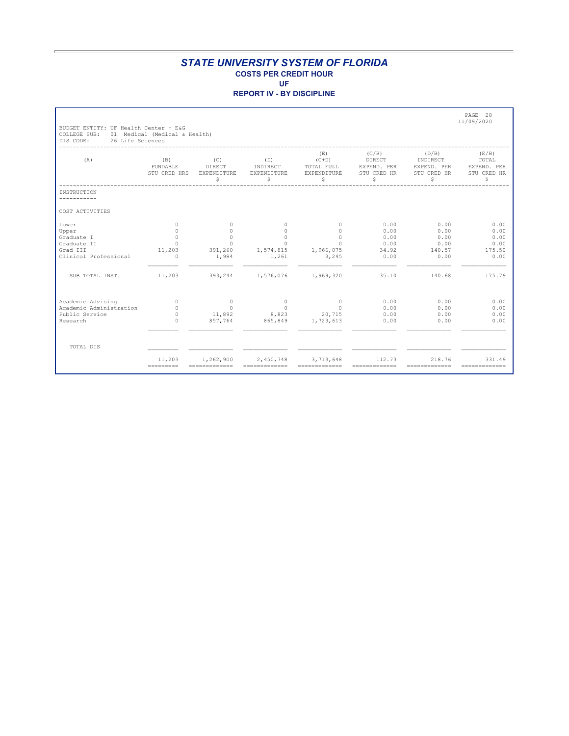# STATE UNIVERSITY SYSTEM OF FLORIDA

**COSTS PER CREDIT HOUR**

**UF**

**REPORT IV - BY DISCIPLINE**

PAGE 28
11/09/2020

BUDGET ENTITY: UF Health Center - E&G
COLLEGE SUB: 01 Medical (Medical & Health)
DIS CODE: 26 Life Sciences

| (A) | (B) FUNDABLE STU CRED HRS | (C) DIRECT EXPENDITURE $ | (D) INDIRECT EXPENDITURE $ | (E) (C+D) TOTAL FULL EXPENDITURE $ | (C/B) DIRECT EXPEND. PER STU CRED HR $ | (D/B) INDIRECT EXPEND. PER STU CRED HR $ | (E/B) TOTAL EXPEND. PER STU CRED HR $ |
|---|---|---|---|---|---|---|---|
| INSTRUCTION | | | | | | | |
| COST ACTIVITIES | | | | | | | |
| Lower | 0 | 0 | 0 | 0 | 0.00 | 0.00 | 0.00 |
| Upper | 0 | 0 | 0 | 0 | 0.00 | 0.00 | 0.00 |
| Graduate I | 0 | 0 | 0 | 0 | 0.00 | 0.00 | 0.00 |
| Graduate II | 0 | 0 | 0 | 0 | 0.00 | 0.00 | 0.00 |
| Grad III | 11,203 | 391,260 | 1,574,815 | 1,966,075 | 34.92 | 140.57 | 175.50 |
| Clinical Professional | 0 | 1,984 | 1,261 | 3,245 | 0.00 | 0.00 | 0.00 |
| SUB TOTAL INST. | 11,203 | 393,244 | 1,576,076 | 1,969,320 | 35.10 | 140.68 | 175.79 |
| Academic Advising | 0 | 0 | 0 | 0 | 0.00 | 0.00 | 0.00 |
| Academic Administration | 0 | 0 | 0 | 0 | 0.00 | 0.00 | 0.00 |
| Public Service | 0 | 11,892 | 8,823 | 20,715 | 0.00 | 0.00 | 0.00 |
| Research | 0 | 857,764 | 865,849 | 1,723,613 | 0.00 | 0.00 | 0.00 |
| TOTAL DIS | 11,203 | 1,262,900 | 2,450,748 | 3,713,648 | 112.73 | 218.76 | 331.49 |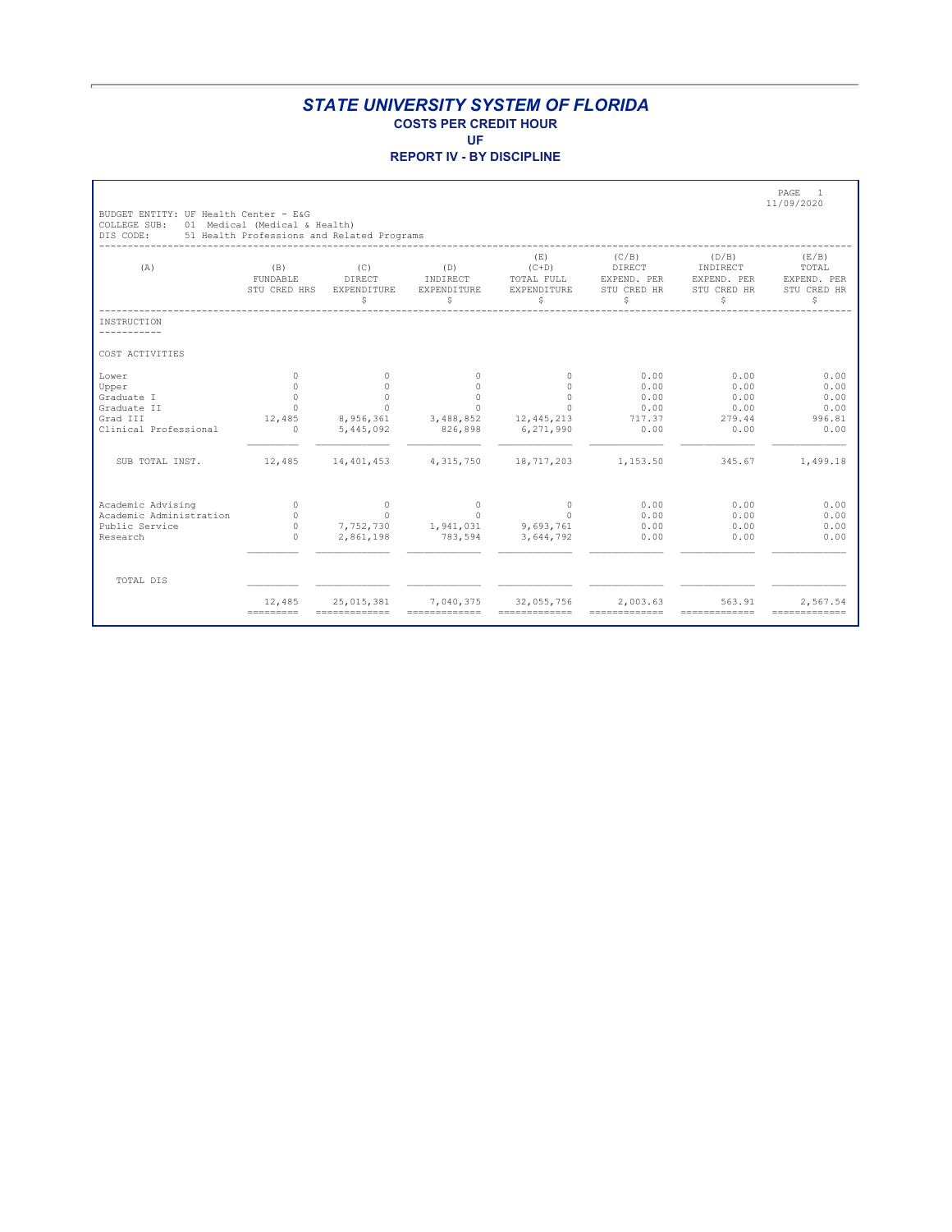# *STATE UNIVERSITY SYSTEM OF FLORIDA*

**COSTS PER CREDIT HOUR**

**UF**

**REPORT IV - BY DISCIPLINE**

PAGE 1
11/09/2020

BUDGET ENTITY: UF Health Center - E&G
COLLEGE SUB: 01 Medical (Medical & Health)
DIS CODE: 51 Health Professions and Related Programs

| (A) | (B) FUNDABLE STU CRED HRS | (C) DIRECT EXPENDITURE $ | (D) INDIRECT EXPENDITURE $ | (E) (C+D) TOTAL FULL EXPENDITURE $ | (C/B) DIRECT EXPEND. PER STU CRED HR $ | (D/B) INDIRECT EXPEND. PER STU CRED HR $ | (E/B) TOTAL EXPEND. PER STU CRED HR $ |
|---|---|---|---|---|---|---|---|
| INSTRUCTION | | | | | | | |
| COST ACTIVITIES | | | | | | | |
| Lower | 0 | 0 | 0 | 0 | 0.00 | 0.00 | 0.00 |
| Upper | 0 | 0 | 0 | 0 | 0.00 | 0.00 | 0.00 |
| Graduate I | 0 | 0 | 0 | 0 | 0.00 | 0.00 | 0.00 |
| Graduate II | 0 | 0 | 0 | 0 | 0.00 | 0.00 | 0.00 |
| Grad III | 12,485 | 8,956,361 | 3,488,852 | 12,445,213 | 717.37 | 279.44 | 996.81 |
| Clinical Professional | 0 | 5,445,092 | 826,898 | 6,271,990 | 0.00 | 0.00 | 0.00 |
| SUB TOTAL INST. | 12,485 | 14,401,453 | 4,315,750 | 18,717,203 | 1,153.50 | 345.67 | 1,499.18 |
| Academic Advising | 0 | 0 | 0 | 0 | 0.00 | 0.00 | 0.00 |
| Academic Administration | 0 | 0 | 0 | 0 | 0.00 | 0.00 | 0.00 |
| Public Service | 0 | 7,752,730 | 1,941,031 | 9,693,761 | 0.00 | 0.00 | 0.00 |
| Research | 0 | 2,861,198 | 783,594 | 3,644,792 | 0.00 | 0.00 | 0.00 |
| TOTAL DIS | 12,485 | 25,015,381 | 7,040,375 | 32,055,756 | 2,003.63 | 563.91 | 2,567.54 |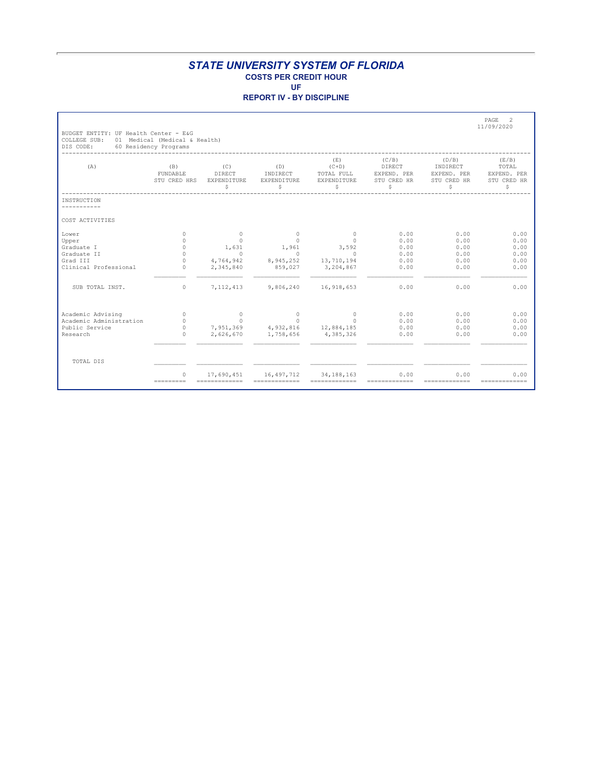# STATE UNIVERSITY SYSTEM OF FLORIDA

**COSTS PER CREDIT HOUR**

**UF**

**REPORT IV - BY DISCIPLINE**

PAGE 2
11/09/2020

BUDGET ENTITY: UF Health Center - E&G
COLLEGE SUB: 01 Medical (Medical & Health)
DIS CODE: 60 Residency Programs

| (A) | (B) FUNDABLE STU CRED HRS | (C) DIRECT EXPENDITURE $ | (D) INDIRECT EXPENDITURE $ | (E) (C+D) TOTAL FULL EXPENDITURE $ | (C/B) DIRECT EXPEND. PER STU CRED HR $ | (D/B) INDIRECT EXPEND. PER STU CRED HR $ | (E/B) TOTAL EXPEND. PER STU CRED HR $ |
|---|---|---|---|---|---|---|---|
| INSTRUCTION | | | | | | | |
| COST ACTIVITIES | | | | | | | |
| Lower | 0 | 0 | 0 | 0 | 0.00 | 0.00 | 0.00 |
| Upper | 0 | 0 | 0 | 0 | 0.00 | 0.00 | 0.00 |
| Graduate I | 0 | 1,631 | 1,961 | 3,592 | 0.00 | 0.00 | 0.00 |
| Graduate II | 0 | 0 | 0 | 0 | 0.00 | 0.00 | 0.00 |
| Grad III | 0 | 4,764,942 | 8,945,252 | 13,710,194 | 0.00 | 0.00 | 0.00 |
| Clinical Professional | 0 | 2,345,840 | 859,027 | 3,204,867 | 0.00 | 0.00 | 0.00 |
| SUB TOTAL INST. | 0 | 7,112,413 | 9,806,240 | 16,918,653 | 0.00 | 0.00 | 0.00 |
| Academic Advising | 0 | 0 | 0 | 0 | 0.00 | 0.00 | 0.00 |
| Academic Administration | 0 | 0 | 0 | 0 | 0.00 | 0.00 | 0.00 |
| Public Service | 0 | 7,951,369 | 4,932,816 | 12,884,185 | 0.00 | 0.00 | 0.00 |
| Research | 0 | 2,626,670 | 1,758,656 | 4,385,326 | 0.00 | 0.00 | 0.00 |
| TOTAL DIS | 0 | 17,690,451 | 16,497,712 | 34,188,163 | 0.00 | 0.00 | 0.00 |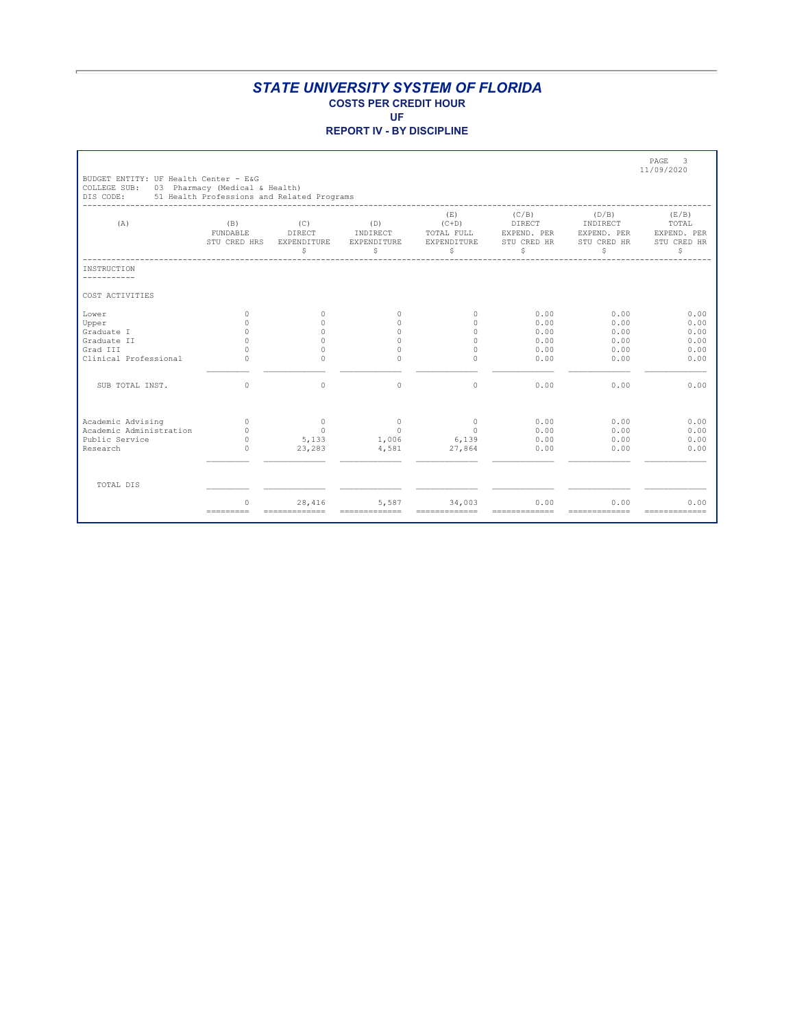# STATE UNIVERSITY SYSTEM OF FLORIDA

**COSTS PER CREDIT HOUR**

**UF**

**REPORT IV - BY DISCIPLINE**

PAGE 3
11/09/2020

BUDGET ENTITY: UF Health Center - E&G
COLLEGE SUB: 03 Pharmacy (Medical & Health)
DIS CODE: 51 Health Professions and Related Programs

| (A) | (B) FUNDABLE STU CRED HRS | (C) DIRECT EXPENDITURE $ | (D) INDIRECT EXPENDITURE $ | (E) (C+D) TOTAL FULL EXPENDITURE $ | (C/B) DIRECT EXPEND. PER STU CRED HR $ | (D/B) INDIRECT EXPEND. PER STU CRED HR $ | (E/B) TOTAL EXPEND. PER STU CRED HR $ |
|---|---|---|---|---|---|---|---|
| INSTRUCTION | | | | | | | |
| COST ACTIVITIES | | | | | | | |
| Lower | 0 | 0 | 0 | 0 | 0.00 | 0.00 | 0.00 |
| Upper | 0 | 0 | 0 | 0 | 0.00 | 0.00 | 0.00 |
| Graduate I | 0 | 0 | 0 | 0 | 0.00 | 0.00 | 0.00 |
| Graduate II | 0 | 0 | 0 | 0 | 0.00 | 0.00 | 0.00 |
| Grad III | 0 | 0 | 0 | 0 | 0.00 | 0.00 | 0.00 |
| Clinical Professional | 0 | 0 | 0 | 0 | 0.00 | 0.00 | 0.00 |
| SUB TOTAL INST. | 0 | 0 | 0 | 0 | 0.00 | 0.00 | 0.00 |
| Academic Advising | 0 | 0 | 0 | 0 | 0.00 | 0.00 | 0.00 |
| Academic Administration | 0 | 0 | 0 | 0 | 0.00 | 0.00 | 0.00 |
| Public Service | 0 | 5,133 | 1,006 | 6,139 | 0.00 | 0.00 | 0.00 |
| Research | 0 | 23,283 | 4,581 | 27,864 | 0.00 | 0.00 | 0.00 |
| TOTAL DIS | 0 | 28,416 | 5,587 | 34,003 | 0.00 | 0.00 | 0.00 |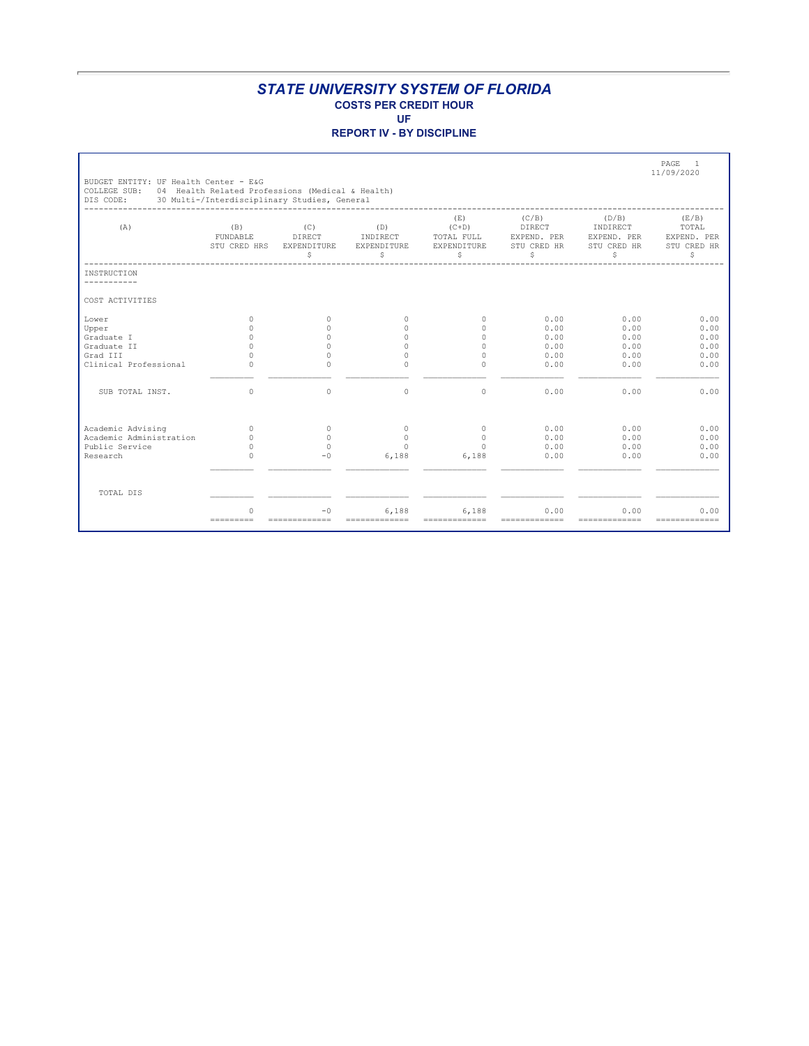# *STATE UNIVERSITY SYSTEM OF FLORIDA*

**COSTS PER CREDIT HOUR**

**UF**

**REPORT IV - BY DISCIPLINE**

PAGE 1
11/09/2020

BUDGET ENTITY: UF Health Center - E&G
COLLEGE SUB: 04 Health Related Professions (Medical & Health)
DIS CODE: 30 Multi-/Interdisciplinary Studies, General

| (A) | (B) FUNDABLE STU CRED HRS | (C) DIRECT EXPENDITURE $ | (D) INDIRECT EXPENDITURE $ | (E) (C+D) TOTAL FULL EXPENDITURE $ | (C/B) DIRECT EXPEND. PER STU CRED HR $ | (D/B) INDIRECT EXPEND. PER STU CRED HR $ | (E/B) TOTAL EXPEND. PER STU CRED HR $ |
|---|---|---|---|---|---|---|---|
| INSTRUCTION | | | | | | | |
| COST ACTIVITIES | | | | | | | |
| Lower | 0 | 0 | 0 | 0 | 0.00 | 0.00 | 0.00 |
| Upper | 0 | 0 | 0 | 0 | 0.00 | 0.00 | 0.00 |
| Graduate I | 0 | 0 | 0 | 0 | 0.00 | 0.00 | 0.00 |
| Graduate II | 0 | 0 | 0 | 0 | 0.00 | 0.00 | 0.00 |
| Grad III | 0 | 0 | 0 | 0 | 0.00 | 0.00 | 0.00 |
| Clinical Professional | 0 | 0 | 0 | 0 | 0.00 | 0.00 | 0.00 |
| SUB TOTAL INST. | 0 | 0 | 0 | 0 | 0.00 | 0.00 | 0.00 |
| Academic Advising | 0 | 0 | 0 | 0 | 0.00 | 0.00 | 0.00 |
| Academic Administration | 0 | 0 | 0 | 0 | 0.00 | 0.00 | 0.00 |
| Public Service | 0 | 0 | 0 | 0 | 0.00 | 0.00 | 0.00 |
| Research | 0 | -0 | 6,188 | 6,188 | 0.00 | 0.00 | 0.00 |
| TOTAL DIS | 0 | -0 | 6,188 | 6,188 | 0.00 | 0.00 | 0.00 |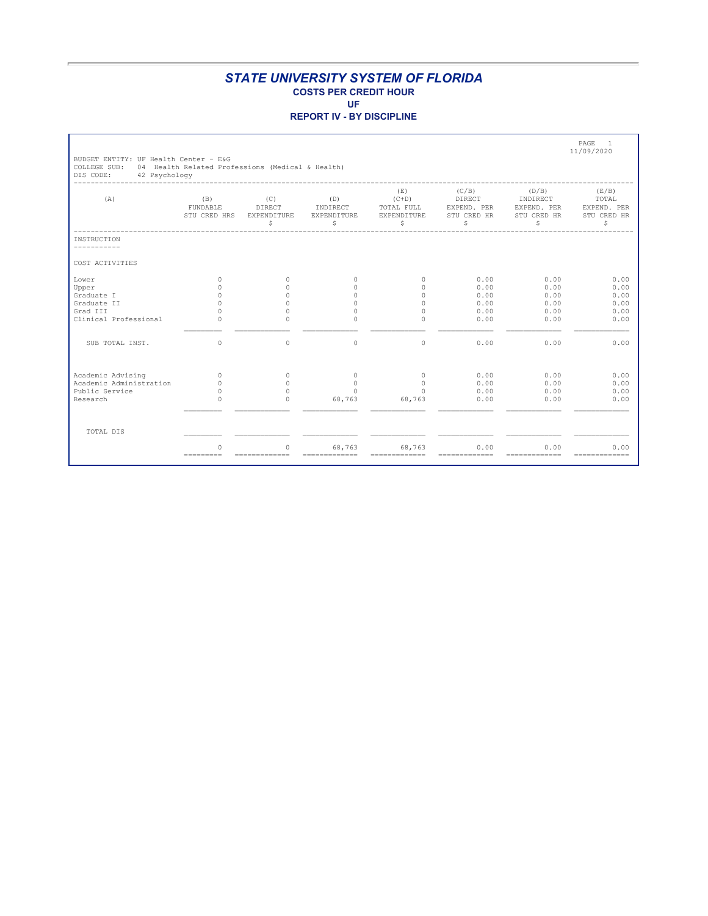# STATE UNIVERSITY SYSTEM OF FLORIDA

## COSTS PER CREDIT HOUR

## UF

## REPORT IV - BY DISCIPLINE

PAGE 1
11/09/2020

BUDGET ENTITY: UF Health Center - E&G
COLLEGE SUB: 04 Health Related Professions (Medical & Health)
DIS CODE: 42 Psychology

| (A) | (B) FUNDABLE STU CRED HRS | (C) DIRECT EXPENDITURE $ | (D) INDIRECT EXPENDITURE $ | (E) (C+D) TOTAL FULL EXPENDITURE $ | (C/B) DIRECT EXPEND. PER STU CRED HR $ | (D/B) INDIRECT EXPEND. PER STU CRED HR $ | (E/B) TOTAL EXPEND. PER STU CRED HR $ |
|---|---|---|---|---|---|---|---|
| INSTRUCTION | | | | | | | |
| COST ACTIVITIES | | | | | | | |
| Lower | 0 | 0 | 0 | 0 | 0.00 | 0.00 | 0.00 |
| Upper | 0 | 0 | 0 | 0 | 0.00 | 0.00 | 0.00 |
| Graduate I | 0 | 0 | 0 | 0 | 0.00 | 0.00 | 0.00 |
| Graduate II | 0 | 0 | 0 | 0 | 0.00 | 0.00 | 0.00 |
| Grad III | 0 | 0 | 0 | 0 | 0.00 | 0.00 | 0.00 |
| Clinical Professional | 0 | 0 | 0 | 0 | 0.00 | 0.00 | 0.00 |
| SUB TOTAL INST. | 0 | 0 | 0 | 0 | 0.00 | 0.00 | 0.00 |
| Academic Advising | 0 | 0 | 0 | 0 | 0.00 | 0.00 | 0.00 |
| Academic Administration | 0 | 0 | 0 | 0 | 0.00 | 0.00 | 0.00 |
| Public Service | 0 | 0 | 0 | 0 | 0.00 | 0.00 | 0.00 |
| Research | 0 | 0 | 68,763 | 68,763 | 0.00 | 0.00 | 0.00 |
| TOTAL DIS | 0 | 0 | 68,763 | 68,763 | 0.00 | 0.00 | 0.00 |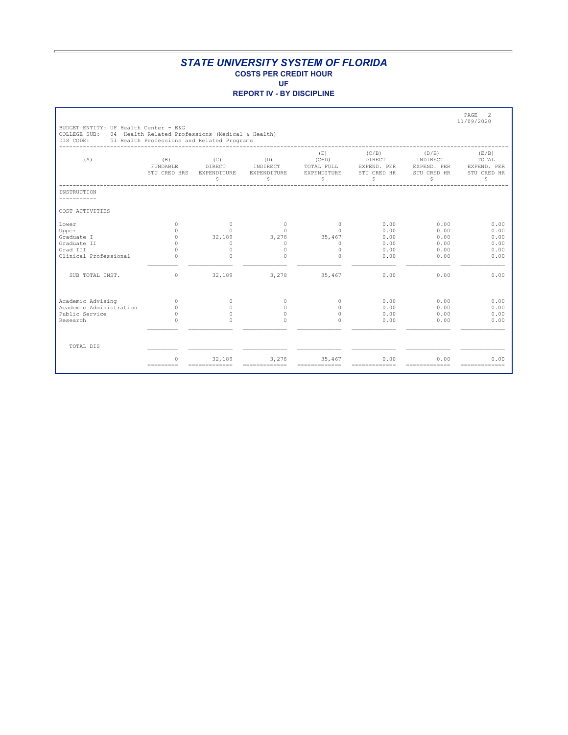# STATE UNIVERSITY SYSTEM OF FLORIDA

## COSTS PER CREDIT HOUR

## UF

## REPORT IV - BY DISCIPLINE

PAGE 2
11/09/2020

BUDGET ENTITY: UF Health Center - E&G
COLLEGE SUB: 04 Health Related Professions (Medical & Health)
DIS CODE: 51 Health Professions and Related Programs

| (A) | (B) FUNDABLE STU CRED HRS | (C) DIRECT EXPENDITURE $ | (D) INDIRECT EXPENDITURE $ | (E) (C+D) TOTAL FULL EXPENDITURE $ | (C/B) DIRECT EXPEND. PER STU CRED HR $ | (D/B) INDIRECT EXPEND. PER STU CRED HR $ | (E/B) TOTAL EXPEND. PER STU CRED HR $ |
|---|---|---|---|---|---|---|---|
| INSTRUCTION | | | | | | | |
| COST ACTIVITIES | | | | | | | |
| Lower | 0 | 0 | 0 | 0 | 0.00 | 0.00 | 0.00 |
| Upper | 0 | 0 | 0 | 0 | 0.00 | 0.00 | 0.00 |
| Graduate I | 0 | 32,189 | 3,278 | 35,467 | 0.00 | 0.00 | 0.00 |
| Graduate II | 0 | 0 | 0 | 0 | 0.00 | 0.00 | 0.00 |
| Grad III | 0 | 0 | 0 | 0 | 0.00 | 0.00 | 0.00 |
| Clinical Professional | 0 | 0 | 0 | 0 | 0.00 | 0.00 | 0.00 |
| SUB TOTAL INST. | 0 | 32,189 | 3,278 | 35,467 | 0.00 | 0.00 | 0.00 |
| Academic Advising | 0 | 0 | 0 | 0 | 0.00 | 0.00 | 0.00 |
| Academic Administration | 0 | 0 | 0 | 0 | 0.00 | 0.00 | 0.00 |
| Public Service | 0 | 0 | 0 | 0 | 0.00 | 0.00 | 0.00 |
| Research | 0 | 0 | 0 | 0 | 0.00 | 0.00 | 0.00 |
| TOTAL DIS | 0 | 32,189 | 3,278 | 35,467 | 0.00 | 0.00 | 0.00 |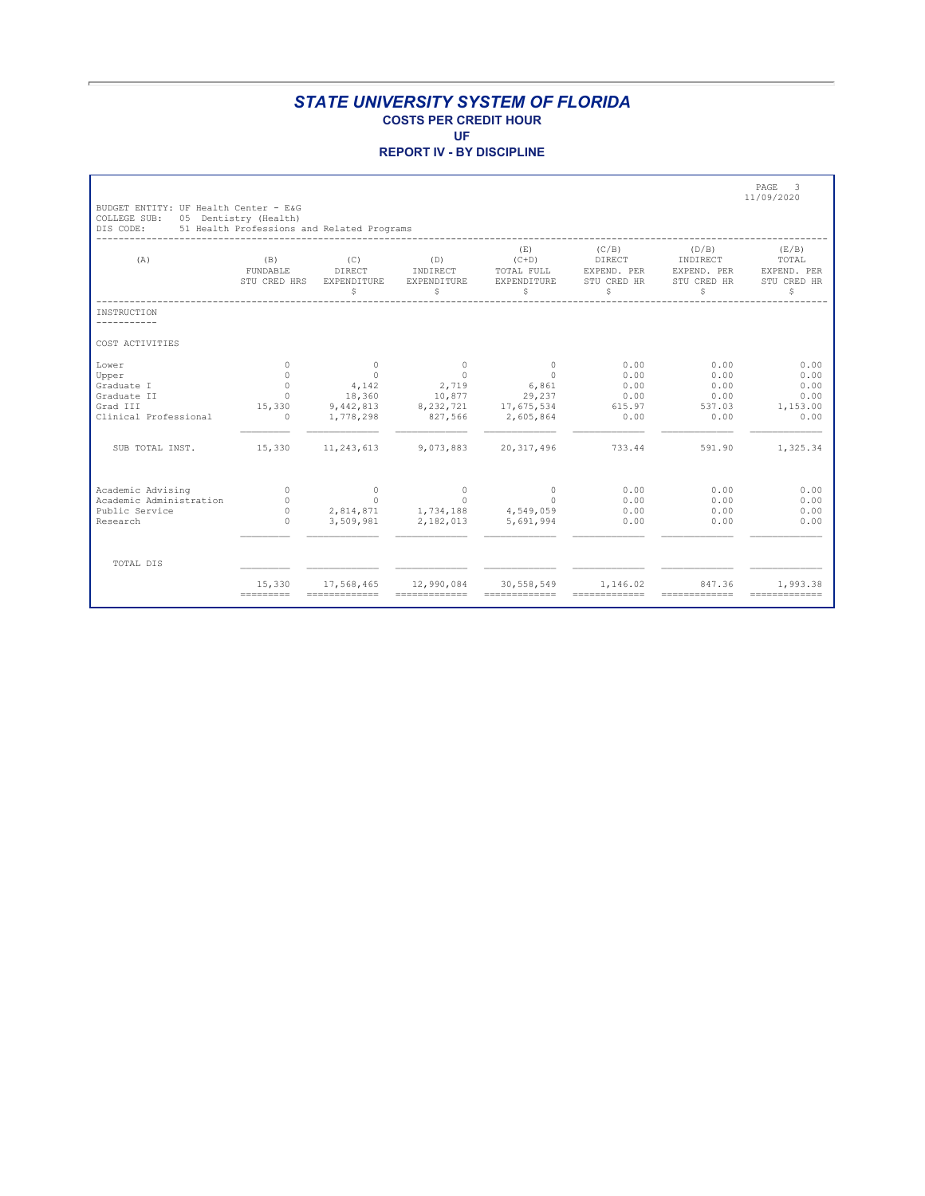# STATE UNIVERSITY SYSTEM OF FLORIDA

**COSTS PER CREDIT HOUR**

**UF**

**REPORT IV - BY DISCIPLINE**

PAGE 3
11/09/2020

BUDGET ENTITY: UF Health Center - E&G
COLLEGE SUB: 05 Dentistry (Health)
DIS CODE: 51 Health Professions and Related Programs

| (A) | (B) FUNDABLE STU CRED HRS | (C) DIRECT EXPENDITURE $ | (D) INDIRECT EXPENDITURE $ | (E) (C+D) TOTAL FULL EXPENDITURE $ | (C/B) DIRECT EXPEND. PER STU CRED HR $ | (D/B) INDIRECT EXPEND. PER STU CRED HR $ | (E/B) TOTAL EXPEND. PER STU CRED HR $ |
|---|---|---|---|---|---|---|---|
| INSTRUCTION | | | | | | | |
| COST ACTIVITIES | | | | | | | |
| Lower | 0 | 0 | 0 | 0 | 0.00 | 0.00 | 0.00 |
| Upper | 0 | 0 | 0 | 0 | 0.00 | 0.00 | 0.00 |
| Graduate I | 0 | 4,142 | 2,719 | 6,861 | 0.00 | 0.00 | 0.00 |
| Graduate II | 0 | 18,360 | 10,877 | 29,237 | 0.00 | 0.00 | 0.00 |
| Grad III | 15,330 | 9,442,813 | 8,232,721 | 17,675,534 | 615.97 | 537.03 | 1,153.00 |
| Clinical Professional | 0 | 1,778,298 | 827,566 | 2,605,864 | 0.00 | 0.00 | 0.00 |
| SUB TOTAL INST. | 15,330 | 11,243,613 | 9,073,883 | 20,317,496 | 733.44 | 591.90 | 1,325.34 |
| Academic Advising | 0 | 0 | 0 | 0 | 0.00 | 0.00 | 0.00 |
| Academic Administration | 0 | 0 | 0 | 0 | 0.00 | 0.00 | 0.00 |
| Public Service | 0 | 2,814,871 | 1,734,188 | 4,549,059 | 0.00 | 0.00 | 0.00 |
| Research | 0 | 3,509,981 | 2,182,013 | 5,691,994 | 0.00 | 0.00 | 0.00 |
| TOTAL DIS | 15,330 | 17,568,465 | 12,990,084 | 30,558,549 | 1,146.02 | 847.36 | 1,993.38 |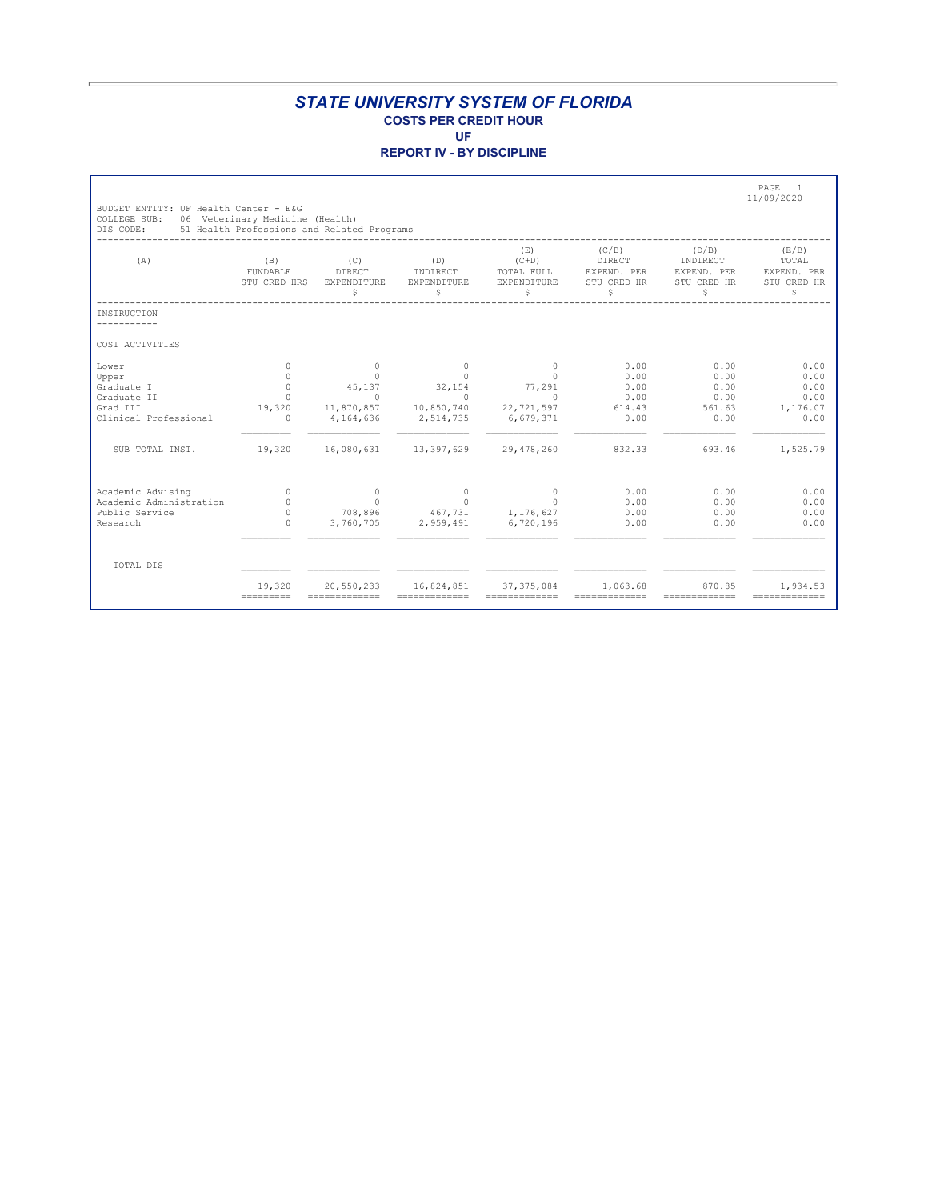# STATE UNIVERSITY SYSTEM OF FLORIDA

**COSTS PER CREDIT HOUR**

**UF**

**REPORT IV - BY DISCIPLINE**

PAGE 1
11/09/2020

BUDGET ENTITY: UF Health Center - E&G
COLLEGE SUB: 06 Veterinary Medicine (Health)
DIS CODE: 51 Health Professions and Related Programs

| (A) | (B) FUNDABLE STU CRED HRS | (C) DIRECT EXPENDITURE $ | (D) INDIRECT EXPENDITURE $ | (E) (C+D) TOTAL FULL EXPENDITURE $ | (C/B) DIRECT EXPEND. PER STU CRED HR $ | (D/B) INDIRECT EXPEND. PER STU CRED HR $ | (E/B) TOTAL EXPEND. PER STU CRED HR $ |
|---|---|---|---|---|---|---|---|
| INSTRUCTION | | | | | | | |
| COST ACTIVITIES | | | | | | | |
| Lower | 0 | 0 | 0 | 0 | 0.00 | 0.00 | 0.00 |
| Upper | 0 | 0 | 0 | 0 | 0.00 | 0.00 | 0.00 |
| Graduate I | 0 | 45,137 | 32,154 | 77,291 | 0.00 | 0.00 | 0.00 |
| Graduate II | 0 | 0 | 0 | 0 | 0.00 | 0.00 | 0.00 |
| Grad III | 19,320 | 11,870,857 | 10,850,740 | 22,721,597 | 614.43 | 561.63 | 1,176.07 |
| Clinical Professional | 0 | 4,164,636 | 2,514,735 | 6,679,371 | 0.00 | 0.00 | 0.00 |
| SUB TOTAL INST. | 19,320 | 16,080,631 | 13,397,629 | 29,478,260 | 832.33 | 693.46 | 1,525.79 |
| Academic Advising | 0 | 0 | 0 | 0 | 0.00 | 0.00 | 0.00 |
| Academic Administration | 0 | 0 | 0 | 0 | 0.00 | 0.00 | 0.00 |
| Public Service | 0 | 708,896 | 467,731 | 1,176,627 | 0.00 | 0.00 | 0.00 |
| Research | 0 | 3,760,705 | 2,959,491 | 6,720,196 | 0.00 | 0.00 | 0.00 |
| TOTAL DIS | 19,320 | 20,550,233 | 16,824,851 | 37,375,084 | 1,063.68 | 870.85 | 1,934.53 |